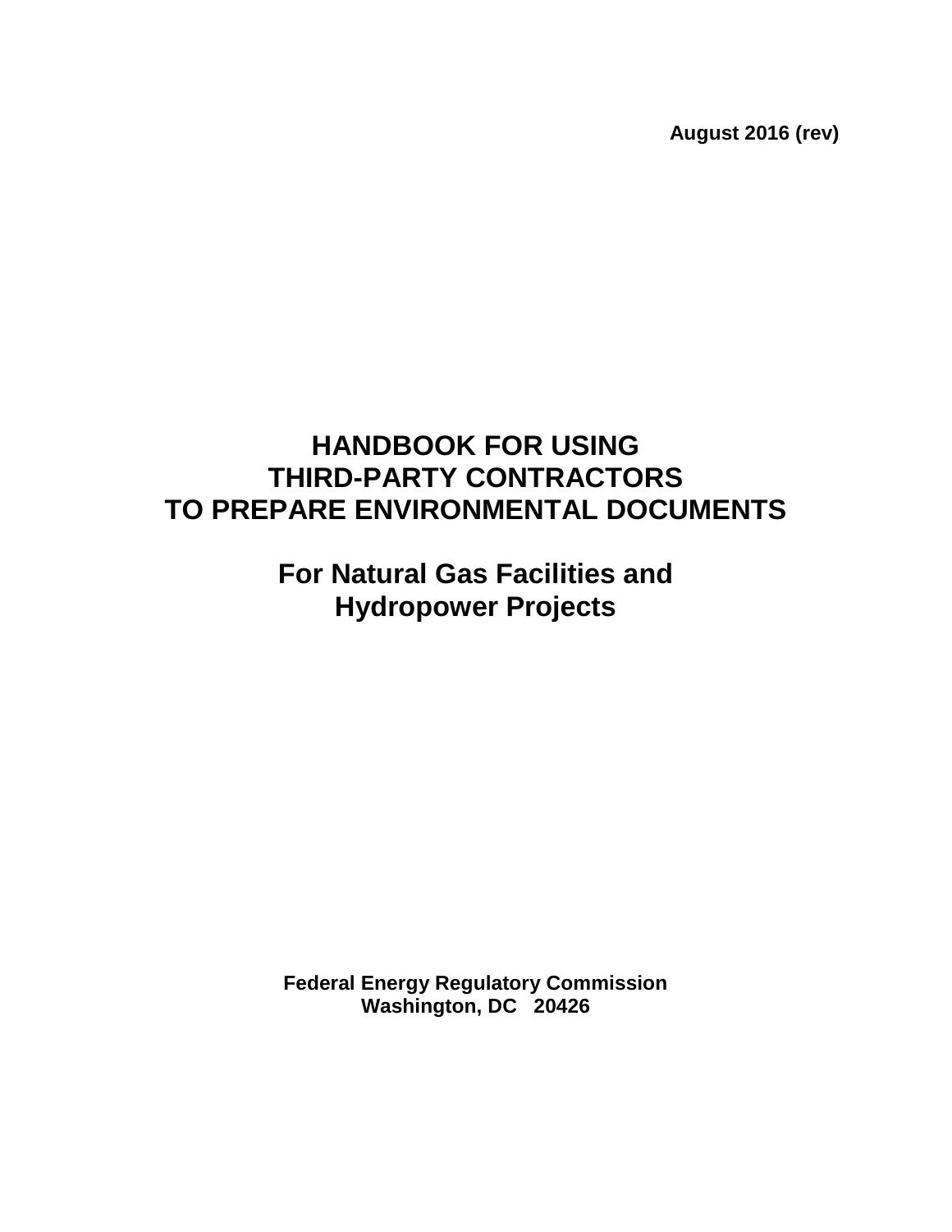**August 2016 (rev)**

# HANDBOOK FOR USING THIRD-PARTY CONTRACTORS TO PREPARE ENVIRONMENTAL DOCUMENTS

## For Natural Gas Facilities and Hydropower Projects

**Federal Energy Regulatory Commission**
**Washington, DC 20426**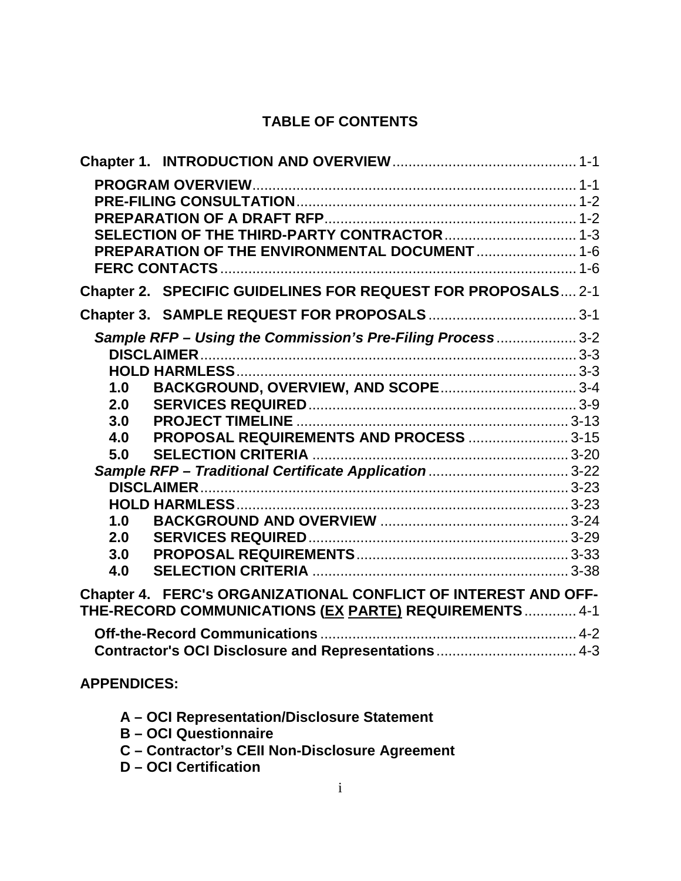# TABLE OF CONTENTS

**Chapter 1. INTRODUCTION AND OVERVIEW** .......... 1-1

- **PROGRAM OVERVIEW** .......... 1-1
- **PRE-FILING CONSULTATION** .......... 1-2
- **PREPARATION OF A DRAFT RFP** .......... 1-2
- **SELECTION OF THE THIRD-PARTY CONTRACTOR** .......... 1-3
- **PREPARATION OF THE ENVIRONMENTAL DOCUMENT** .......... 1-6
- **FERC CONTACTS** .......... 1-6

**Chapter 2. SPECIFIC GUIDELINES FOR REQUEST FOR PROPOSALS** .... 2-1

**Chapter 3. SAMPLE REQUEST FOR PROPOSALS** .......... 3-1

- ***Sample RFP – Using the Commission's Pre-Filing Process*** .......... 3-2
  - **DISCLAIMER** .......... 3-3
  - **HOLD HARMLESS** .......... 3-3
  - **1.0 BACKGROUND, OVERVIEW, AND SCOPE** .......... 3-4
  - **2.0 SERVICES REQUIRED** .......... 3-9
  - **3.0 PROJECT TIMELINE** .......... 3-13
  - **4.0 PROPOSAL REQUIREMENTS AND PROCESS** .......... 3-15
  - **5.0 SELECTION CRITERIA** .......... 3-20
- ***Sample RFP – Traditional Certificate Application*** .......... 3-22
  - **DISCLAIMER** .......... 3-23
  - **HOLD HARMLESS** .......... 3-23
  - **1.0 BACKGROUND AND OVERVIEW** .......... 3-24
  - **2.0 SERVICES REQUIRED** .......... 3-29
  - **3.0 PROPOSAL REQUIREMENTS** .......... 3-33
  - **4.0 SELECTION CRITERIA** .......... 3-38

**Chapter 4. FERC's ORGANIZATIONAL CONFLICT OF INTEREST AND OFF-THE-RECORD COMMUNICATIONS (EX PARTE) REQUIREMENTS** .......... 4-1

- **Off-the-Record Communications** .......... 4-2
- **Contractor's OCI Disclosure and Representations** .......... 4-3

**APPENDICES:**

- **A – OCI Representation/Disclosure Statement**
- **B – OCI Questionnaire**
- **C – Contractor's CEII Non-Disclosure Agreement**
- **D – OCI Certification**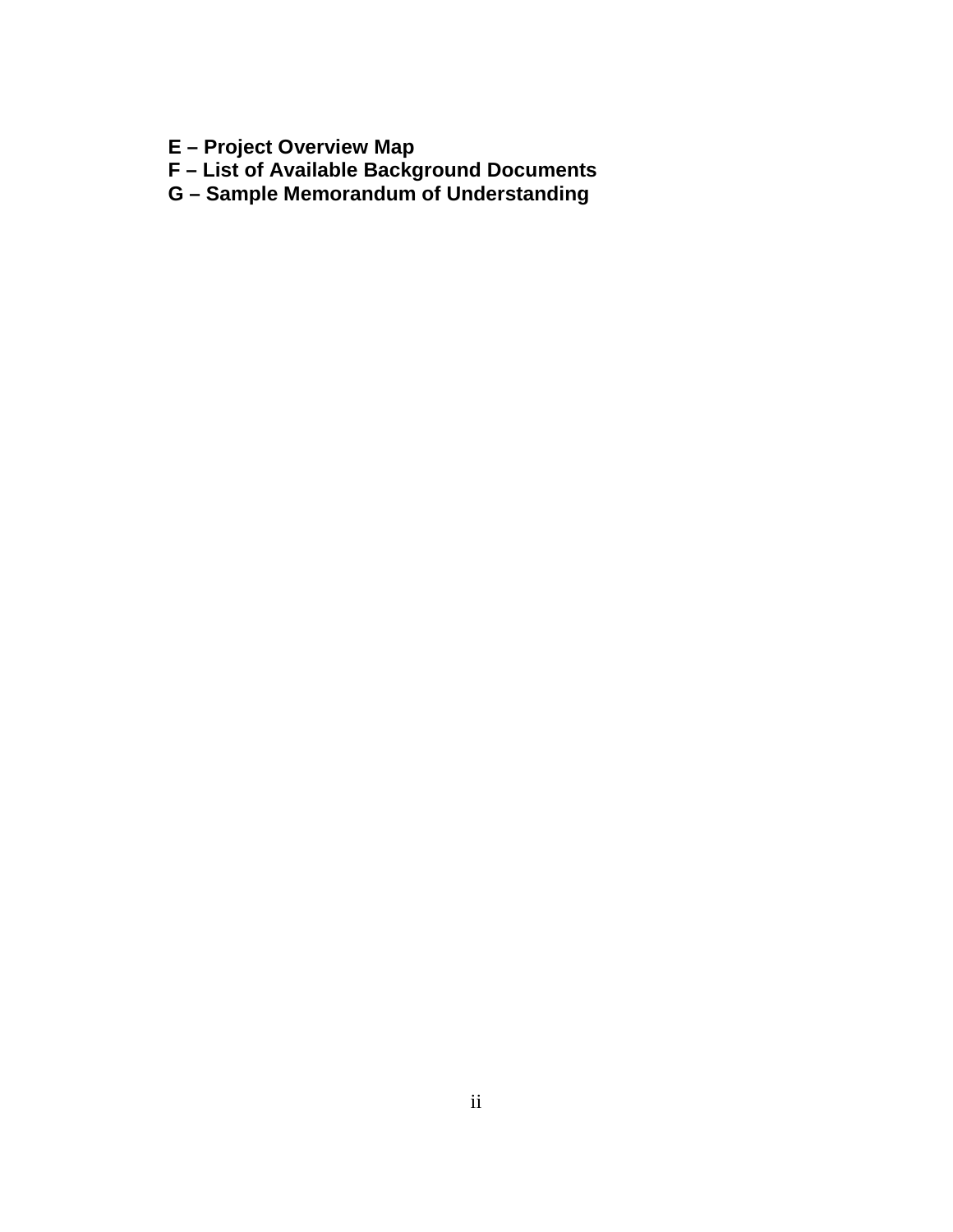**E – Project Overview Map**
**F – List of Available Background Documents**
**G – Sample Memorandum of Understanding**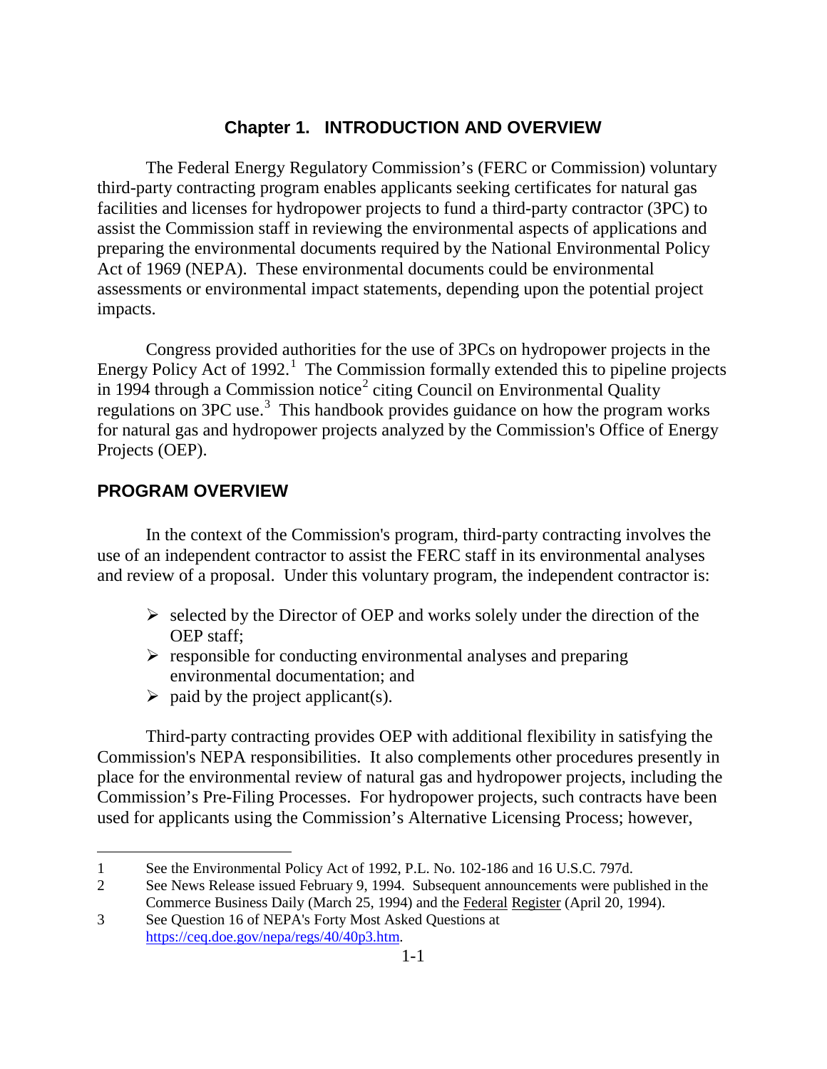# Chapter 1. INTRODUCTION AND OVERVIEW

The Federal Energy Regulatory Commission's (FERC or Commission) voluntary third-party contracting program enables applicants seeking certificates for natural gas facilities and licenses for hydropower projects to fund a third-party contractor (3PC) to assist the Commission staff in reviewing the environmental aspects of applications and preparing the environmental documents required by the National Environmental Policy Act of 1969 (NEPA). These environmental documents could be environmental assessments or environmental impact statements, depending upon the potential project impacts.

Congress provided authorities for the use of 3PCs on hydropower projects in the Energy Policy Act of 1992.[1] The Commission formally extended this to pipeline projects in 1994 through a Commission notice[2] citing Council on Environmental Quality regulations on 3PC use.[3] This handbook provides guidance on how the program works for natural gas and hydropower projects analyzed by the Commission's Office of Energy Projects (OEP).

## PROGRAM OVERVIEW

In the context of the Commission's program, third-party contracting involves the use of an independent contractor to assist the FERC staff in its environmental analyses and review of a proposal. Under this voluntary program, the independent contractor is:

- selected by the Director of OEP and works solely under the direction of the OEP staff;
- responsible for conducting environmental analyses and preparing environmental documentation; and
- paid by the project applicant(s).

Third-party contracting provides OEP with additional flexibility in satisfying the Commission's NEPA responsibilities. It also complements other procedures presently in place for the environmental review of natural gas and hydropower projects, including the Commission's Pre-Filing Processes. For hydropower projects, such contracts have been used for applicants using the Commission's Alternative Licensing Process; however,

---

1 See the Environmental Policy Act of 1992, P.L. No. 102-186 and 16 U.S.C. 797d.

2 See News Release issued February 9, 1994. Subsequent announcements were published in the Commerce Business Daily (March 25, 1994) and the Federal Register (April 20, 1994).

3 See Question 16 of NEPA's Forty Most Asked Questions at https://ceq.doe.gov/nepa/regs/40/40p3.htm.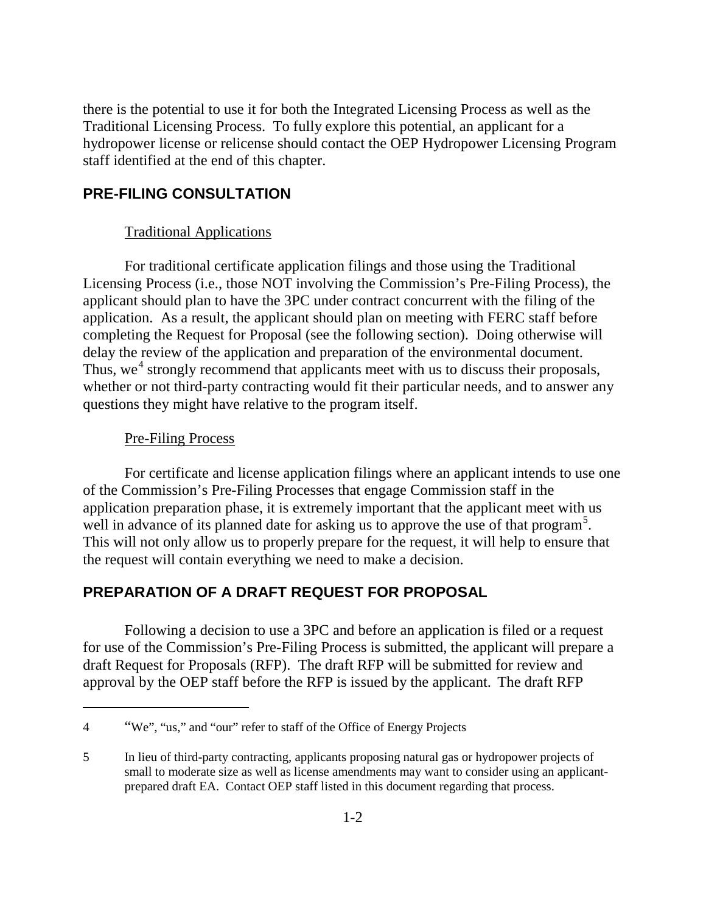there is the potential to use it for both the Integrated Licensing Process as well as the Traditional Licensing Process. To fully explore this potential, an applicant for a hydropower license or relicense should contact the OEP Hydropower Licensing Program staff identified at the end of this chapter.

## PRE-FILING CONSULTATION

### Traditional Applications

For traditional certificate application filings and those using the Traditional Licensing Process (i.e., those NOT involving the Commission's Pre-Filing Process), the applicant should plan to have the 3PC under contract concurrent with the filing of the application. As a result, the applicant should plan on meeting with FERC staff before completing the Request for Proposal (see the following section). Doing otherwise will delay the review of the application and preparation of the environmental document. Thus, we[4] strongly recommend that applicants meet with us to discuss their proposals, whether or not third-party contracting would fit their particular needs, and to answer any questions they might have relative to the program itself.

### Pre-Filing Process

For certificate and license application filings where an applicant intends to use one of the Commission's Pre-Filing Processes that engage Commission staff in the application preparation phase, it is extremely important that the applicant meet with us well in advance of its planned date for asking us to approve the use of that program[5]. This will not only allow us to properly prepare for the request, it will help to ensure that the request will contain everything we need to make a decision.

## PREPARATION OF A DRAFT REQUEST FOR PROPOSAL

Following a decision to use a 3PC and before an application is filed or a request for use of the Commission's Pre-Filing Process is submitted, the applicant will prepare a draft Request for Proposals (RFP). The draft RFP will be submitted for review and approval by the OEP staff before the RFP is issued by the applicant. The draft RFP

---

4 "We", "us," and "our" refer to staff of the Office of Energy Projects

5 In lieu of third-party contracting, applicants proposing natural gas or hydropower projects of small to moderate size as well as license amendments may want to consider using an applicant-prepared draft EA. Contact OEP staff listed in this document regarding that process.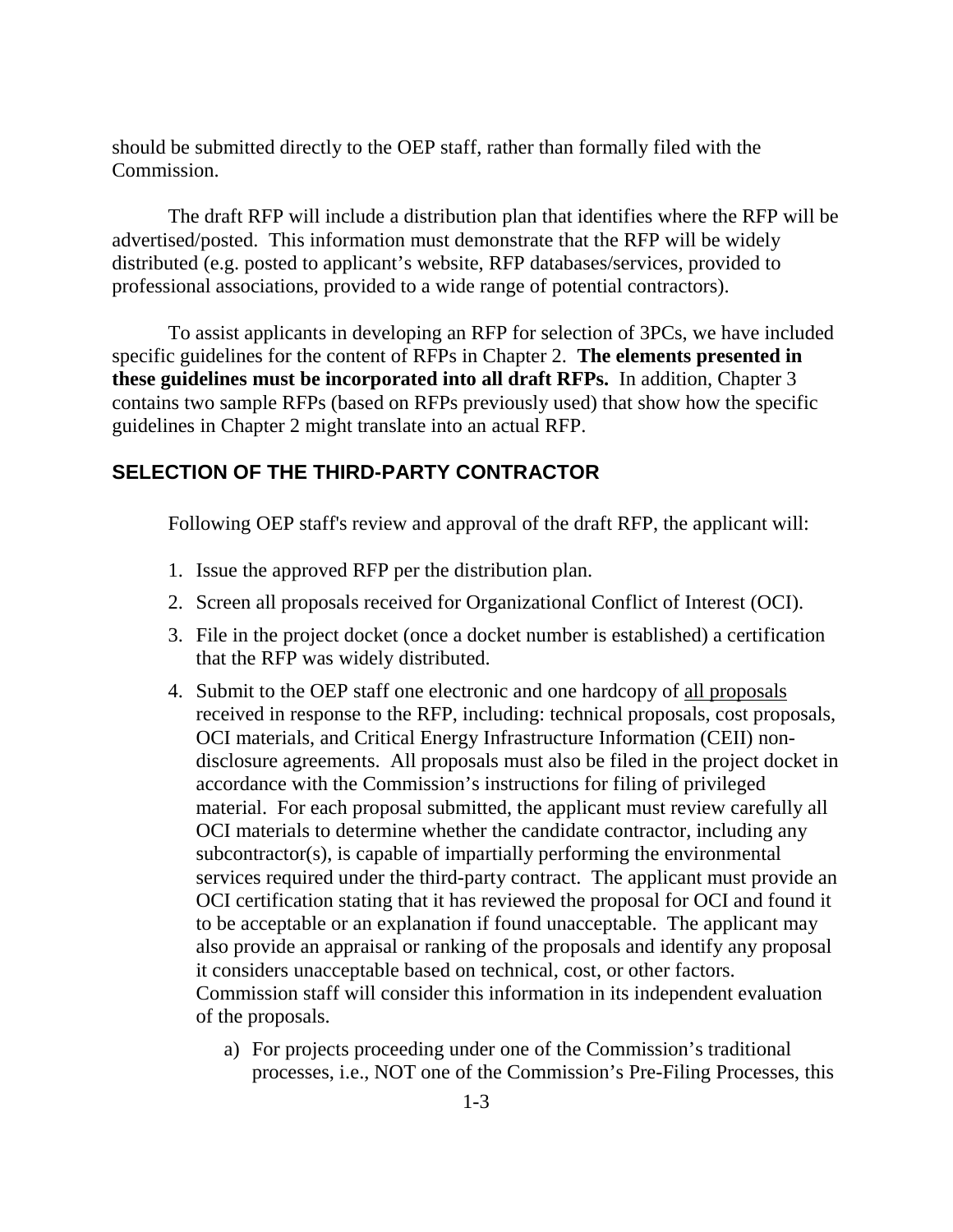should be submitted directly to the OEP staff, rather than formally filed with the Commission.

The draft RFP will include a distribution plan that identifies where the RFP will be advertised/posted. This information must demonstrate that the RFP will be widely distributed (e.g. posted to applicant's website, RFP databases/services, provided to professional associations, provided to a wide range of potential contractors).

To assist applicants in developing an RFP for selection of 3PCs, we have included specific guidelines for the content of RFPs in Chapter 2. **The elements presented in these guidelines must be incorporated into all draft RFPs.** In addition, Chapter 3 contains two sample RFPs (based on RFPs previously used) that show how the specific guidelines in Chapter 2 might translate into an actual RFP.

## SELECTION OF THE THIRD-PARTY CONTRACTOR

Following OEP staff's review and approval of the draft RFP, the applicant will:

1. Issue the approved RFP per the distribution plan.
2. Screen all proposals received for Organizational Conflict of Interest (OCI).
3. File in the project docket (once a docket number is established) a certification that the RFP was widely distributed.
4. Submit to the OEP staff one electronic and one hardcopy of <u>all proposals</u> received in response to the RFP, including: technical proposals, cost proposals, OCI materials, and Critical Energy Infrastructure Information (CEII) non-disclosure agreements. All proposals must also be filed in the project docket in accordance with the Commission's instructions for filing of privileged material. For each proposal submitted, the applicant must review carefully all OCI materials to determine whether the candidate contractor, including any subcontractor(s), is capable of impartially performing the environmental services required under the third-party contract. The applicant must provide an OCI certification stating that it has reviewed the proposal for OCI and found it to be acceptable or an explanation if found unacceptable. The applicant may also provide an appraisal or ranking of the proposals and identify any proposal it considers unacceptable based on technical, cost, or other factors. Commission staff will consider this information in its independent evaluation of the proposals.
    a) For projects proceeding under one of the Commission's traditional processes, i.e., NOT one of the Commission's Pre-Filing Processes, this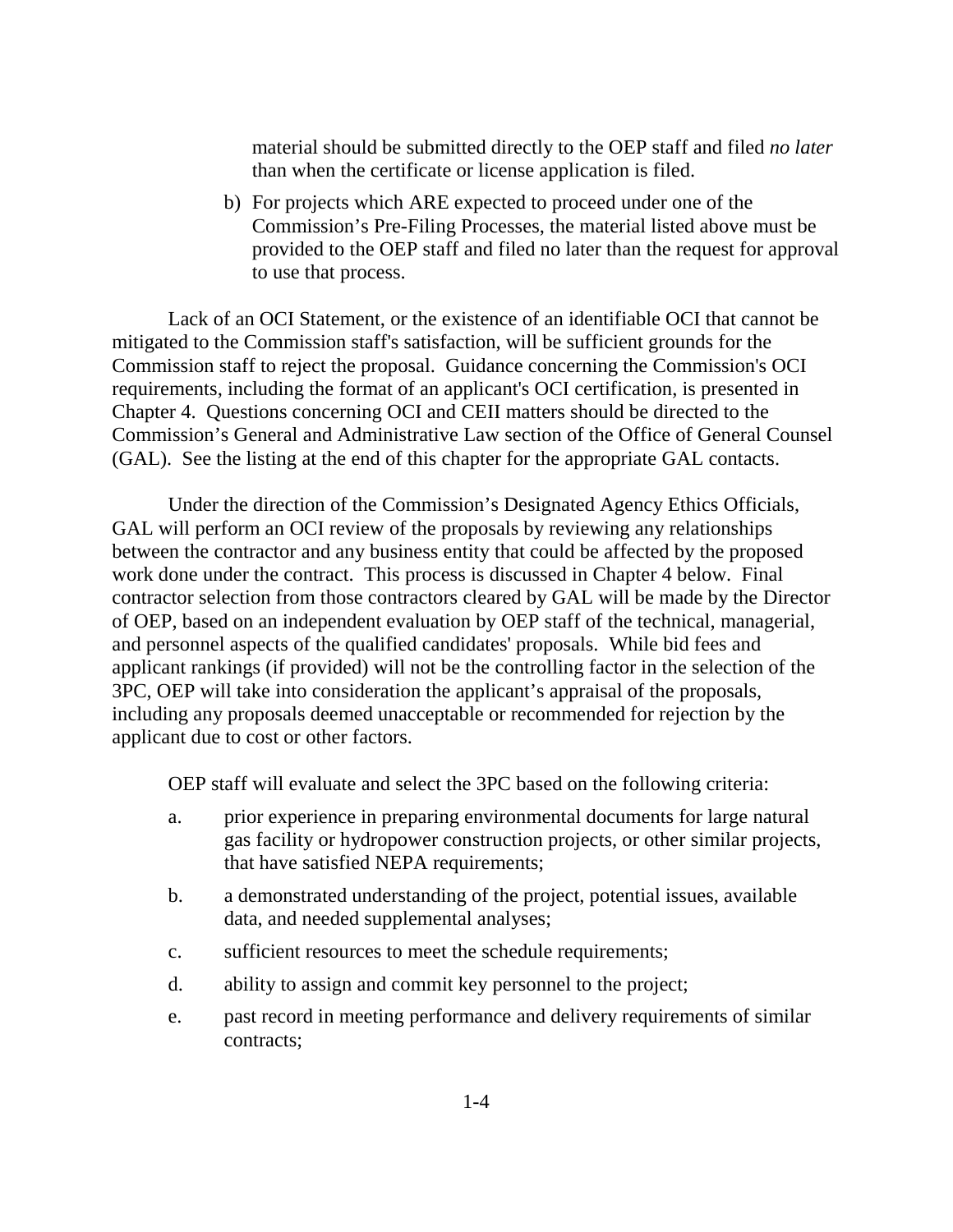material should be submitted directly to the OEP staff and filed *no later* than when the certificate or license application is filed.

b) For projects which ARE expected to proceed under one of the Commission's Pre-Filing Processes, the material listed above must be provided to the OEP staff and filed no later than the request for approval to use that process.

Lack of an OCI Statement, or the existence of an identifiable OCI that cannot be mitigated to the Commission staff's satisfaction, will be sufficient grounds for the Commission staff to reject the proposal. Guidance concerning the Commission's OCI requirements, including the format of an applicant's OCI certification, is presented in Chapter 4. Questions concerning OCI and CEII matters should be directed to the Commission's General and Administrative Law section of the Office of General Counsel (GAL). See the listing at the end of this chapter for the appropriate GAL contacts.

Under the direction of the Commission's Designated Agency Ethics Officials, GAL will perform an OCI review of the proposals by reviewing any relationships between the contractor and any business entity that could be affected by the proposed work done under the contract. This process is discussed in Chapter 4 below. Final contractor selection from those contractors cleared by GAL will be made by the Director of OEP, based on an independent evaluation by OEP staff of the technical, managerial, and personnel aspects of the qualified candidates' proposals. While bid fees and applicant rankings (if provided) will not be the controlling factor in the selection of the 3PC, OEP will take into consideration the applicant's appraisal of the proposals, including any proposals deemed unacceptable or recommended for rejection by the applicant due to cost or other factors.

OEP staff will evaluate and select the 3PC based on the following criteria:

a. prior experience in preparing environmental documents for large natural gas facility or hydropower construction projects, or other similar projects, that have satisfied NEPA requirements;

b. a demonstrated understanding of the project, potential issues, available data, and needed supplemental analyses;

c. sufficient resources to meet the schedule requirements;

d. ability to assign and commit key personnel to the project;

e. past record in meeting performance and delivery requirements of similar contracts;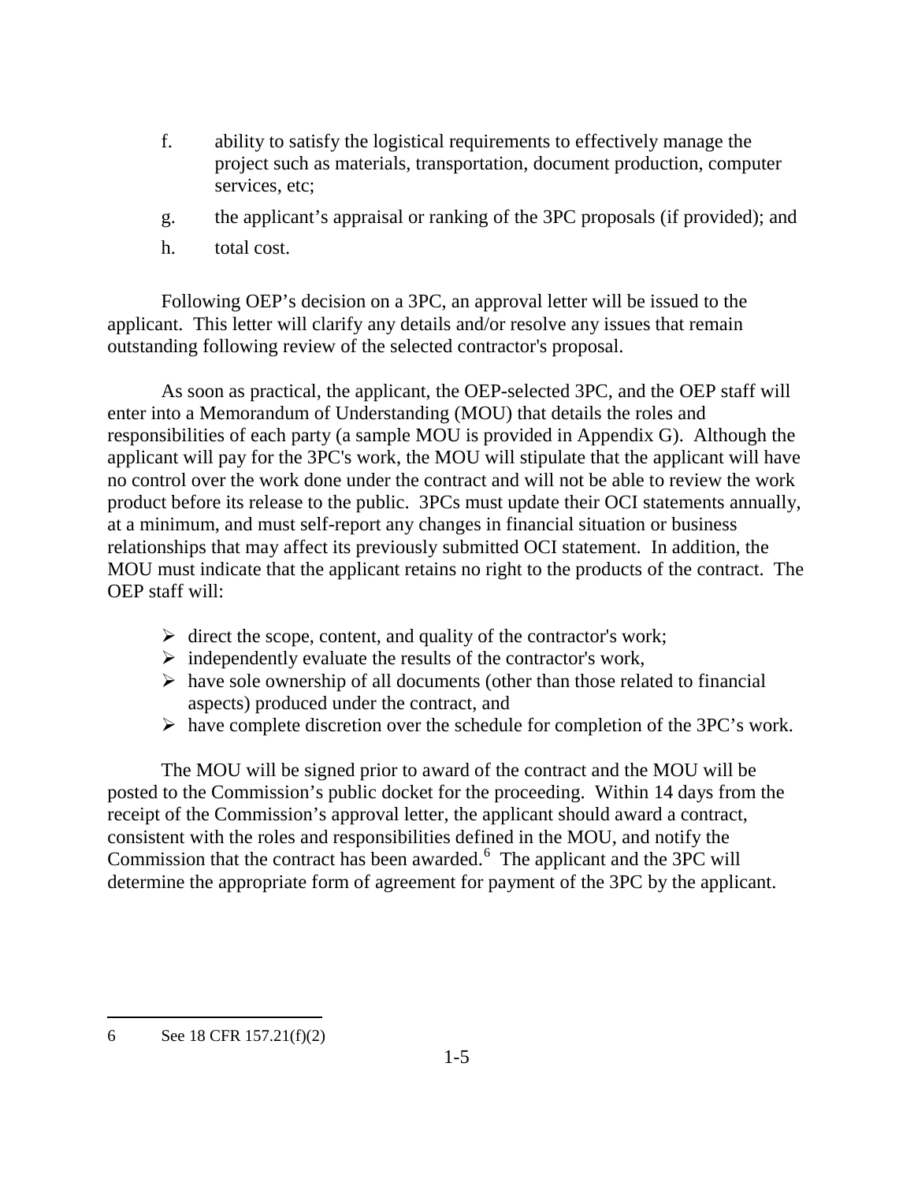f. ability to satisfy the logistical requirements to effectively manage the project such as materials, transportation, document production, computer services, etc;

g. the applicant's appraisal or ranking of the 3PC proposals (if provided); and

h. total cost.

Following OEP's decision on a 3PC, an approval letter will be issued to the applicant. This letter will clarify any details and/or resolve any issues that remain outstanding following review of the selected contractor's proposal.

As soon as practical, the applicant, the OEP-selected 3PC, and the OEP staff will enter into a Memorandum of Understanding (MOU) that details the roles and responsibilities of each party (a sample MOU is provided in Appendix G). Although the applicant will pay for the 3PC's work, the MOU will stipulate that the applicant will have no control over the work done under the contract and will not be able to review the work product before its release to the public. 3PCs must update their OCI statements annually, at a minimum, and must self-report any changes in financial situation or business relationships that may affect its previously submitted OCI statement. In addition, the MOU must indicate that the applicant retains no right to the products of the contract. The OEP staff will:

- direct the scope, content, and quality of the contractor's work;
- independently evaluate the results of the contractor's work,
- have sole ownership of all documents (other than those related to financial aspects) produced under the contract, and
- have complete discretion over the schedule for completion of the 3PC's work.

The MOU will be signed prior to award of the contract and the MOU will be posted to the Commission's public docket for the proceeding. Within 14 days from the receipt of the Commission's approval letter, the applicant should award a contract, consistent with the roles and responsibilities defined in the MOU, and notify the Commission that the contract has been awarded.[6] The applicant and the 3PC will determine the appropriate form of agreement for payment of the 3PC by the applicant.

---

6 See 18 CFR 157.21(f)(2)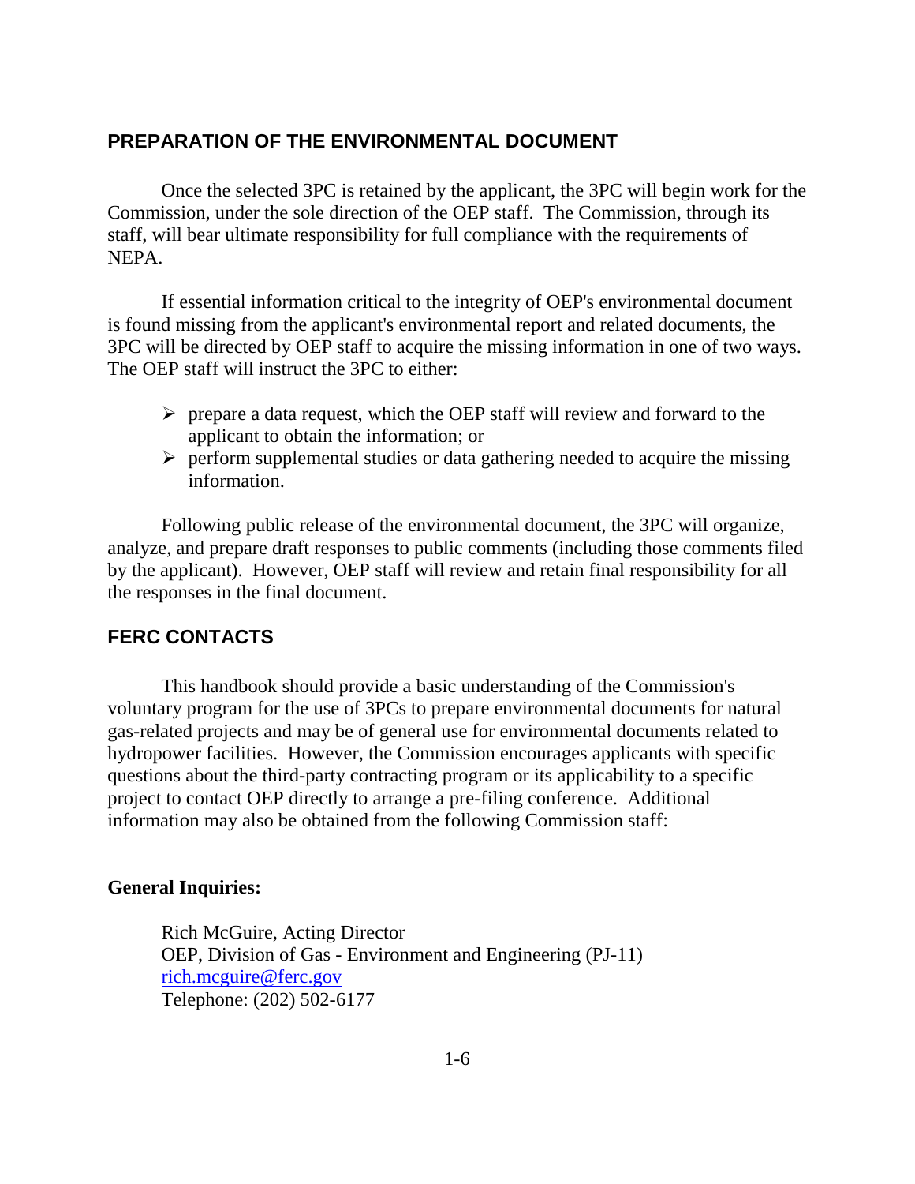## PREPARATION OF THE ENVIRONMENTAL DOCUMENT

Once the selected 3PC is retained by the applicant, the 3PC will begin work for the Commission, under the sole direction of the OEP staff. The Commission, through its staff, will bear ultimate responsibility for full compliance with the requirements of NEPA.

If essential information critical to the integrity of OEP's environmental document is found missing from the applicant's environmental report and related documents, the 3PC will be directed by OEP staff to acquire the missing information in one of two ways. The OEP staff will instruct the 3PC to either:

- prepare a data request, which the OEP staff will review and forward to the applicant to obtain the information; or
- perform supplemental studies or data gathering needed to acquire the missing information.

Following public release of the environmental document, the 3PC will organize, analyze, and prepare draft responses to public comments (including those comments filed by the applicant). However, OEP staff will review and retain final responsibility for all the responses in the final document.

## FERC CONTACTS

This handbook should provide a basic understanding of the Commission's voluntary program for the use of 3PCs to prepare environmental documents for natural gas-related projects and may be of general use for environmental documents related to hydropower facilities. However, the Commission encourages applicants with specific questions about the third-party contracting program or its applicability to a specific project to contact OEP directly to arrange a pre-filing conference. Additional information may also be obtained from the following Commission staff:

**General Inquiries:**

Rich McGuire, Acting Director
OEP, Division of Gas - Environment and Engineering (PJ-11)
rich.mcguire@ferc.gov
Telephone: (202) 502-6177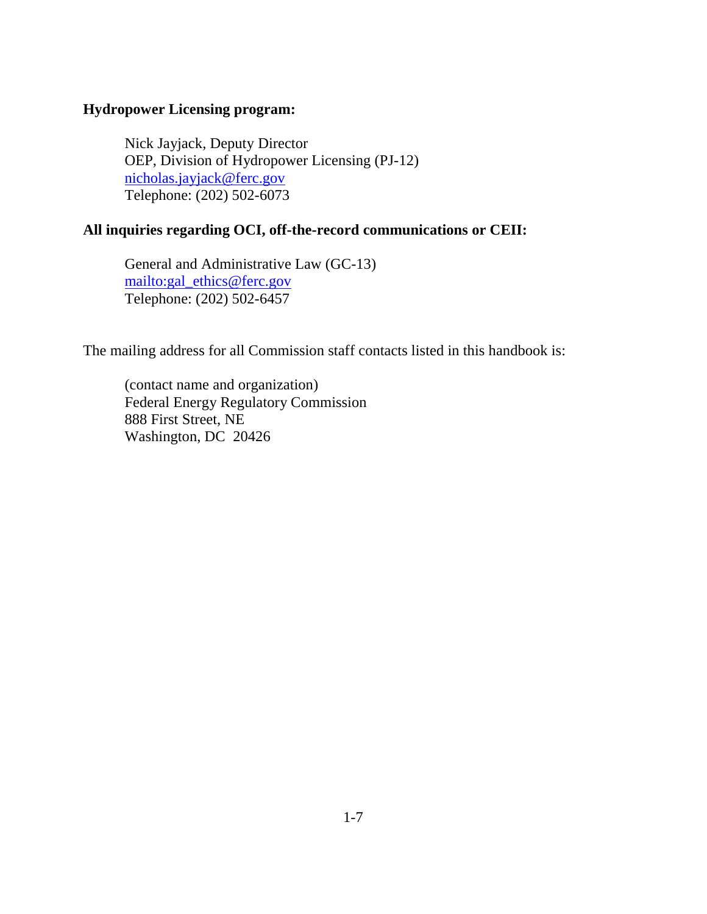**Hydropower Licensing program:**

Nick Jayjack, Deputy Director
OEP, Division of Hydropower Licensing (PJ-12)
nicholas.jayjack@ferc.gov
Telephone: (202) 502-6073

**All inquiries regarding OCI, off-the-record communications or CEII:**

General and Administrative Law (GC-13)
mailto:gal_ethics@ferc.gov
Telephone: (202) 502-6457

The mailing address for all Commission staff contacts listed in this handbook is:

(contact name and organization)
Federal Energy Regulatory Commission
888 First Street, NE
Washington, DC 20426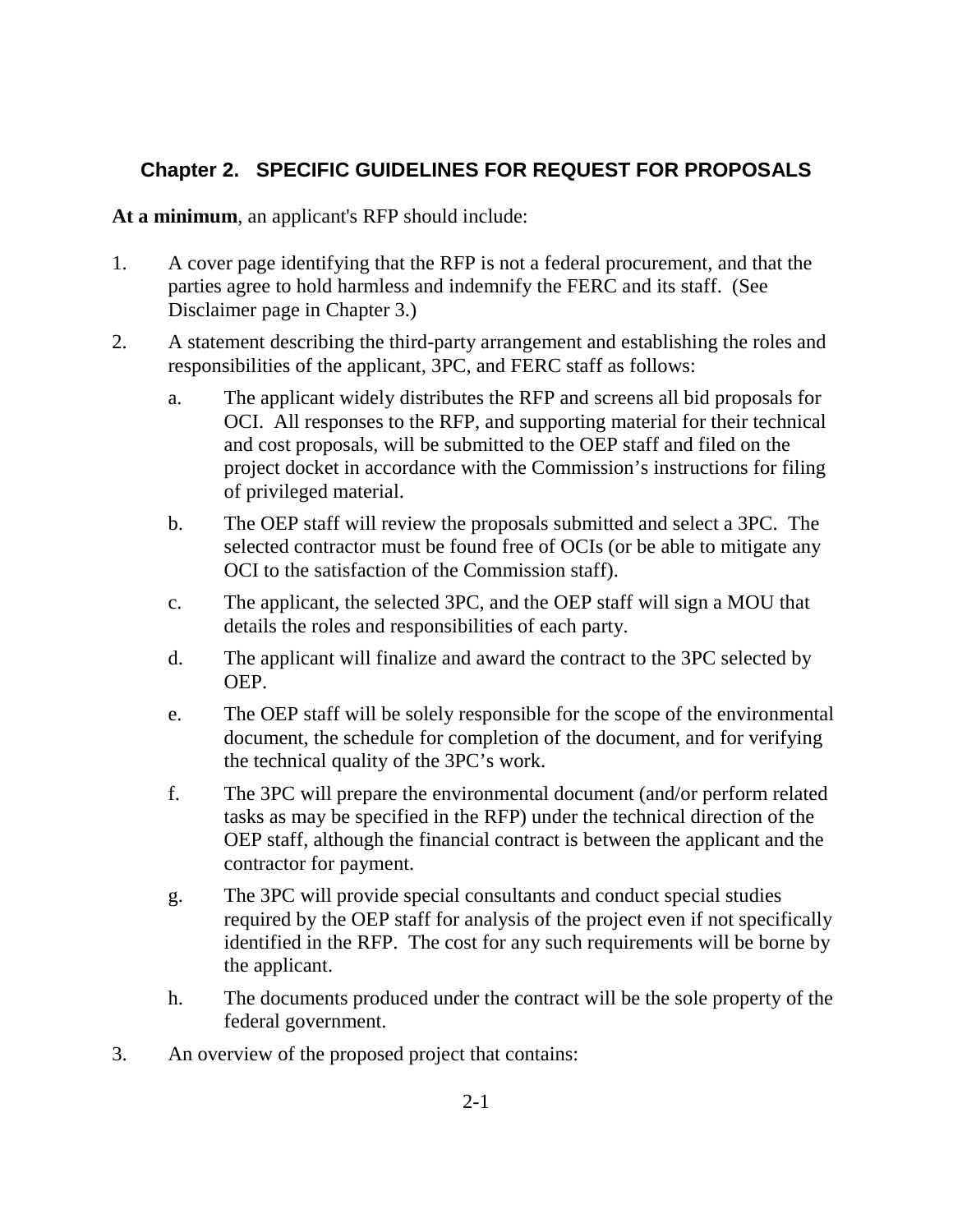## Chapter 2. SPECIFIC GUIDELINES FOR REQUEST FOR PROPOSALS

**At a minimum**, an applicant's RFP should include:

1. A cover page identifying that the RFP is not a federal procurement, and that the parties agree to hold harmless and indemnify the FERC and its staff. (See Disclaimer page in Chapter 3.)
2. A statement describing the third-party arrangement and establishing the roles and responsibilities of the applicant, 3PC, and FERC staff as follows:
   a. The applicant widely distributes the RFP and screens all bid proposals for OCI. All responses to the RFP, and supporting material for their technical and cost proposals, will be submitted to the OEP staff and filed on the project docket in accordance with the Commission's instructions for filing of privileged material.
   b. The OEP staff will review the proposals submitted and select a 3PC. The selected contractor must be found free of OCIs (or be able to mitigate any OCI to the satisfaction of the Commission staff).
   c. The applicant, the selected 3PC, and the OEP staff will sign a MOU that details the roles and responsibilities of each party.
   d. The applicant will finalize and award the contract to the 3PC selected by OEP.
   e. The OEP staff will be solely responsible for the scope of the environmental document, the schedule for completion of the document, and for verifying the technical quality of the 3PC's work.
   f. The 3PC will prepare the environmental document (and/or perform related tasks as may be specified in the RFP) under the technical direction of the OEP staff, although the financial contract is between the applicant and the contractor for payment.
   g. The 3PC will provide special consultants and conduct special studies required by the OEP staff for analysis of the project even if not specifically identified in the RFP. The cost for any such requirements will be borne by the applicant.
   h. The documents produced under the contract will be the sole property of the federal government.
3. An overview of the proposed project that contains: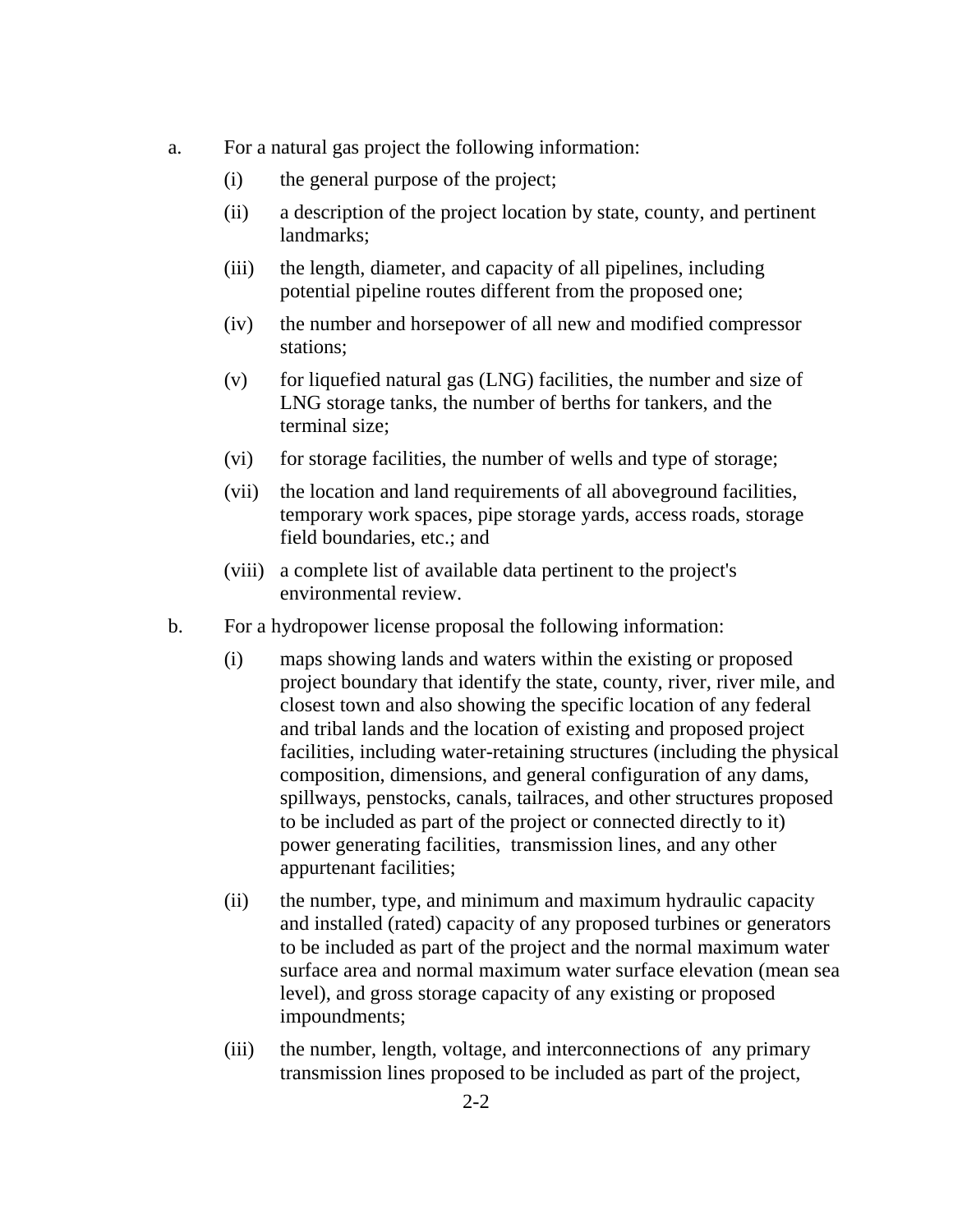a. For a natural gas project the following information:

   (i) the general purpose of the project;

   (ii) a description of the project location by state, county, and pertinent landmarks;

   (iii) the length, diameter, and capacity of all pipelines, including potential pipeline routes different from the proposed one;

   (iv) the number and horsepower of all new and modified compressor stations;

   (v) for liquefied natural gas (LNG) facilities, the number and size of LNG storage tanks, the number of berths for tankers, and the terminal size;

   (vi) for storage facilities, the number of wells and type of storage;

   (vii) the location and land requirements of all aboveground facilities, temporary work spaces, pipe storage yards, access roads, storage field boundaries, etc.; and

   (viii) a complete list of available data pertinent to the project's environmental review.

b. For a hydropower license proposal the following information:

   (i) maps showing lands and waters within the existing or proposed project boundary that identify the state, county, river, river mile, and closest town and also showing the specific location of any federal and tribal lands and the location of existing and proposed project facilities, including water-retaining structures (including the physical composition, dimensions, and general configuration of any dams, spillways, penstocks, canals, tailraces, and other structures proposed to be included as part of the project or connected directly to it) power generating facilities, transmission lines, and any other appurtenant facilities;

   (ii) the number, type, and minimum and maximum hydraulic capacity and installed (rated) capacity of any proposed turbines or generators to be included as part of the project and the normal maximum water surface area and normal maximum water surface elevation (mean sea level), and gross storage capacity of any existing or proposed impoundments;

   (iii) the number, length, voltage, and interconnections of any primary transmission lines proposed to be included as part of the project,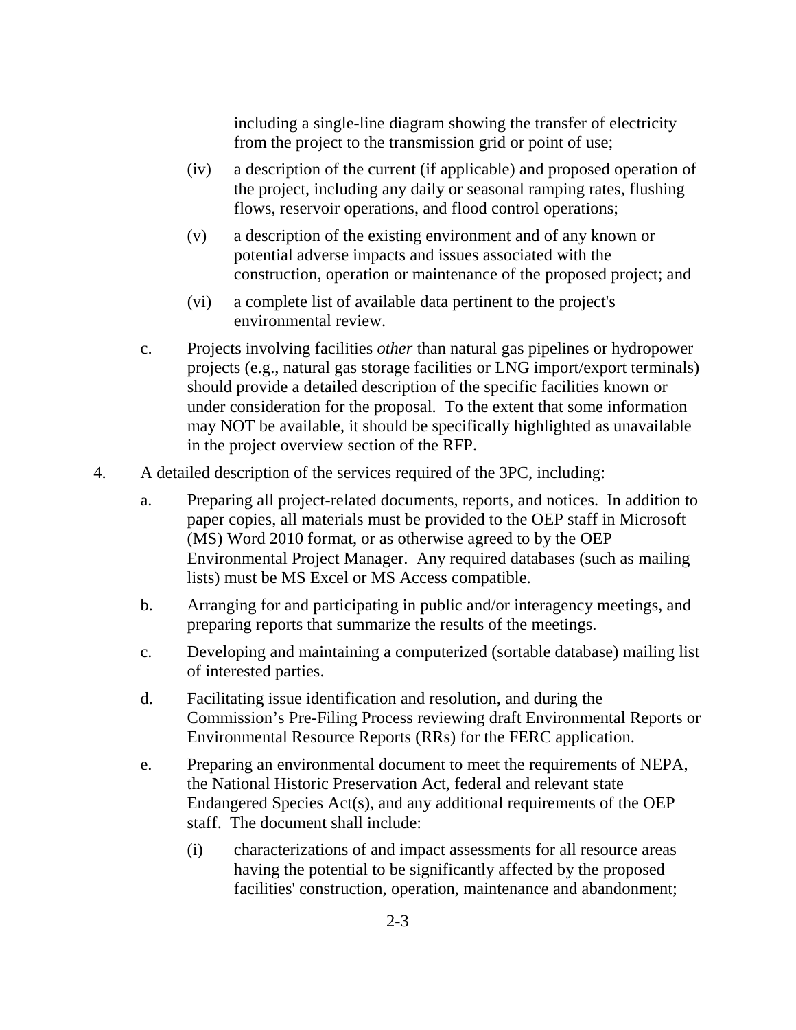including a single-line diagram showing the transfer of electricity from the project to the transmission grid or point of use;

(iv) a description of the current (if applicable) and proposed operation of the project, including any daily or seasonal ramping rates, flushing flows, reservoir operations, and flood control operations;

(v) a description of the existing environment and of any known or potential adverse impacts and issues associated with the construction, operation or maintenance of the proposed project; and

(vi) a complete list of available data pertinent to the project's environmental review.

c. Projects involving facilities *other* than natural gas pipelines or hydropower projects (e.g., natural gas storage facilities or LNG import/export terminals) should provide a detailed description of the specific facilities known or under consideration for the proposal. To the extent that some information may NOT be available, it should be specifically highlighted as unavailable in the project overview section of the RFP.

4. A detailed description of the services required of the 3PC, including:

   a. Preparing all project-related documents, reports, and notices. In addition to paper copies, all materials must be provided to the OEP staff in Microsoft (MS) Word 2010 format, or as otherwise agreed to by the OEP Environmental Project Manager. Any required databases (such as mailing lists) must be MS Excel or MS Access compatible.

   b. Arranging for and participating in public and/or interagency meetings, and preparing reports that summarize the results of the meetings.

   c. Developing and maintaining a computerized (sortable database) mailing list of interested parties.

   d. Facilitating issue identification and resolution, and during the Commission's Pre-Filing Process reviewing draft Environmental Reports or Environmental Resource Reports (RRs) for the FERC application.

   e. Preparing an environmental document to meet the requirements of NEPA, the National Historic Preservation Act, federal and relevant state Endangered Species Act(s), and any additional requirements of the OEP staff. The document shall include:

      (i) characterizations of and impact assessments for all resource areas having the potential to be significantly affected by the proposed facilities' construction, operation, maintenance and abandonment;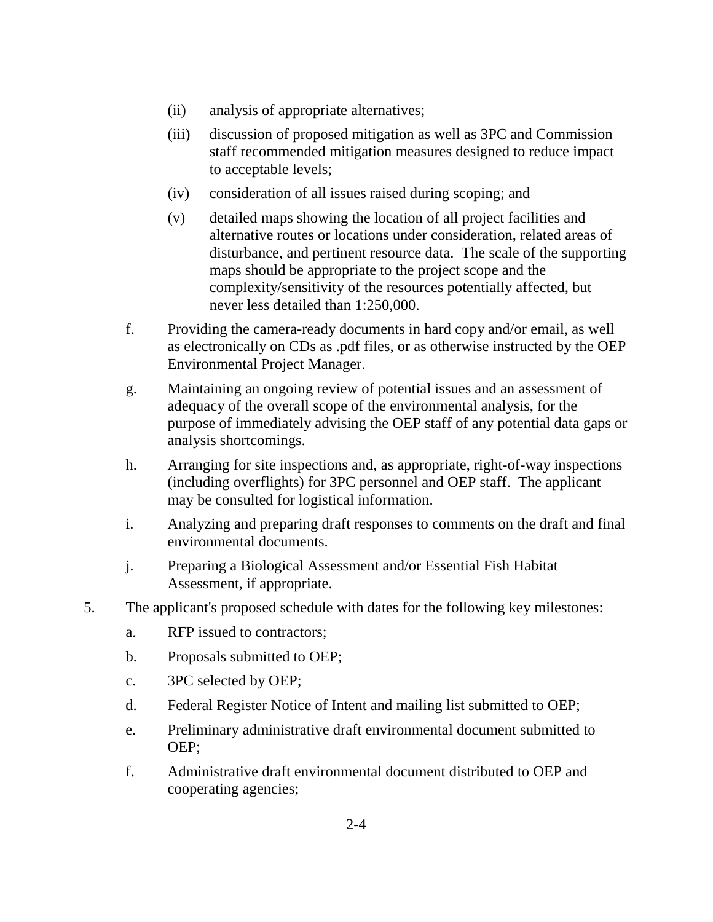(ii) analysis of appropriate alternatives;

(iii) discussion of proposed mitigation as well as 3PC and Commission staff recommended mitigation measures designed to reduce impact to acceptable levels;

(iv) consideration of all issues raised during scoping; and

(v) detailed maps showing the location of all project facilities and alternative routes or locations under consideration, related areas of disturbance, and pertinent resource data. The scale of the supporting maps should be appropriate to the project scope and the complexity/sensitivity of the resources potentially affected, but never less detailed than 1:250,000.

f. Providing the camera-ready documents in hard copy and/or email, as well as electronically on CDs as .pdf files, or as otherwise instructed by the OEP Environmental Project Manager.

g. Maintaining an ongoing review of potential issues and an assessment of adequacy of the overall scope of the environmental analysis, for the purpose of immediately advising the OEP staff of any potential data gaps or analysis shortcomings.

h. Arranging for site inspections and, as appropriate, right-of-way inspections (including overflights) for 3PC personnel and OEP staff. The applicant may be consulted for logistical information.

i. Analyzing and preparing draft responses to comments on the draft and final environmental documents.

j. Preparing a Biological Assessment and/or Essential Fish Habitat Assessment, if appropriate.

5. The applicant's proposed schedule with dates for the following key milestones:

a. RFP issued to contractors;

b. Proposals submitted to OEP;

c. 3PC selected by OEP;

d. Federal Register Notice of Intent and mailing list submitted to OEP;

e. Preliminary administrative draft environmental document submitted to OEP;

f. Administrative draft environmental document distributed to OEP and cooperating agencies;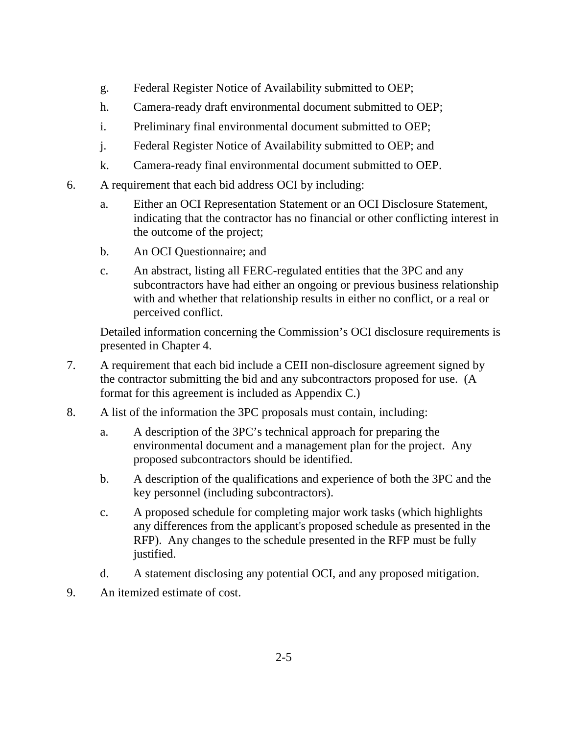g. Federal Register Notice of Availability submitted to OEP;
   h. Camera-ready draft environmental document submitted to OEP;
   i. Preliminary final environmental document submitted to OEP;
   j. Federal Register Notice of Availability submitted to OEP; and
   k. Camera-ready final environmental document submitted to OEP.

6. A requirement that each bid address OCI by including:
   a. Either an OCI Representation Statement or an OCI Disclosure Statement, indicating that the contractor has no financial or other conflicting interest in the outcome of the project;
   b. An OCI Questionnaire; and
   c. An abstract, listing all FERC-regulated entities that the 3PC and any subcontractors have had either an ongoing or previous business relationship with and whether that relationship results in either no conflict, or a real or perceived conflict.

   Detailed information concerning the Commission's OCI disclosure requirements is presented in Chapter 4.

7. A requirement that each bid include a CEII non-disclosure agreement signed by the contractor submitting the bid and any subcontractors proposed for use. (A format for this agreement is included as Appendix C.)

8. A list of the information the 3PC proposals must contain, including:
   a. A description of the 3PC's technical approach for preparing the environmental document and a management plan for the project. Any proposed subcontractors should be identified.
   b. A description of the qualifications and experience of both the 3PC and the key personnel (including subcontractors).
   c. A proposed schedule for completing major work tasks (which highlights any differences from the applicant's proposed schedule as presented in the RFP). Any changes to the schedule presented in the RFP must be fully justified.
   d. A statement disclosing any potential OCI, and any proposed mitigation.

9. An itemized estimate of cost.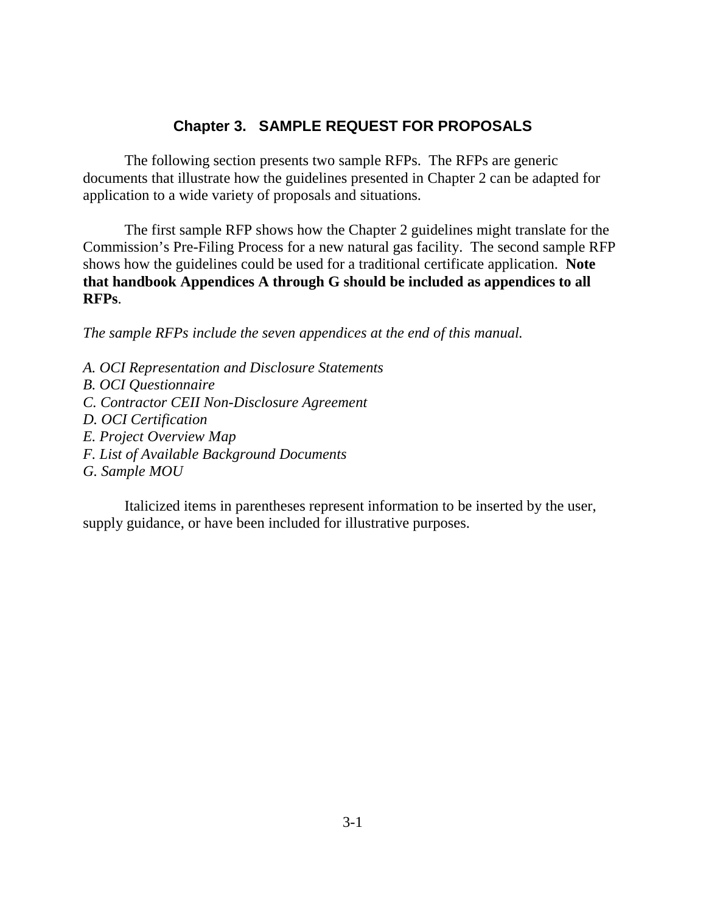## Chapter 3. SAMPLE REQUEST FOR PROPOSALS

The following section presents two sample RFPs. The RFPs are generic documents that illustrate how the guidelines presented in Chapter 2 can be adapted for application to a wide variety of proposals and situations.

The first sample RFP shows how the Chapter 2 guidelines might translate for the Commission's Pre-Filing Process for a new natural gas facility. The second sample RFP shows how the guidelines could be used for a traditional certificate application. **Note that handbook Appendices A through G should be included as appendices to all RFPs**.

*The sample RFPs include the seven appendices at the end of this manual.*

*A. OCI Representation and Disclosure Statements*
*B. OCI Questionnaire*
*C. Contractor CEII Non-Disclosure Agreement*
*D. OCI Certification*
*E. Project Overview Map*
*F. List of Available Background Documents*
*G. Sample MOU*

Italicized items in parentheses represent information to be inserted by the user, supply guidance, or have been included for illustrative purposes.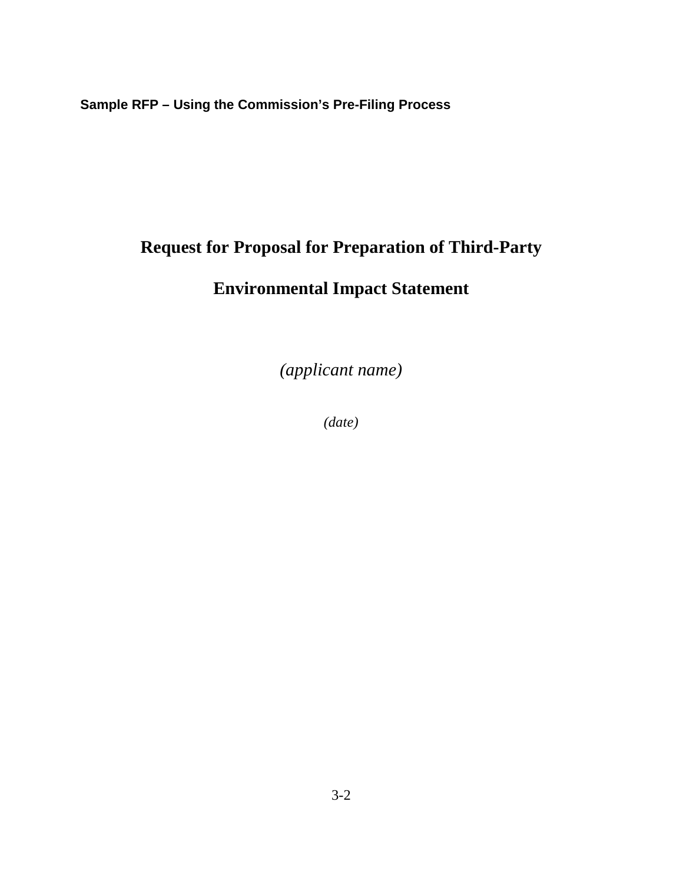**Sample RFP – Using the Commission's Pre-Filing Process**

# Request for Proposal for Preparation of Third-Party Environmental Impact Statement

*(applicant name)*

*(date)*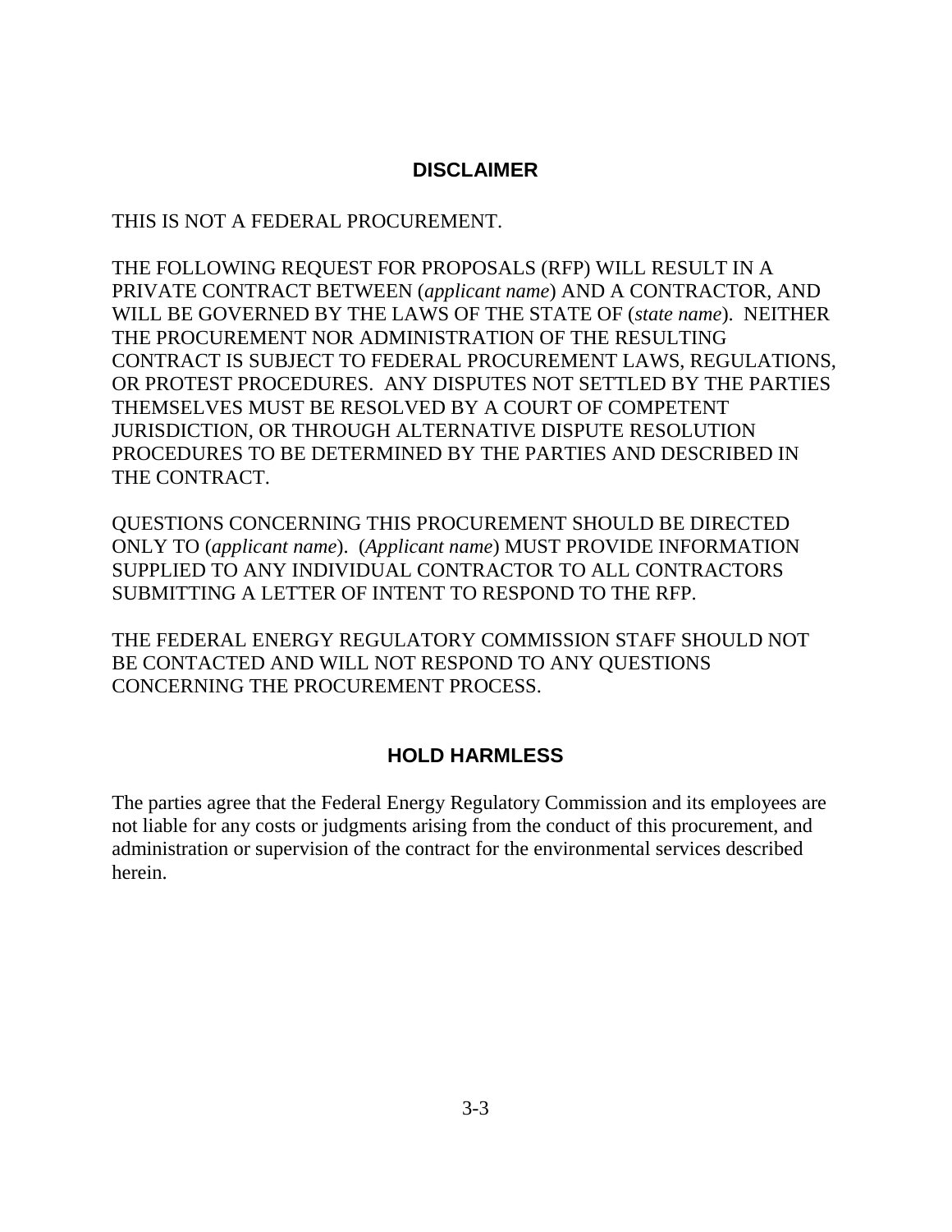## DISCLAIMER

THIS IS NOT A FEDERAL PROCUREMENT.

THE FOLLOWING REQUEST FOR PROPOSALS (RFP) WILL RESULT IN A PRIVATE CONTRACT BETWEEN (*applicant name*) AND A CONTRACTOR, AND WILL BE GOVERNED BY THE LAWS OF THE STATE OF (*state name*). NEITHER THE PROCUREMENT NOR ADMINISTRATION OF THE RESULTING CONTRACT IS SUBJECT TO FEDERAL PROCUREMENT LAWS, REGULATIONS, OR PROTEST PROCEDURES. ANY DISPUTES NOT SETTLED BY THE PARTIES THEMSELVES MUST BE RESOLVED BY A COURT OF COMPETENT JURISDICTION, OR THROUGH ALTERNATIVE DISPUTE RESOLUTION PROCEDURES TO BE DETERMINED BY THE PARTIES AND DESCRIBED IN THE CONTRACT.

QUESTIONS CONCERNING THIS PROCUREMENT SHOULD BE DIRECTED ONLY TO (*applicant name*). (*Applicant name*) MUST PROVIDE INFORMATION SUPPLIED TO ANY INDIVIDUAL CONTRACTOR TO ALL CONTRACTORS SUBMITTING A LETTER OF INTENT TO RESPOND TO THE RFP.

THE FEDERAL ENERGY REGULATORY COMMISSION STAFF SHOULD NOT BE CONTACTED AND WILL NOT RESPOND TO ANY QUESTIONS CONCERNING THE PROCUREMENT PROCESS.

## HOLD HARMLESS

The parties agree that the Federal Energy Regulatory Commission and its employees are not liable for any costs or judgments arising from the conduct of this procurement, and administration or supervision of the contract for the environmental services described herein.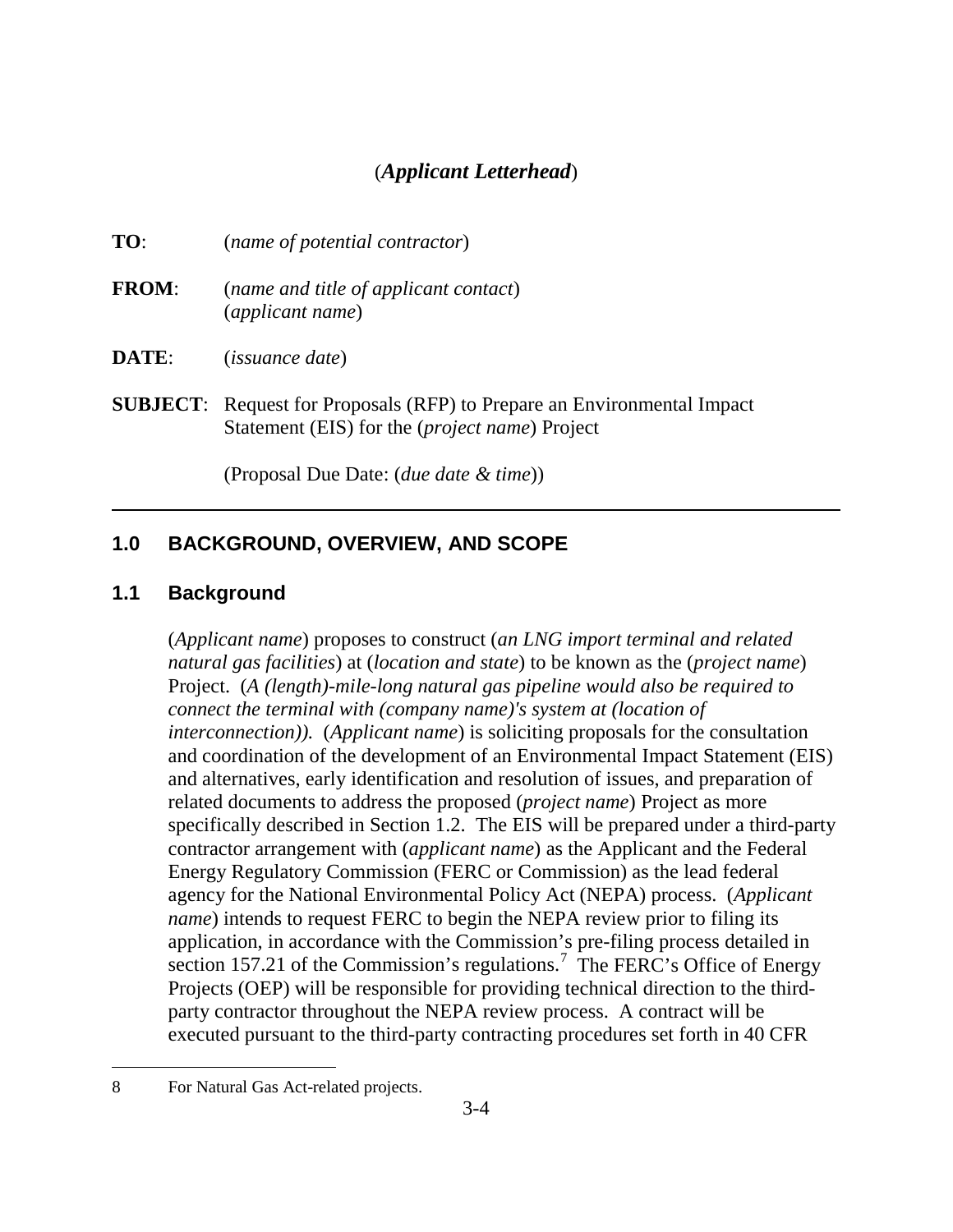(***Applicant Letterhead***)

**TO**: (*name of potential contractor*)

**FROM**: (*name and title of applicant contact*)
(*applicant name*)

**DATE**: (*issuance date*)

**SUBJECT**: Request for Proposals (RFP) to Prepare an Environmental Impact Statement (EIS) for the (*project name*) Project

(Proposal Due Date: (*due date & time*))

---

## 1.0 BACKGROUND, OVERVIEW, AND SCOPE

### 1.1 Background

(*Applicant name*) proposes to construct (*an LNG import terminal and related natural gas facilities*) at (*location and state*) to be known as the (*project name*) Project. (*A (length)-mile-long natural gas pipeline would also be required to connect the terminal with (company name)'s system at (location of interconnection)).* (*Applicant name*) is soliciting proposals for the consultation and coordination of the development of an Environmental Impact Statement (EIS) and alternatives, early identification and resolution of issues, and preparation of related documents to address the proposed (*project name*) Project as more specifically described in Section 1.2. The EIS will be prepared under a third-party contractor arrangement with (*applicant name*) as the Applicant and the Federal Energy Regulatory Commission (FERC or Commission) as the lead federal agency for the National Environmental Policy Act (NEPA) process. (*Applicant name*) intends to request FERC to begin the NEPA review prior to filing its application, in accordance with the Commission's pre-filing process detailed in section 157.21 of the Commission's regulations.[7] The FERC's Office of Energy Projects (OEP) will be responsible for providing technical direction to the third-party contractor throughout the NEPA review process. A contract will be executed pursuant to the third-party contracting procedures set forth in 40 CFR

---

8 For Natural Gas Act-related projects.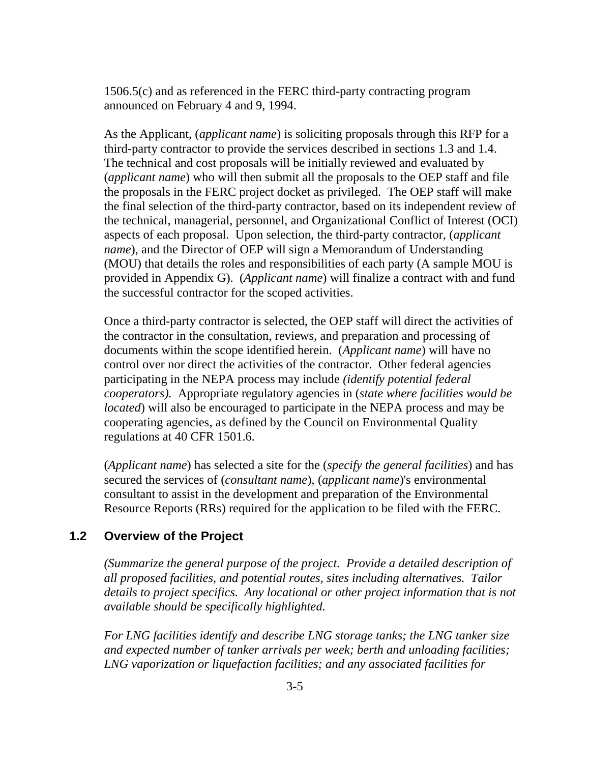1506.5(c) and as referenced in the FERC third-party contracting program announced on February 4 and 9, 1994.

As the Applicant, (*applicant name*) is soliciting proposals through this RFP for a third-party contractor to provide the services described in sections 1.3 and 1.4. The technical and cost proposals will be initially reviewed and evaluated by (*applicant name*) who will then submit all the proposals to the OEP staff and file the proposals in the FERC project docket as privileged. The OEP staff will make the final selection of the third-party contractor, based on its independent review of the technical, managerial, personnel, and Organizational Conflict of Interest (OCI) aspects of each proposal. Upon selection, the third-party contractor, (*applicant name*), and the Director of OEP will sign a Memorandum of Understanding (MOU) that details the roles and responsibilities of each party (A sample MOU is provided in Appendix G). (*Applicant name*) will finalize a contract with and fund the successful contractor for the scoped activities.

Once a third-party contractor is selected, the OEP staff will direct the activities of the contractor in the consultation, reviews, and preparation and processing of documents within the scope identified herein. (*Applicant name*) will have no control over nor direct the activities of the contractor. Other federal agencies participating in the NEPA process may include *(identify potential federal cooperators).* Appropriate regulatory agencies in (*state where facilities would be located*) will also be encouraged to participate in the NEPA process and may be cooperating agencies, as defined by the Council on Environmental Quality regulations at 40 CFR 1501.6.

(*Applicant name*) has selected a site for the (*specify the general facilities*) and has secured the services of (*consultant name*), (*applicant name*)'s environmental consultant to assist in the development and preparation of the Environmental Resource Reports (RRs) required for the application to be filed with the FERC.

### 1.2 Overview of the Project

*(Summarize the general purpose of the project. Provide a detailed description of all proposed facilities, and potential routes, sites including alternatives. Tailor details to project specifics. Any locational or other project information that is not available should be specifically highlighted.*

*For LNG facilities identify and describe LNG storage tanks; the LNG tanker size and expected number of tanker arrivals per week; berth and unloading facilities; LNG vaporization or liquefaction facilities; and any associated facilities for*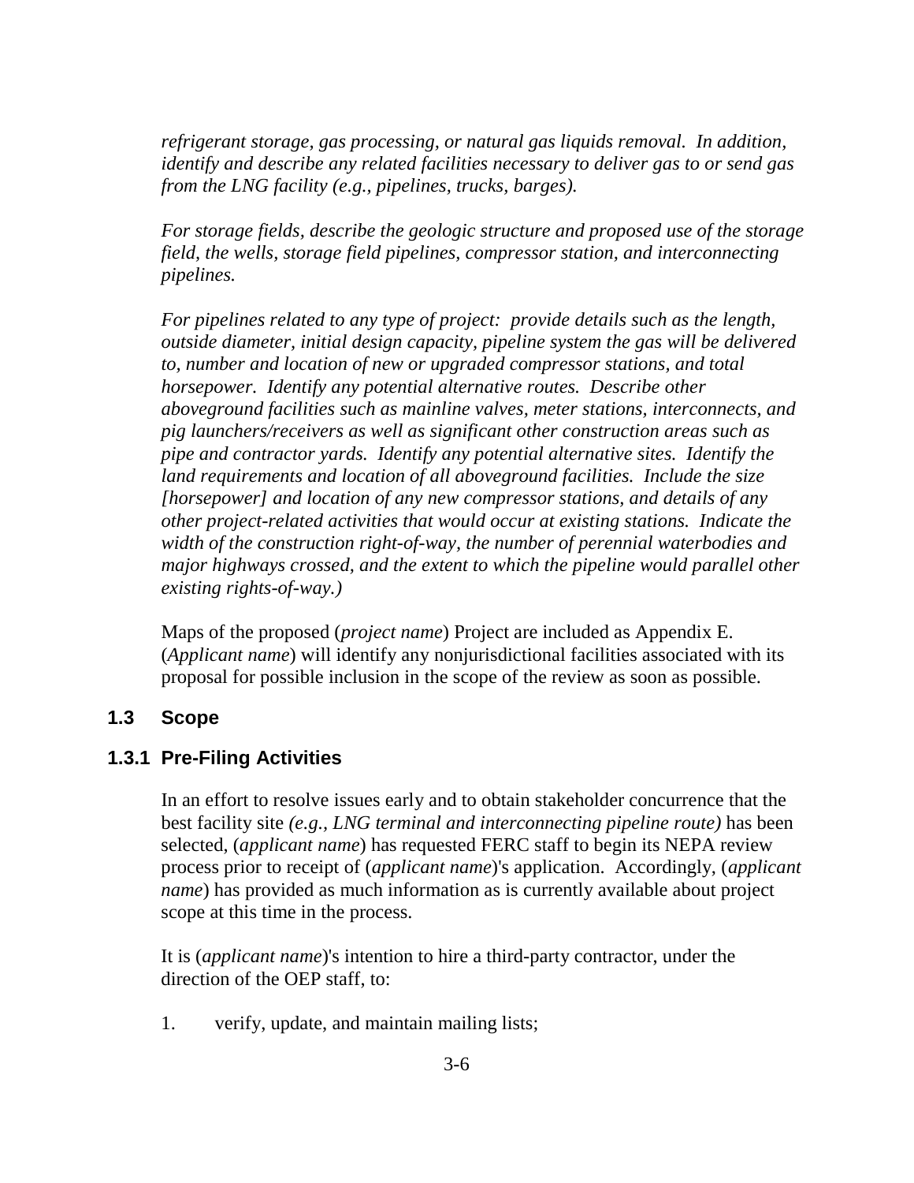*refrigerant storage, gas processing, or natural gas liquids removal. In addition, identify and describe any related facilities necessary to deliver gas to or send gas from the LNG facility (e.g., pipelines, trucks, barges).*

*For storage fields, describe the geologic structure and proposed use of the storage field, the wells, storage field pipelines, compressor station, and interconnecting pipelines.*

*For pipelines related to any type of project: provide details such as the length, outside diameter, initial design capacity, pipeline system the gas will be delivered to, number and location of new or upgraded compressor stations, and total horsepower. Identify any potential alternative routes. Describe other aboveground facilities such as mainline valves, meter stations, interconnects, and pig launchers/receivers as well as significant other construction areas such as pipe and contractor yards. Identify any potential alternative sites. Identify the land requirements and location of all aboveground facilities. Include the size [horsepower] and location of any new compressor stations, and details of any other project-related activities that would occur at existing stations. Indicate the width of the construction right-of-way, the number of perennial waterbodies and major highways crossed, and the extent to which the pipeline would parallel other existing rights-of-way.)*

Maps of the proposed (*project name*) Project are included as Appendix E. (*Applicant name*) will identify any nonjurisdictional facilities associated with its proposal for possible inclusion in the scope of the review as soon as possible.

## 1.3 Scope

### 1.3.1 Pre-Filing Activities

In an effort to resolve issues early and to obtain stakeholder concurrence that the best facility site *(e.g., LNG terminal and interconnecting pipeline route)* has been selected, (*applicant name*) has requested FERC staff to begin its NEPA review process prior to receipt of (*applicant name*)'s application. Accordingly, (*applicant name*) has provided as much information as is currently available about project scope at this time in the process.

It is (*applicant name*)'s intention to hire a third-party contractor, under the direction of the OEP staff, to:

1. verify, update, and maintain mailing lists;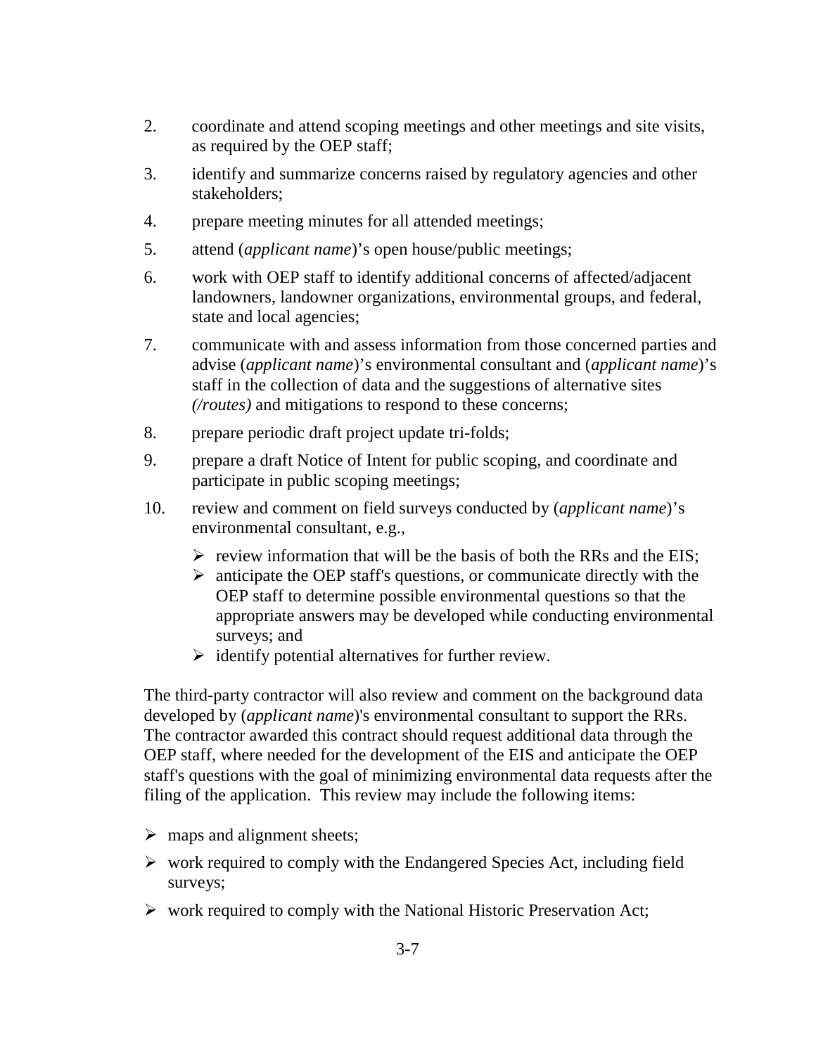2. coordinate and attend scoping meetings and other meetings and site visits, as required by the OEP staff;
3. identify and summarize concerns raised by regulatory agencies and other stakeholders;
4. prepare meeting minutes for all attended meetings;
5. attend (*applicant name*)'s open house/public meetings;
6. work with OEP staff to identify additional concerns of affected/adjacent landowners, landowner organizations, environmental groups, and federal, state and local agencies;
7. communicate with and assess information from those concerned parties and advise (*applicant name*)'s environmental consultant and (*applicant name*)'s staff in the collection of data and the suggestions of alternative sites *(/routes)* and mitigations to respond to these concerns;
8. prepare periodic draft project update tri-folds;
9. prepare a draft Notice of Intent for public scoping, and coordinate and participate in public scoping meetings;
10. review and comment on field surveys conducted by (*applicant name*)'s environmental consultant, e.g.,
    - review information that will be the basis of both the RRs and the EIS;
    - anticipate the OEP staff's questions, or communicate directly with the OEP staff to determine possible environmental questions so that the appropriate answers may be developed while conducting environmental surveys; and
    - identify potential alternatives for further review.

The third-party contractor will also review and comment on the background data developed by (*applicant name*)'s environmental consultant to support the RRs. The contractor awarded this contract should request additional data through the OEP staff, where needed for the development of the EIS and anticipate the OEP staff's questions with the goal of minimizing environmental data requests after the filing of the application. This review may include the following items:

- maps and alignment sheets;
- work required to comply with the Endangered Species Act, including field surveys;
- work required to comply with the National Historic Preservation Act;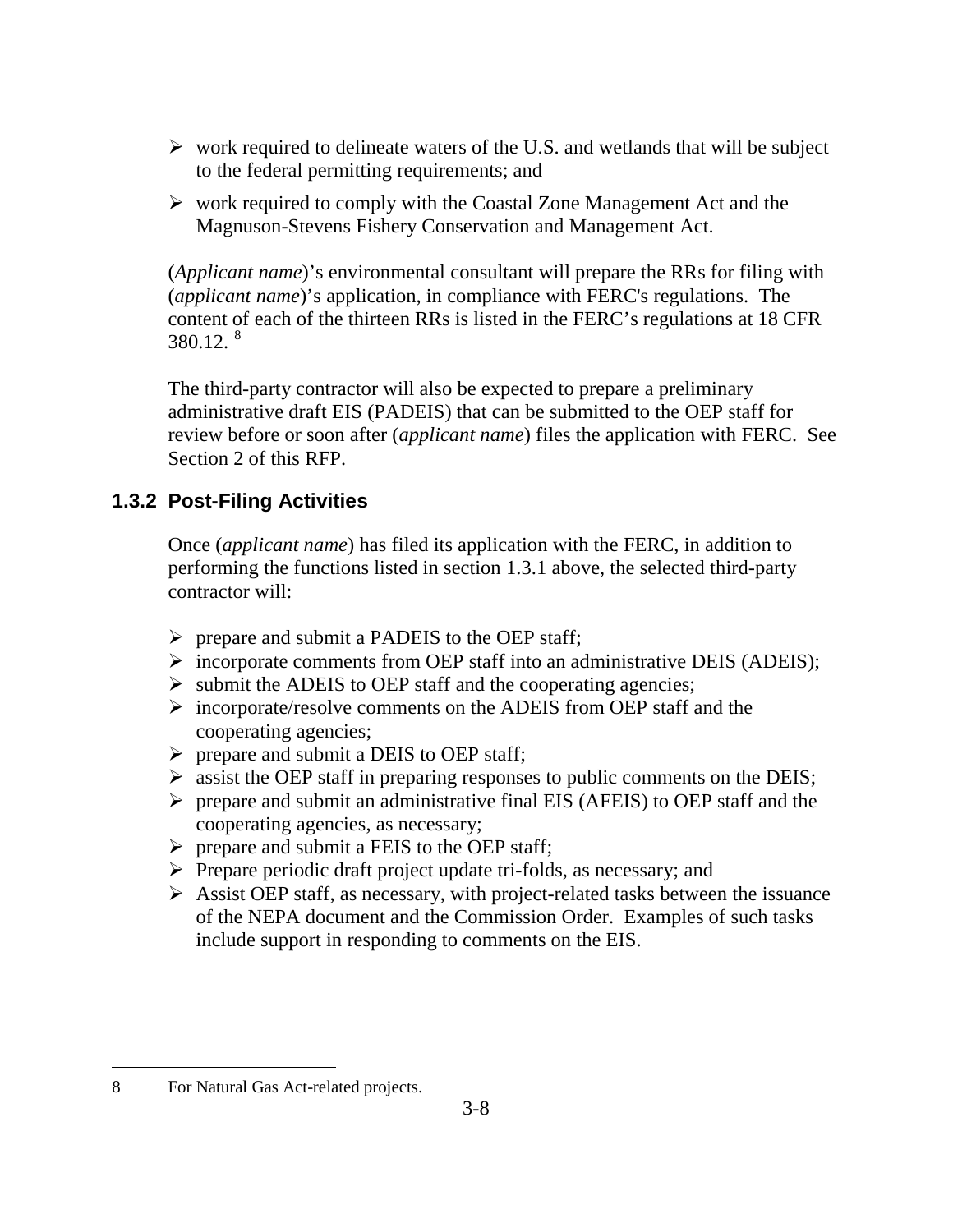- work required to delineate waters of the U.S. and wetlands that will be subject to the federal permitting requirements; and
- work required to comply with the Coastal Zone Management Act and the Magnuson-Stevens Fishery Conservation and Management Act.

(*Applicant name*)'s environmental consultant will prepare the RRs for filing with (*applicant name*)'s application, in compliance with FERC's regulations. The content of each of the thirteen RRs is listed in the FERC's regulations at 18 CFR 380.12. [8]

The third-party contractor will also be expected to prepare a preliminary administrative draft EIS (PADEIS) that can be submitted to the OEP staff for review before or soon after (*applicant name*) files the application with FERC. See Section 2 of this RFP.

### 1.3.2 Post-Filing Activities

Once (*applicant name*) has filed its application with the FERC, in addition to performing the functions listed in section 1.3.1 above, the selected third-party contractor will:

- prepare and submit a PADEIS to the OEP staff;
- incorporate comments from OEP staff into an administrative DEIS (ADEIS);
- submit the ADEIS to OEP staff and the cooperating agencies;
- incorporate/resolve comments on the ADEIS from OEP staff and the cooperating agencies;
- prepare and submit a DEIS to OEP staff;
- assist the OEP staff in preparing responses to public comments on the DEIS;
- prepare and submit an administrative final EIS (AFEIS) to OEP staff and the cooperating agencies, as necessary;
- prepare and submit a FEIS to the OEP staff;
- Prepare periodic draft project update tri-folds, as necessary; and
- Assist OEP staff, as necessary, with project-related tasks between the issuance of the NEPA document and the Commission Order. Examples of such tasks include support in responding to comments on the EIS.

---

8 For Natural Gas Act-related projects.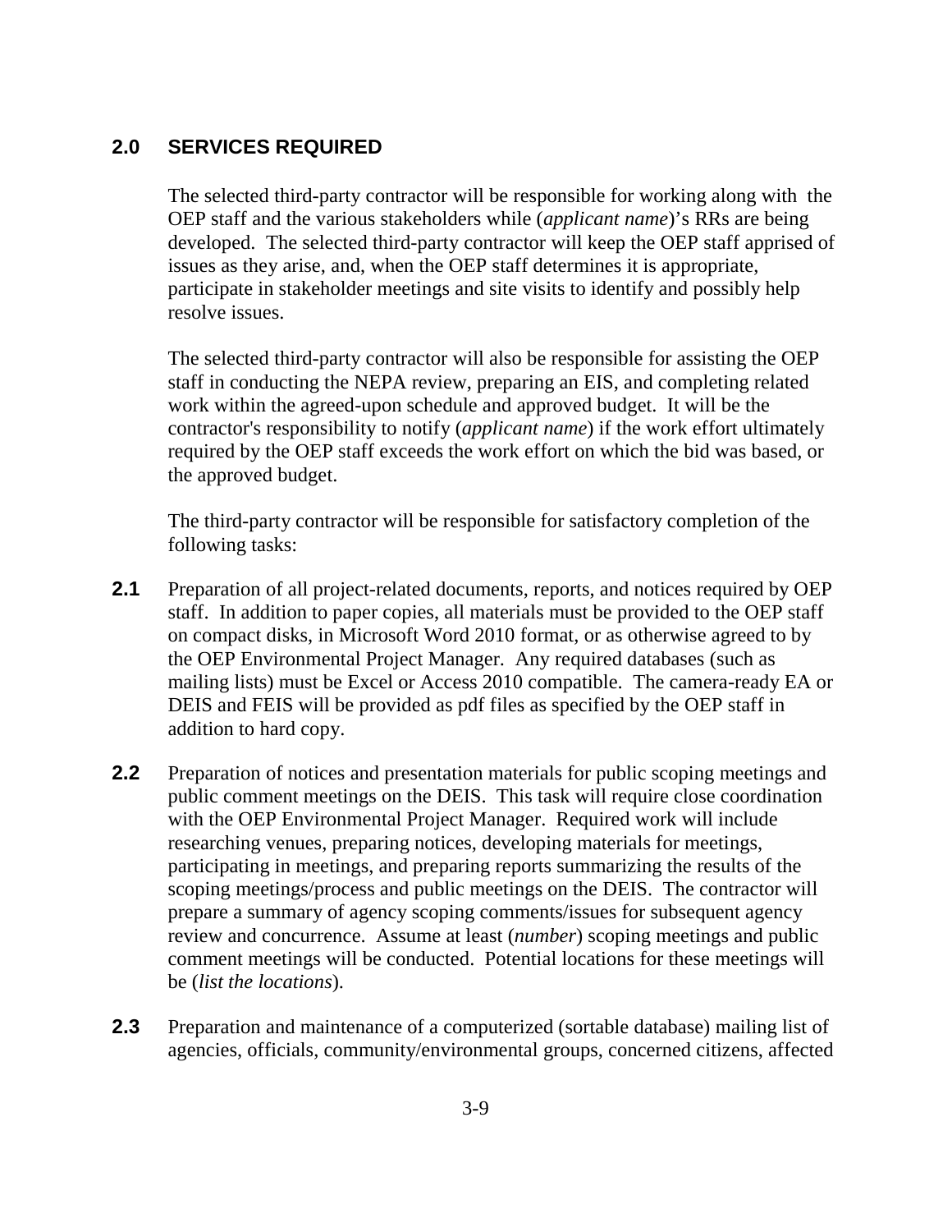## 2.0 SERVICES REQUIRED

The selected third-party contractor will be responsible for working along with the OEP staff and the various stakeholders while (*applicant name*)'s RRs are being developed. The selected third-party contractor will keep the OEP staff apprised of issues as they arise, and, when the OEP staff determines it is appropriate, participate in stakeholder meetings and site visits to identify and possibly help resolve issues.

The selected third-party contractor will also be responsible for assisting the OEP staff in conducting the NEPA review, preparing an EIS, and completing related work within the agreed-upon schedule and approved budget. It will be the contractor's responsibility to notify (*applicant name*) if the work effort ultimately required by the OEP staff exceeds the work effort on which the bid was based, or the approved budget.

The third-party contractor will be responsible for satisfactory completion of the following tasks:

**2.1** Preparation of all project-related documents, reports, and notices required by OEP staff. In addition to paper copies, all materials must be provided to the OEP staff on compact disks, in Microsoft Word 2010 format, or as otherwise agreed to by the OEP Environmental Project Manager. Any required databases (such as mailing lists) must be Excel or Access 2010 compatible. The camera-ready EA or DEIS and FEIS will be provided as pdf files as specified by the OEP staff in addition to hard copy.

**2.2** Preparation of notices and presentation materials for public scoping meetings and public comment meetings on the DEIS. This task will require close coordination with the OEP Environmental Project Manager. Required work will include researching venues, preparing notices, developing materials for meetings, participating in meetings, and preparing reports summarizing the results of the scoping meetings/process and public meetings on the DEIS. The contractor will prepare a summary of agency scoping comments/issues for subsequent agency review and concurrence. Assume at least (*number*) scoping meetings and public comment meetings will be conducted. Potential locations for these meetings will be (*list the locations*).

**2.3** Preparation and maintenance of a computerized (sortable database) mailing list of agencies, officials, community/environmental groups, concerned citizens, affected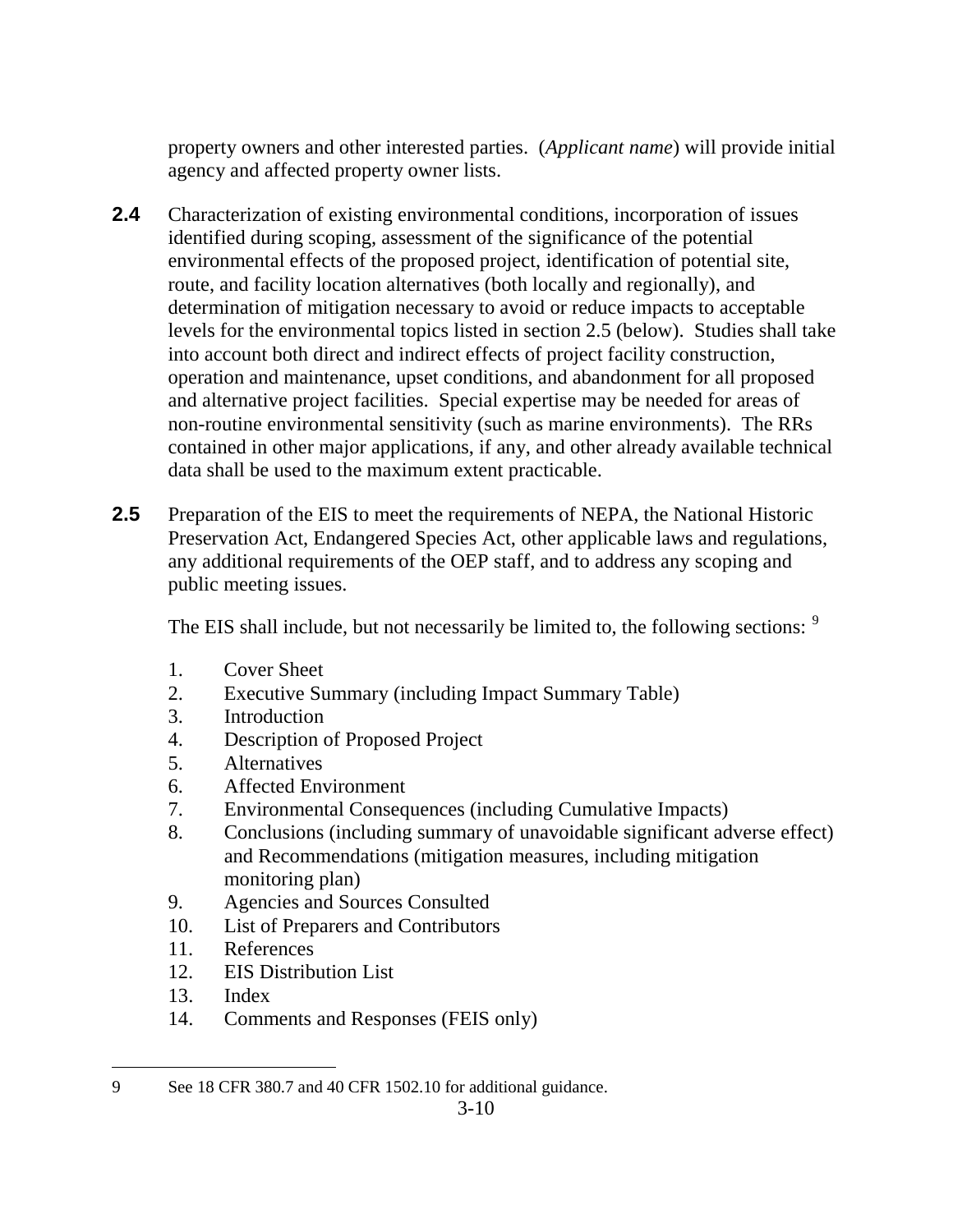property owners and other interested parties. (*Applicant name*) will provide initial agency and affected property owner lists.

**2.4** Characterization of existing environmental conditions, incorporation of issues identified during scoping, assessment of the significance of the potential environmental effects of the proposed project, identification of potential site, route, and facility location alternatives (both locally and regionally), and determination of mitigation necessary to avoid or reduce impacts to acceptable levels for the environmental topics listed in section 2.5 (below). Studies shall take into account both direct and indirect effects of project facility construction, operation and maintenance, upset conditions, and abandonment for all proposed and alternative project facilities. Special expertise may be needed for areas of non-routine environmental sensitivity (such as marine environments). The RRs contained in other major applications, if any, and other already available technical data shall be used to the maximum extent practicable.

**2.5** Preparation of the EIS to meet the requirements of NEPA, the National Historic Preservation Act, Endangered Species Act, other applicable laws and regulations, any additional requirements of the OEP staff, and to address any scoping and public meeting issues.

The EIS shall include, but not necessarily be limited to, the following sections: [9]

1. Cover Sheet
2. Executive Summary (including Impact Summary Table)
3. Introduction
4. Description of Proposed Project
5. Alternatives
6. Affected Environment
7. Environmental Consequences (including Cumulative Impacts)
8. Conclusions (including summary of unavoidable significant adverse effect) and Recommendations (mitigation measures, including mitigation monitoring plan)
9. Agencies and Sources Consulted
10. List of Preparers and Contributors
11. References
12. EIS Distribution List
13. Index
14. Comments and Responses (FEIS only)

---

9 See 18 CFR 380.7 and 40 CFR 1502.10 for additional guidance.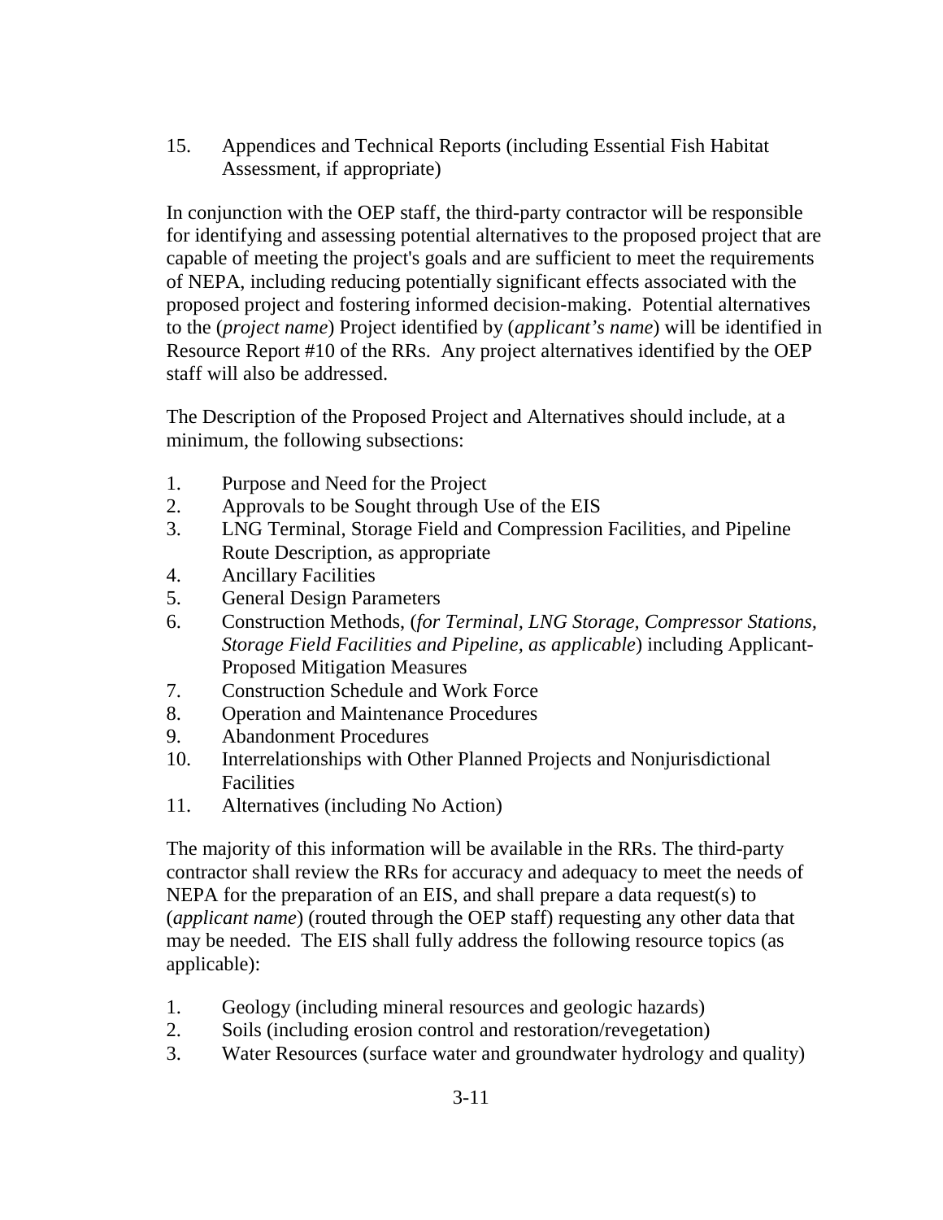15. Appendices and Technical Reports (including Essential Fish Habitat Assessment, if appropriate)

In conjunction with the OEP staff, the third-party contractor will be responsible for identifying and assessing potential alternatives to the proposed project that are capable of meeting the project's goals and are sufficient to meet the requirements of NEPA, including reducing potentially significant effects associated with the proposed project and fostering informed decision-making. Potential alternatives to the (*project name*) Project identified by (*applicant's name*) will be identified in Resource Report #10 of the RRs. Any project alternatives identified by the OEP staff will also be addressed.

The Description of the Proposed Project and Alternatives should include, at a minimum, the following subsections:

1. Purpose and Need for the Project
2. Approvals to be Sought through Use of the EIS
3. LNG Terminal, Storage Field and Compression Facilities, and Pipeline Route Description, as appropriate
4. Ancillary Facilities
5. General Design Parameters
6. Construction Methods, (*for Terminal, LNG Storage, Compressor Stations, Storage Field Facilities and Pipeline, as applicable*) including Applicant-Proposed Mitigation Measures
7. Construction Schedule and Work Force
8. Operation and Maintenance Procedures
9. Abandonment Procedures
10. Interrelationships with Other Planned Projects and Nonjurisdictional Facilities
11. Alternatives (including No Action)

The majority of this information will be available in the RRs. The third-party contractor shall review the RRs for accuracy and adequacy to meet the needs of NEPA for the preparation of an EIS, and shall prepare a data request(s) to (*applicant name*) (routed through the OEP staff) requesting any other data that may be needed. The EIS shall fully address the following resource topics (as applicable):

1. Geology (including mineral resources and geologic hazards)
2. Soils (including erosion control and restoration/revegetation)
3. Water Resources (surface water and groundwater hydrology and quality)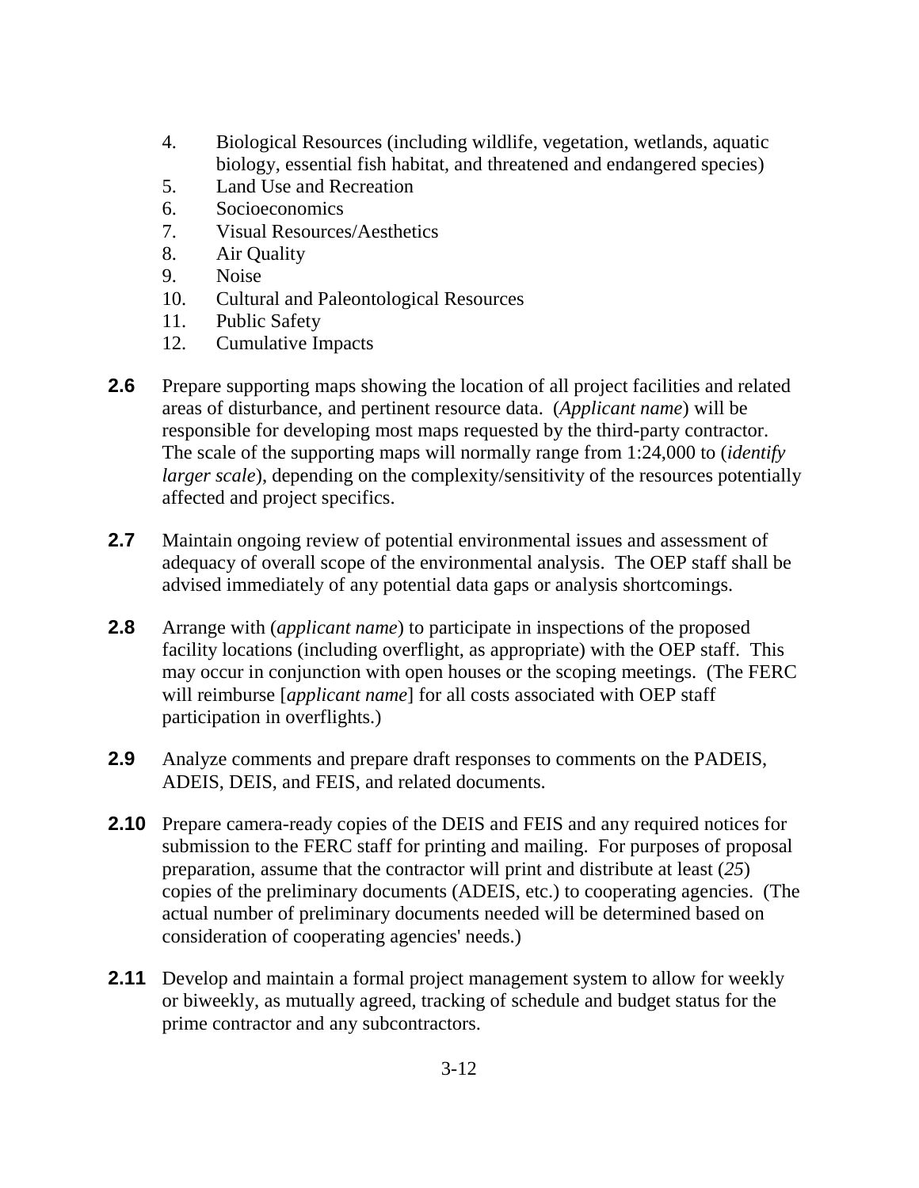4. Biological Resources (including wildlife, vegetation, wetlands, aquatic biology, essential fish habitat, and threatened and endangered species)
5. Land Use and Recreation
6. Socioeconomics
7. Visual Resources/Aesthetics
8. Air Quality
9. Noise
10. Cultural and Paleontological Resources
11. Public Safety
12. Cumulative Impacts

**2.6** Prepare supporting maps showing the location of all project facilities and related areas of disturbance, and pertinent resource data. (*Applicant name*) will be responsible for developing most maps requested by the third-party contractor. The scale of the supporting maps will normally range from 1:24,000 to (*identify larger scale*), depending on the complexity/sensitivity of the resources potentially affected and project specifics.

**2.7** Maintain ongoing review of potential environmental issues and assessment of adequacy of overall scope of the environmental analysis. The OEP staff shall be advised immediately of any potential data gaps or analysis shortcomings.

**2.8** Arrange with (*applicant name*) to participate in inspections of the proposed facility locations (including overflight, as appropriate) with the OEP staff. This may occur in conjunction with open houses or the scoping meetings. (The FERC will reimburse [*applicant name*] for all costs associated with OEP staff participation in overflights.)

**2.9** Analyze comments and prepare draft responses to comments on the PADEIS, ADEIS, DEIS, and FEIS, and related documents.

**2.10** Prepare camera-ready copies of the DEIS and FEIS and any required notices for submission to the FERC staff for printing and mailing. For purposes of proposal preparation, assume that the contractor will print and distribute at least (*25*) copies of the preliminary documents (ADEIS, etc.) to cooperating agencies. (The actual number of preliminary documents needed will be determined based on consideration of cooperating agencies' needs.)

**2.11** Develop and maintain a formal project management system to allow for weekly or biweekly, as mutually agreed, tracking of schedule and budget status for the prime contractor and any subcontractors.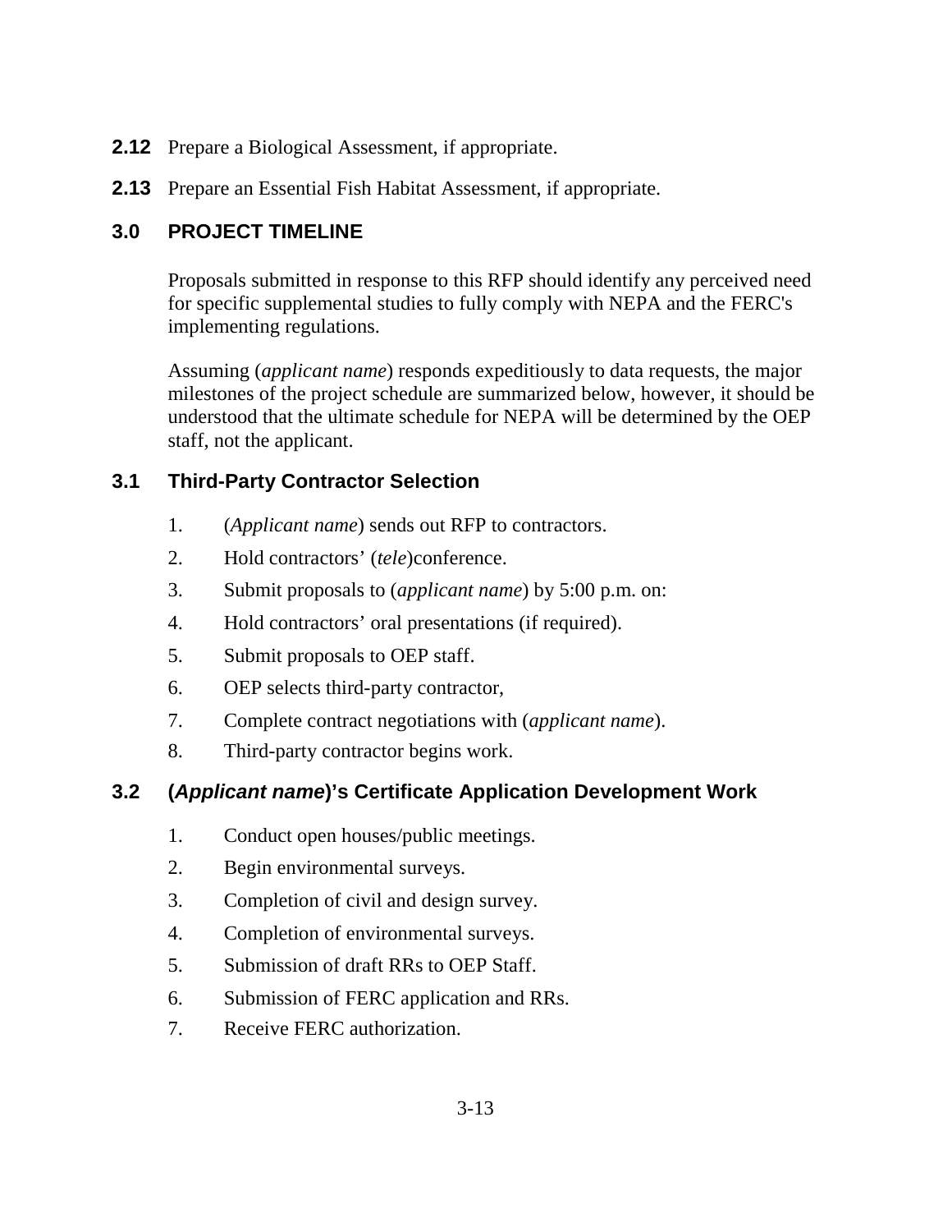**2.12** Prepare a Biological Assessment, if appropriate.

**2.13** Prepare an Essential Fish Habitat Assessment, if appropriate.

## 3.0 PROJECT TIMELINE

Proposals submitted in response to this RFP should identify any perceived need for specific supplemental studies to fully comply with NEPA and the FERC's implementing regulations.

Assuming (*applicant name*) responds expeditiously to data requests, the major milestones of the project schedule are summarized below, however, it should be understood that the ultimate schedule for NEPA will be determined by the OEP staff, not the applicant.

### 3.1 Third-Party Contractor Selection

1. (*Applicant name*) sends out RFP to contractors.
2. Hold contractors' (*tele*)conference.
3. Submit proposals to (*applicant name*) by 5:00 p.m. on:
4. Hold contractors' oral presentations (if required).
5. Submit proposals to OEP staff.
6. OEP selects third-party contractor,
7. Complete contract negotiations with (*applicant name*).
8. Third-party contractor begins work.

### 3.2 (*Applicant name*)'s Certificate Application Development Work

1. Conduct open houses/public meetings.
2. Begin environmental surveys.
3. Completion of civil and design survey.
4. Completion of environmental surveys.
5. Submission of draft RRs to OEP Staff.
6. Submission of FERC application and RRs.
7. Receive FERC authorization.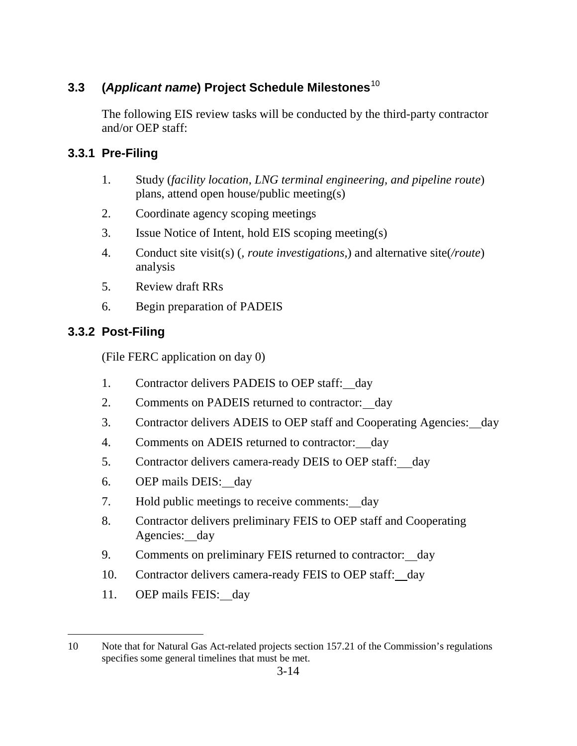### 3.3 (*Applicant name*) Project Schedule Milestones[10]

The following EIS review tasks will be conducted by the third-party contractor and/or OEP staff:

#### 3.3.1 Pre-Filing

1. Study (*facility location, LNG terminal engineering, and pipeline route*) plans, attend open house/public meeting(s)
2. Coordinate agency scoping meetings
3. Issue Notice of Intent, hold EIS scoping meeting(s)
4. Conduct site visit(s) (*, route investigations,*) and alternative site(*/route*) analysis
5. Review draft RRs
6. Begin preparation of PADEIS

#### 3.3.2 Post-Filing

(File FERC application on day 0)

1. Contractor delivers PADEIS to OEP staff:__day
2. Comments on PADEIS returned to contractor:__day
3. Contractor delivers ADEIS to OEP staff and Cooperating Agencies:__day
4. Comments on ADEIS returned to contractor:__day
5. Contractor delivers camera-ready DEIS to OEP staff:__day
6. OEP mails DEIS:__day
7. Hold public meetings to receive comments:__day
8. Contractor delivers preliminary FEIS to OEP staff and Cooperating Agencies:__day
9. Comments on preliminary FEIS returned to contractor:__day
10. Contractor delivers camera-ready FEIS to OEP staff:__day
11. OEP mails FEIS:__day

---

10 Note that for Natural Gas Act-related projects section 157.21 of the Commission's regulations specifies some general timelines that must be met.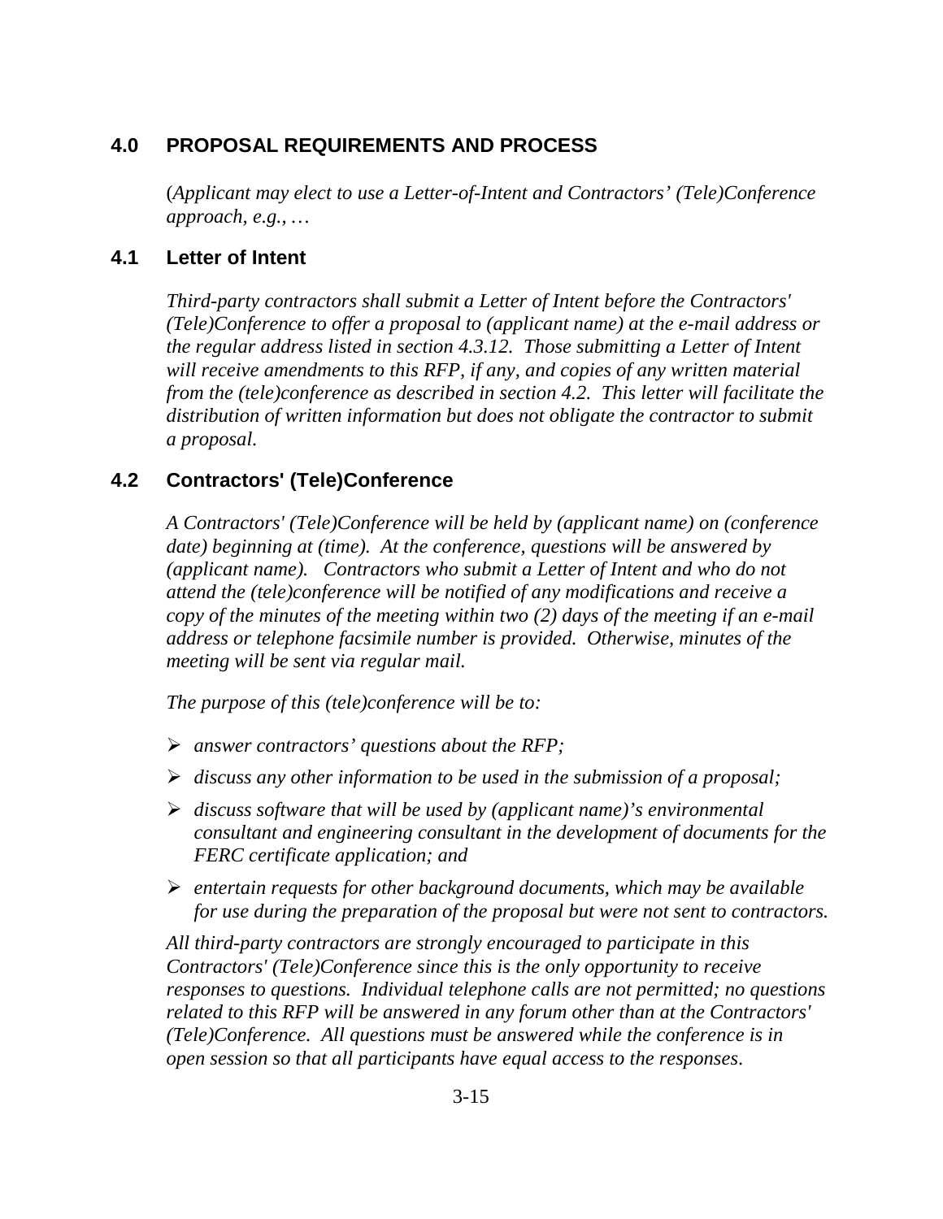## 4.0 PROPOSAL REQUIREMENTS AND PROCESS

(*Applicant may elect to use a Letter-of-Intent and Contractors' (Tele)Conference approach, e.g., …*

### 4.1 Letter of Intent

*Third-party contractors shall submit a Letter of Intent before the Contractors' (Tele)Conference to offer a proposal to (applicant name) at the e-mail address or the regular address listed in section 4.3.12. Those submitting a Letter of Intent will receive amendments to this RFP, if any, and copies of any written material from the (tele)conference as described in section 4.2. This letter will facilitate the distribution of written information but does not obligate the contractor to submit a proposal.*

### 4.2 Contractors' (Tele)Conference

*A Contractors' (Tele)Conference will be held by (applicant name) on (conference date) beginning at (time). At the conference, questions will be answered by (applicant name). Contractors who submit a Letter of Intent and who do not attend the (tele)conference will be notified of any modifications and receive a copy of the minutes of the meeting within two (2) days of the meeting if an e-mail address or telephone facsimile number is provided. Otherwise, minutes of the meeting will be sent via regular mail.*

*The purpose of this (tele)conference will be to:*

- *answer contractors' questions about the RFP;*
- *discuss any other information to be used in the submission of a proposal;*
- *discuss software that will be used by (applicant name)'s environmental consultant and engineering consultant in the development of documents for the FERC certificate application; and*
- *entertain requests for other background documents, which may be available for use during the preparation of the proposal but were not sent to contractors.*

*All third-party contractors are strongly encouraged to participate in this Contractors' (Tele)Conference since this is the only opportunity to receive responses to questions. Individual telephone calls are not permitted; no questions related to this RFP will be answered in any forum other than at the Contractors' (Tele)Conference. All questions must be answered while the conference is in open session so that all participants have equal access to the responses.*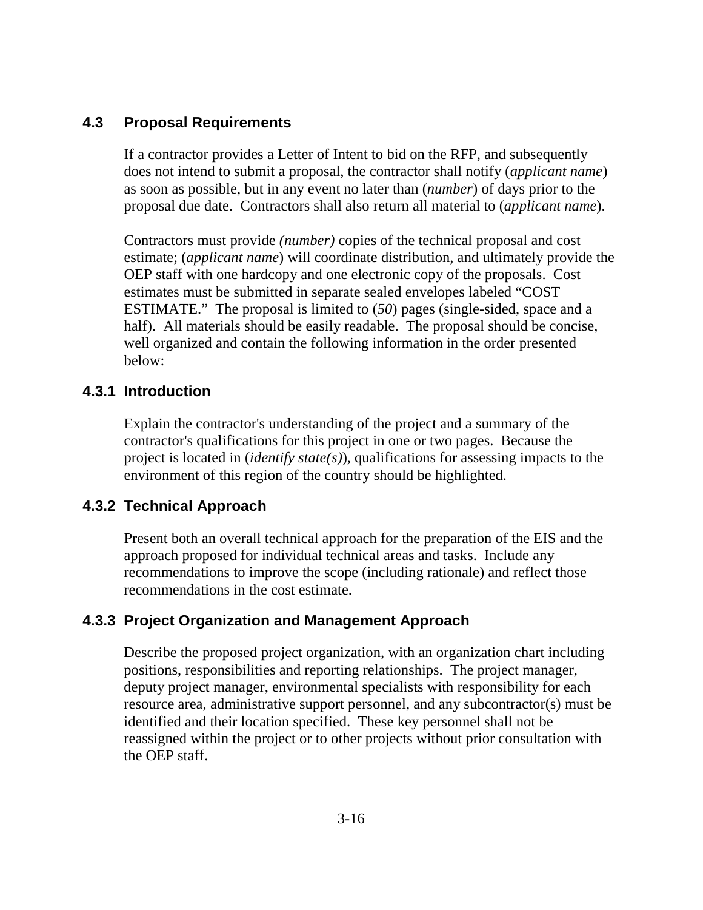## 4.3 Proposal Requirements

If a contractor provides a Letter of Intent to bid on the RFP, and subsequently does not intend to submit a proposal, the contractor shall notify (*applicant name*) as soon as possible, but in any event no later than (*number*) of days prior to the proposal due date. Contractors shall also return all material to (*applicant name*).

Contractors must provide *(number)* copies of the technical proposal and cost estimate; (*applicant name*) will coordinate distribution, and ultimately provide the OEP staff with one hardcopy and one electronic copy of the proposals. Cost estimates must be submitted in separate sealed envelopes labeled "COST ESTIMATE." The proposal is limited to (*50*) pages (single-sided, space and a half). All materials should be easily readable. The proposal should be concise, well organized and contain the following information in the order presented below:

### 4.3.1 Introduction

Explain the contractor's understanding of the project and a summary of the contractor's qualifications for this project in one or two pages. Because the project is located in (*identify state(s)*), qualifications for assessing impacts to the environment of this region of the country should be highlighted.

### 4.3.2 Technical Approach

Present both an overall technical approach for the preparation of the EIS and the approach proposed for individual technical areas and tasks. Include any recommendations to improve the scope (including rationale) and reflect those recommendations in the cost estimate.

### 4.3.3 Project Organization and Management Approach

Describe the proposed project organization, with an organization chart including positions, responsibilities and reporting relationships. The project manager, deputy project manager, environmental specialists with responsibility for each resource area, administrative support personnel, and any subcontractor(s) must be identified and their location specified. These key personnel shall not be reassigned within the project or to other projects without prior consultation with the OEP staff.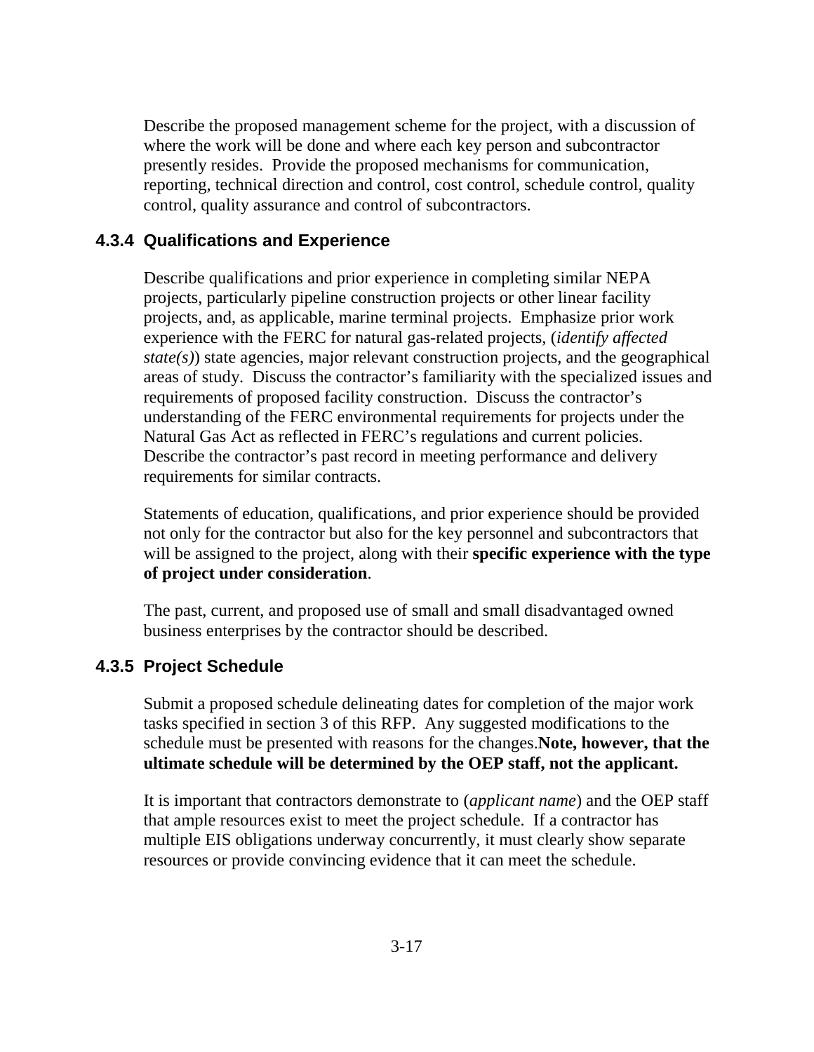Describe the proposed management scheme for the project, with a discussion of where the work will be done and where each key person and subcontractor presently resides. Provide the proposed mechanisms for communication, reporting, technical direction and control, cost control, schedule control, quality control, quality assurance and control of subcontractors.

### 4.3.4 Qualifications and Experience

Describe qualifications and prior experience in completing similar NEPA projects, particularly pipeline construction projects or other linear facility projects, and, as applicable, marine terminal projects. Emphasize prior work experience with the FERC for natural gas-related projects, (*identify affected state(s)*) state agencies, major relevant construction projects, and the geographical areas of study. Discuss the contractor's familiarity with the specialized issues and requirements of proposed facility construction. Discuss the contractor's understanding of the FERC environmental requirements for projects under the Natural Gas Act as reflected in FERC's regulations and current policies. Describe the contractor's past record in meeting performance and delivery requirements for similar contracts.

Statements of education, qualifications, and prior experience should be provided not only for the contractor but also for the key personnel and subcontractors that will be assigned to the project, along with their **specific experience with the type of project under consideration**.

The past, current, and proposed use of small and small disadvantaged owned business enterprises by the contractor should be described.

### 4.3.5 Project Schedule

Submit a proposed schedule delineating dates for completion of the major work tasks specified in section 3 of this RFP. Any suggested modifications to the schedule must be presented with reasons for the changes.**Note, however, that the ultimate schedule will be determined by the OEP staff, not the applicant.**

It is important that contractors demonstrate to (*applicant name*) and the OEP staff that ample resources exist to meet the project schedule. If a contractor has multiple EIS obligations underway concurrently, it must clearly show separate resources or provide convincing evidence that it can meet the schedule.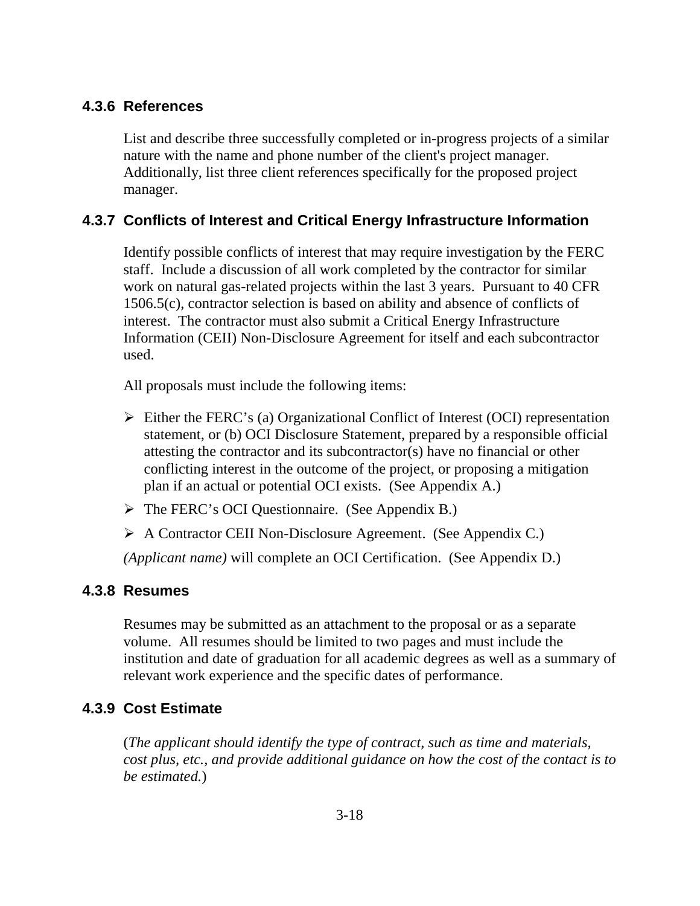### 4.3.6 References

List and describe three successfully completed or in-progress projects of a similar nature with the name and phone number of the client's project manager. Additionally, list three client references specifically for the proposed project manager.

### 4.3.7 Conflicts of Interest and Critical Energy Infrastructure Information

Identify possible conflicts of interest that may require investigation by the FERC staff. Include a discussion of all work completed by the contractor for similar work on natural gas-related projects within the last 3 years. Pursuant to 40 CFR 1506.5(c), contractor selection is based on ability and absence of conflicts of interest. The contractor must also submit a Critical Energy Infrastructure Information (CEII) Non-Disclosure Agreement for itself and each subcontractor used.

All proposals must include the following items:

- Either the FERC's (a) Organizational Conflict of Interest (OCI) representation statement, or (b) OCI Disclosure Statement, prepared by a responsible official attesting the contractor and its subcontractor(s) have no financial or other conflicting interest in the outcome of the project, or proposing a mitigation plan if an actual or potential OCI exists. (See Appendix A.)
- The FERC's OCI Questionnaire. (See Appendix B.)
- A Contractor CEII Non-Disclosure Agreement. (See Appendix C.)

*(Applicant name)* will complete an OCI Certification. (See Appendix D.)

### 4.3.8 Resumes

Resumes may be submitted as an attachment to the proposal or as a separate volume. All resumes should be limited to two pages and must include the institution and date of graduation for all academic degrees as well as a summary of relevant work experience and the specific dates of performance.

### 4.3.9 Cost Estimate

(*The applicant should identify the type of contract, such as time and materials, cost plus, etc., and provide additional guidance on how the cost of the contact is to be estimated.*)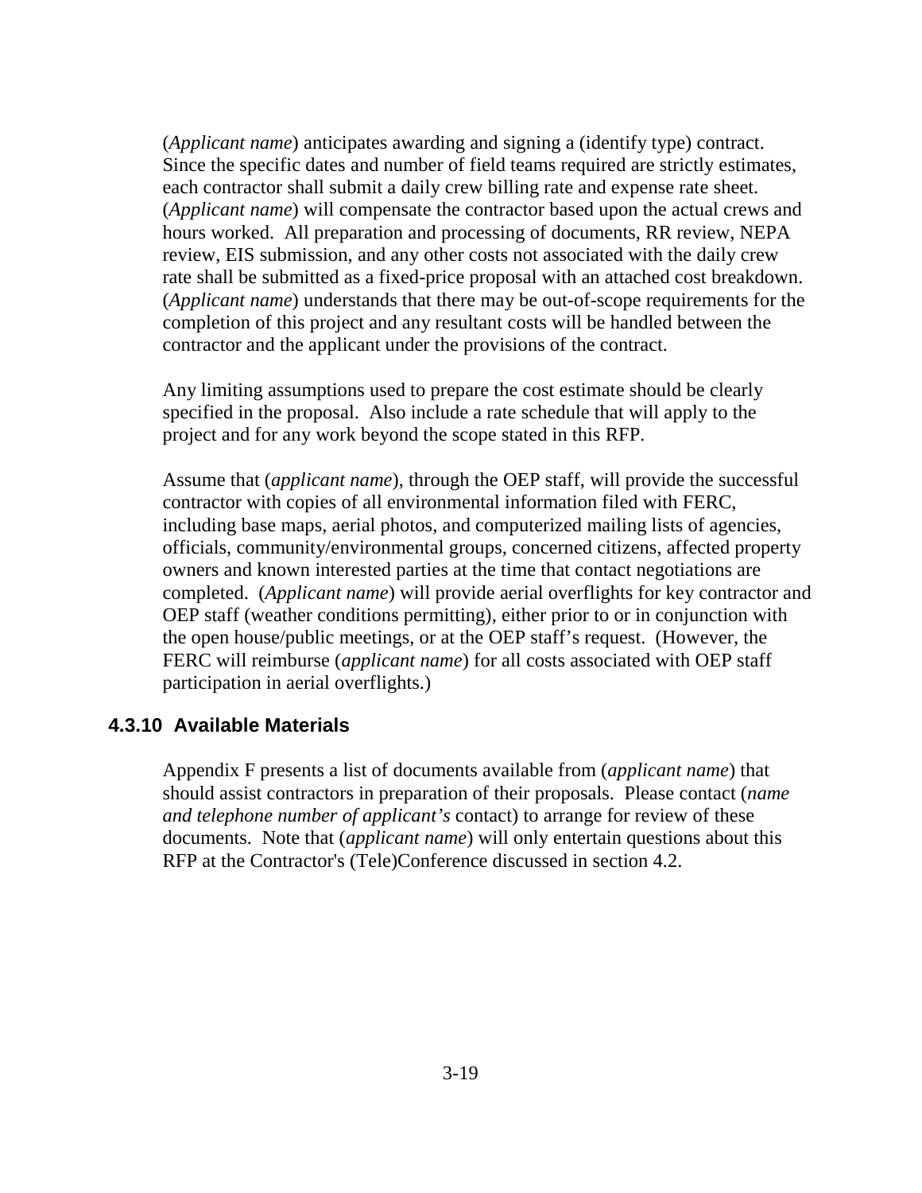(*Applicant name*) anticipates awarding and signing a (identify type) contract. Since the specific dates and number of field teams required are strictly estimates, each contractor shall submit a daily crew billing rate and expense rate sheet. (*Applicant name*) will compensate the contractor based upon the actual crews and hours worked. All preparation and processing of documents, RR review, NEPA review, EIS submission, and any other costs not associated with the daily crew rate shall be submitted as a fixed-price proposal with an attached cost breakdown. (*Applicant name*) understands that there may be out-of-scope requirements for the completion of this project and any resultant costs will be handled between the contractor and the applicant under the provisions of the contract.

Any limiting assumptions used to prepare the cost estimate should be clearly specified in the proposal. Also include a rate schedule that will apply to the project and for any work beyond the scope stated in this RFP.

Assume that (*applicant name*), through the OEP staff, will provide the successful contractor with copies of all environmental information filed with FERC, including base maps, aerial photos, and computerized mailing lists of agencies, officials, community/environmental groups, concerned citizens, affected property owners and known interested parties at the time that contact negotiations are completed. (*Applicant name*) will provide aerial overflights for key contractor and OEP staff (weather conditions permitting), either prior to or in conjunction with the open house/public meetings, or at the OEP staff's request. (However, the FERC will reimburse (*applicant name*) for all costs associated with OEP staff participation in aerial overflights.)

### 4.3.10 Available Materials

Appendix F presents a list of documents available from (*applicant name*) that should assist contractors in preparation of their proposals. Please contact (*name and telephone number of applicant's* contact) to arrange for review of these documents. Note that (*applicant name*) will only entertain questions about this RFP at the Contractor's (Tele)Conference discussed in section 4.2.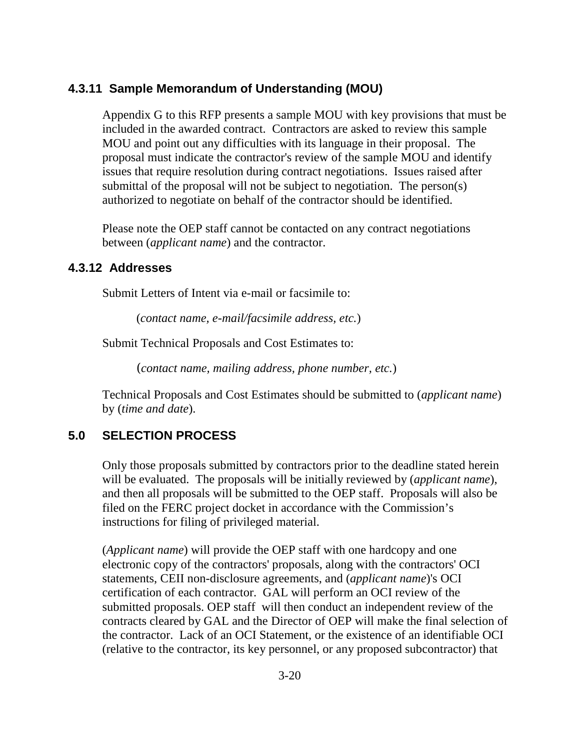### 4.3.11 Sample Memorandum of Understanding (MOU)

Appendix G to this RFP presents a sample MOU with key provisions that must be included in the awarded contract. Contractors are asked to review this sample MOU and point out any difficulties with its language in their proposal. The proposal must indicate the contractor's review of the sample MOU and identify issues that require resolution during contract negotiations. Issues raised after submittal of the proposal will not be subject to negotiation. The person(s) authorized to negotiate on behalf of the contractor should be identified.

Please note the OEP staff cannot be contacted on any contract negotiations between (*applicant name*) and the contractor.

### 4.3.12 Addresses

Submit Letters of Intent via e-mail or facsimile to:

(*contact name, e-mail/facsimile address, etc.*)

Submit Technical Proposals and Cost Estimates to:

(*contact name, mailing address, phone number, etc.*)

Technical Proposals and Cost Estimates should be submitted to (*applicant name*) by (*time and date*).

## 5.0 SELECTION PROCESS

Only those proposals submitted by contractors prior to the deadline stated herein will be evaluated. The proposals will be initially reviewed by (*applicant name*), and then all proposals will be submitted to the OEP staff. Proposals will also be filed on the FERC project docket in accordance with the Commission's instructions for filing of privileged material.

(*Applicant name*) will provide the OEP staff with one hardcopy and one electronic copy of the contractors' proposals, along with the contractors' OCI statements, CEII non-disclosure agreements, and (*applicant name*)'s OCI certification of each contractor. GAL will perform an OCI review of the submitted proposals. OEP staff will then conduct an independent review of the contracts cleared by GAL and the Director of OEP will make the final selection of the contractor. Lack of an OCI Statement, or the existence of an identifiable OCI (relative to the contractor, its key personnel, or any proposed subcontractor) that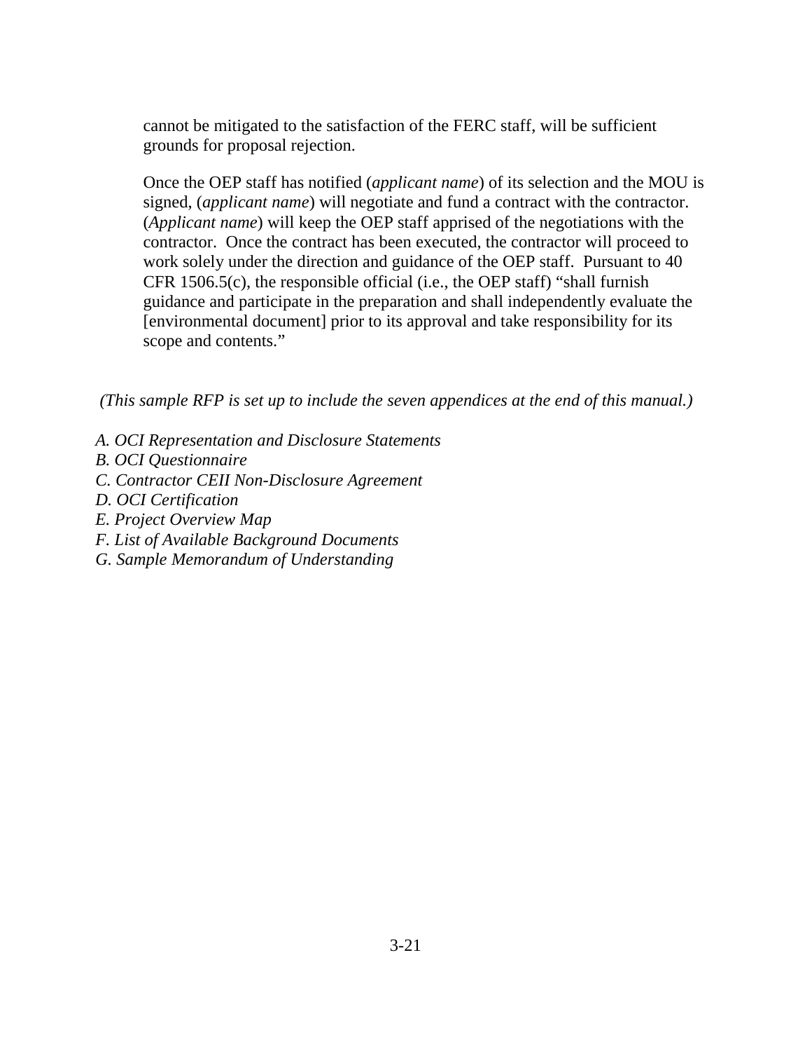cannot be mitigated to the satisfaction of the FERC staff, will be sufficient grounds for proposal rejection.

Once the OEP staff has notified (*applicant name*) of its selection and the MOU is signed, (*applicant name*) will negotiate and fund a contract with the contractor. (*Applicant name*) will keep the OEP staff apprised of the negotiations with the contractor. Once the contract has been executed, the contractor will proceed to work solely under the direction and guidance of the OEP staff. Pursuant to 40 CFR 1506.5(c), the responsible official (i.e., the OEP staff) "shall furnish guidance and participate in the preparation and shall independently evaluate the [environmental document] prior to its approval and take responsibility for its scope and contents."

*(This sample RFP is set up to include the seven appendices at the end of this manual.)*

*A. OCI Representation and Disclosure Statements*
*B. OCI Questionnaire*
*C. Contractor CEII Non-Disclosure Agreement*
*D. OCI Certification*
*E. Project Overview Map*
*F. List of Available Background Documents*
*G. Sample Memorandum of Understanding*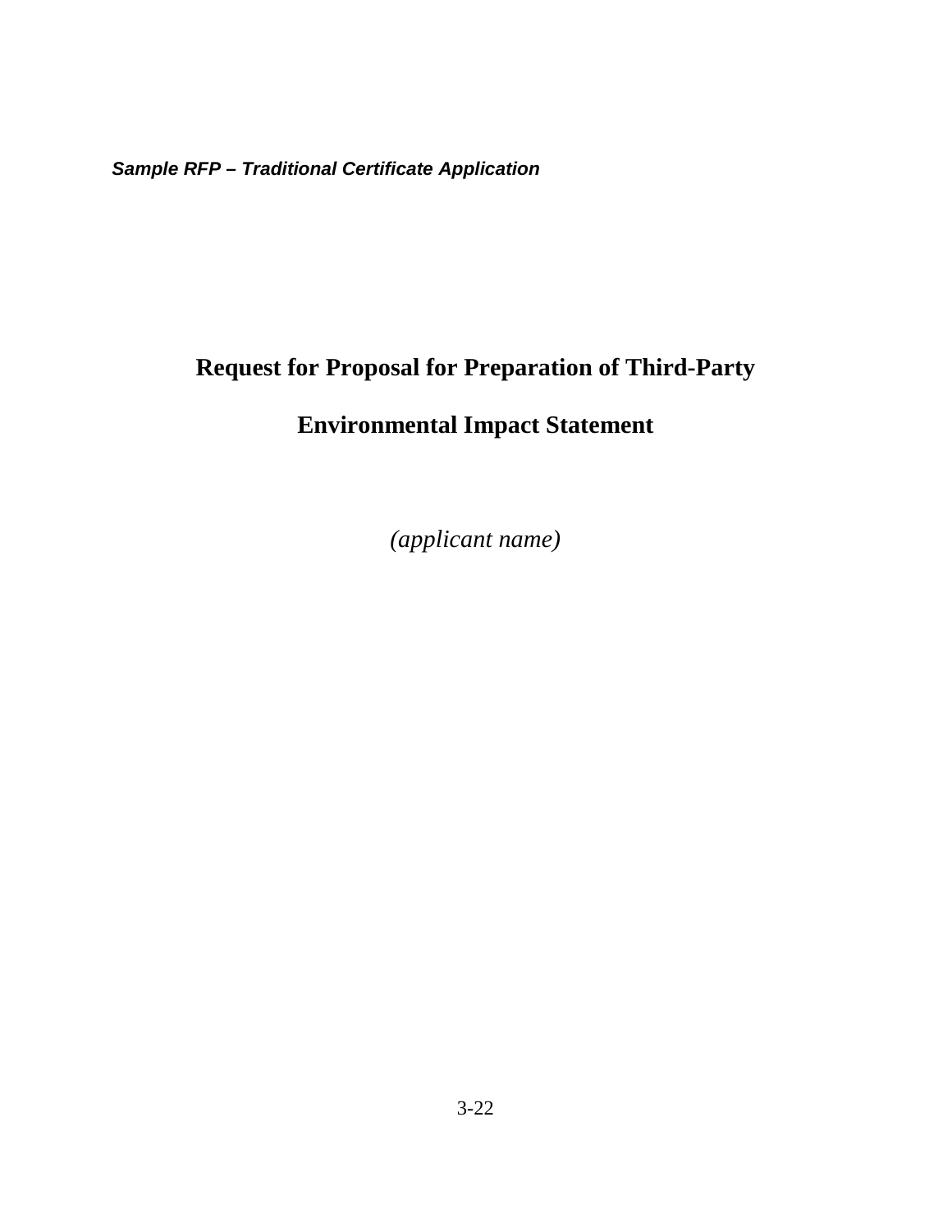***Sample RFP – Traditional Certificate Application***

# Request for Proposal for Preparation of Third-Party Environmental Impact Statement

*(applicant name)*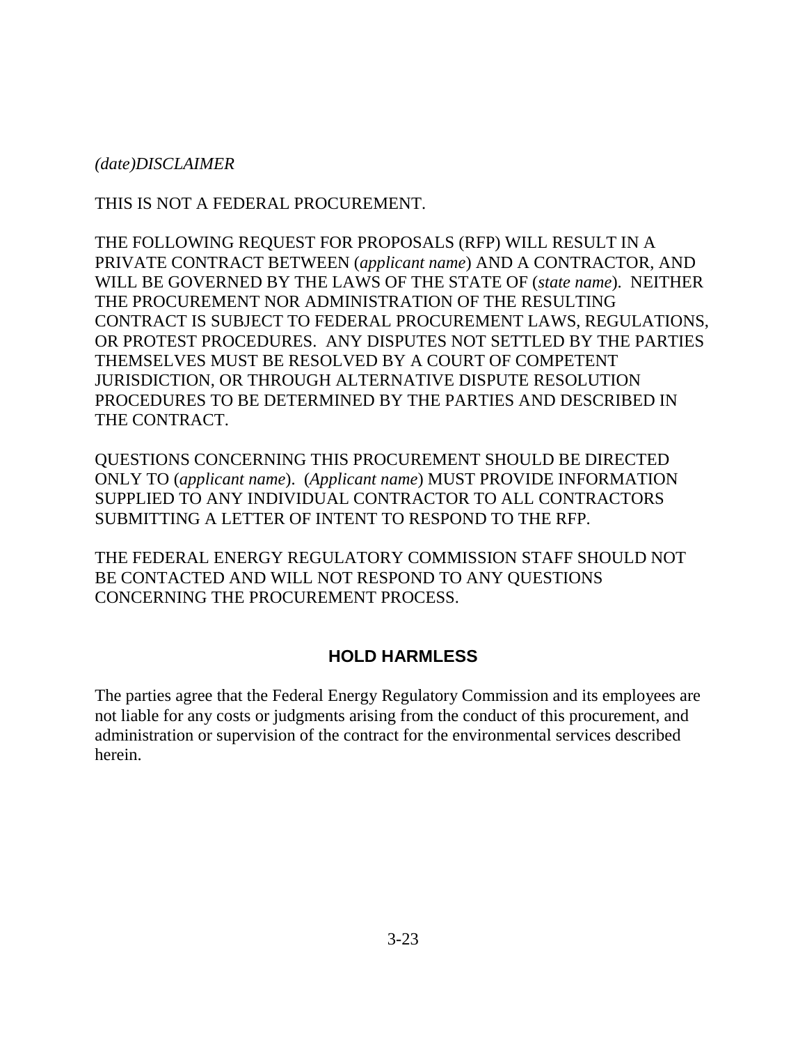*(date)DISCLAIMER*

THIS IS NOT A FEDERAL PROCUREMENT.

THE FOLLOWING REQUEST FOR PROPOSALS (RFP) WILL RESULT IN A PRIVATE CONTRACT BETWEEN (*applicant name*) AND A CONTRACTOR, AND WILL BE GOVERNED BY THE LAWS OF THE STATE OF (*state name*). NEITHER THE PROCUREMENT NOR ADMINISTRATION OF THE RESULTING CONTRACT IS SUBJECT TO FEDERAL PROCUREMENT LAWS, REGULATIONS, OR PROTEST PROCEDURES. ANY DISPUTES NOT SETTLED BY THE PARTIES THEMSELVES MUST BE RESOLVED BY A COURT OF COMPETENT JURISDICTION, OR THROUGH ALTERNATIVE DISPUTE RESOLUTION PROCEDURES TO BE DETERMINED BY THE PARTIES AND DESCRIBED IN THE CONTRACT.

QUESTIONS CONCERNING THIS PROCUREMENT SHOULD BE DIRECTED ONLY TO (*applicant name*). (*Applicant name*) MUST PROVIDE INFORMATION SUPPLIED TO ANY INDIVIDUAL CONTRACTOR TO ALL CONTRACTORS SUBMITTING A LETTER OF INTENT TO RESPOND TO THE RFP.

THE FEDERAL ENERGY REGULATORY COMMISSION STAFF SHOULD NOT BE CONTACTED AND WILL NOT RESPOND TO ANY QUESTIONS CONCERNING THE PROCUREMENT PROCESS.

## HOLD HARMLESS

The parties agree that the Federal Energy Regulatory Commission and its employees are not liable for any costs or judgments arising from the conduct of this procurement, and administration or supervision of the contract for the environmental services described herein.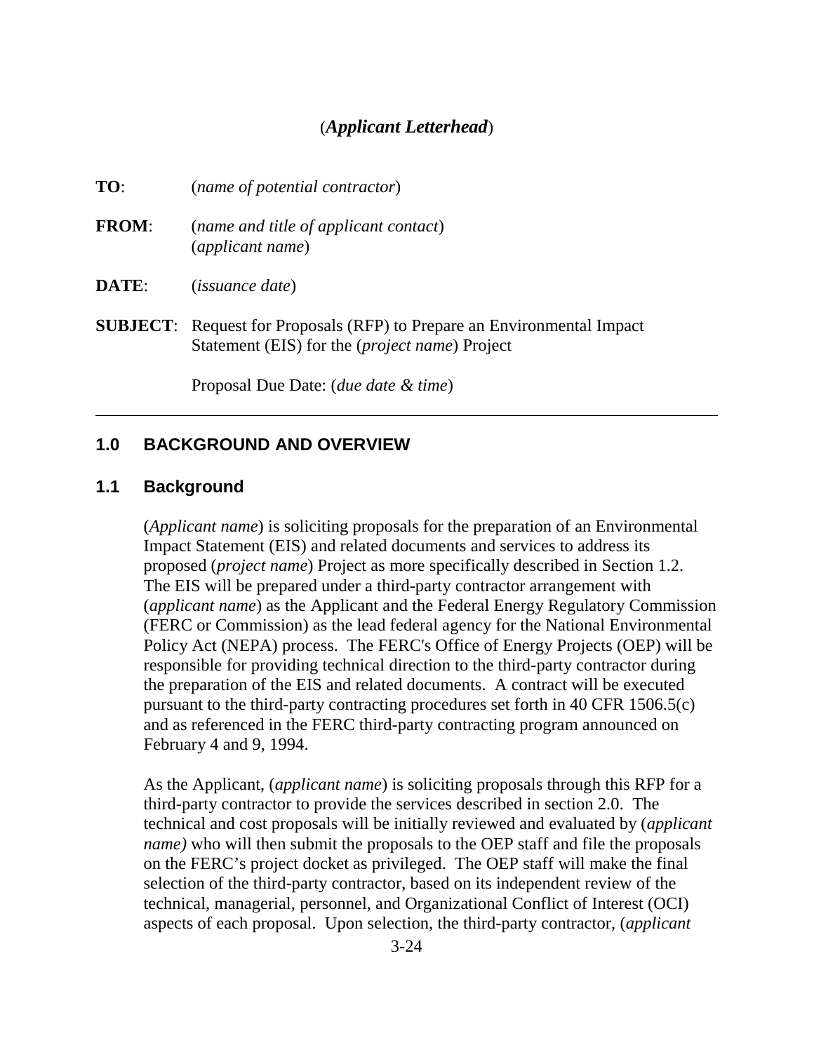(***Applicant Letterhead***)

**TO**: (*name of potential contractor*)

**FROM**: (*name and title of applicant contact*)
(*applicant name*)

**DATE**: (*issuance date*)

**SUBJECT**: Request for Proposals (RFP) to Prepare an Environmental Impact Statement (EIS) for the (*project name*) Project

Proposal Due Date: (*due date & time*)

---

## 1.0 BACKGROUND AND OVERVIEW

### 1.1 Background

(*Applicant name*) is soliciting proposals for the preparation of an Environmental Impact Statement (EIS) and related documents and services to address its proposed (*project name*) Project as more specifically described in Section 1.2. The EIS will be prepared under a third-party contractor arrangement with (*applicant name*) as the Applicant and the Federal Energy Regulatory Commission (FERC or Commission) as the lead federal agency for the National Environmental Policy Act (NEPA) process. The FERC's Office of Energy Projects (OEP) will be responsible for providing technical direction to the third-party contractor during the preparation of the EIS and related documents. A contract will be executed pursuant to the third-party contracting procedures set forth in 40 CFR 1506.5(c) and as referenced in the FERC third-party contracting program announced on February 4 and 9, 1994.

As the Applicant, (*applicant name*) is soliciting proposals through this RFP for a third-party contractor to provide the services described in section 2.0. The technical and cost proposals will be initially reviewed and evaluated by (*applicant name)* who will then submit the proposals to the OEP staff and file the proposals on the FERC's project docket as privileged. The OEP staff will make the final selection of the third-party contractor, based on its independent review of the technical, managerial, personnel, and Organizational Conflict of Interest (OCI) aspects of each proposal. Upon selection, the third-party contractor, (*applicant*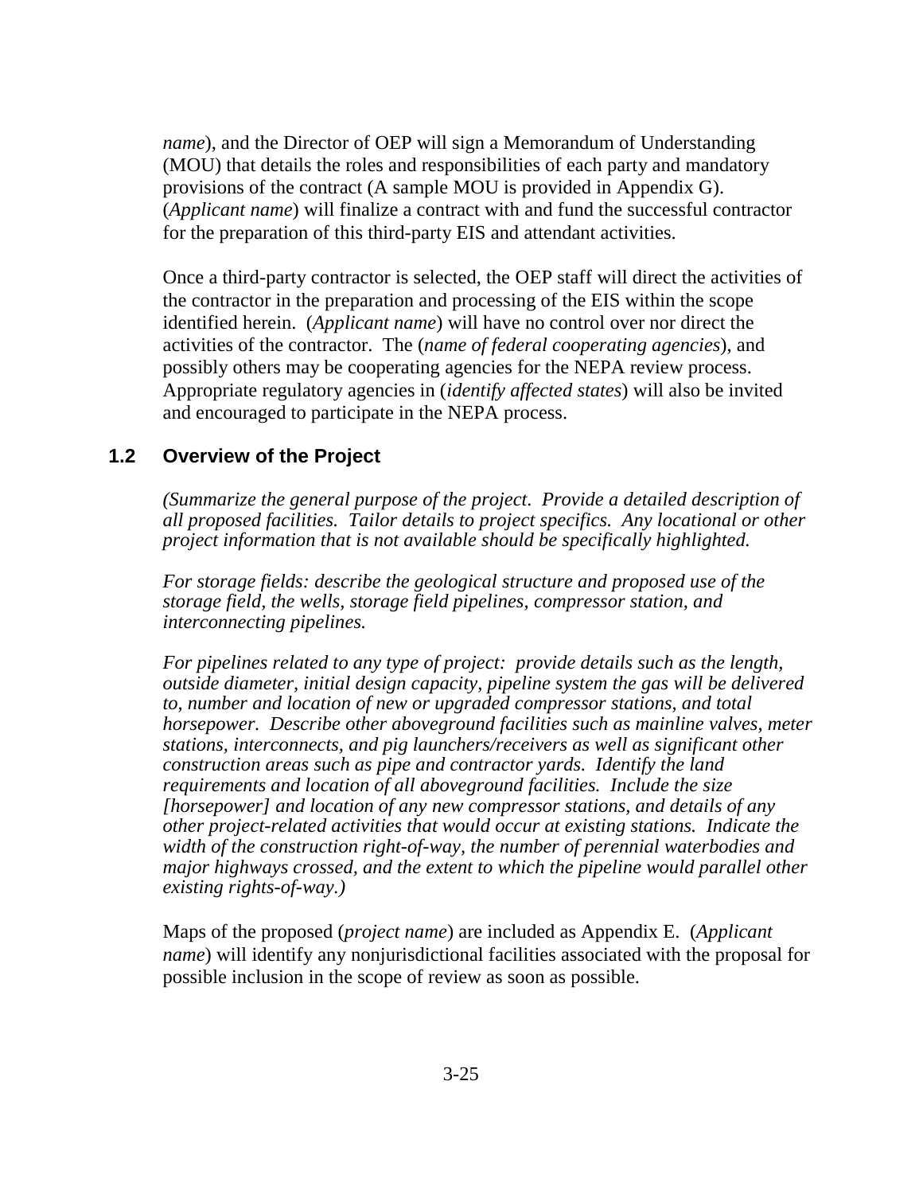*name*), and the Director of OEP will sign a Memorandum of Understanding (MOU) that details the roles and responsibilities of each party and mandatory provisions of the contract (A sample MOU is provided in Appendix G). (*Applicant name*) will finalize a contract with and fund the successful contractor for the preparation of this third-party EIS and attendant activities.

Once a third-party contractor is selected, the OEP staff will direct the activities of the contractor in the preparation and processing of the EIS within the scope identified herein. (*Applicant name*) will have no control over nor direct the activities of the contractor. The (*name of federal cooperating agencies*), and possibly others may be cooperating agencies for the NEPA review process. Appropriate regulatory agencies in (*identify affected states*) will also be invited and encouraged to participate in the NEPA process.

## 1.2 Overview of the Project

*(Summarize the general purpose of the project. Provide a detailed description of all proposed facilities. Tailor details to project specifics. Any locational or other project information that is not available should be specifically highlighted.*

*For storage fields: describe the geological structure and proposed use of the storage field, the wells, storage field pipelines, compressor station, and interconnecting pipelines.*

*For pipelines related to any type of project: provide details such as the length, outside diameter, initial design capacity, pipeline system the gas will be delivered to, number and location of new or upgraded compressor stations, and total horsepower. Describe other aboveground facilities such as mainline valves, meter stations, interconnects, and pig launchers/receivers as well as significant other construction areas such as pipe and contractor yards. Identify the land requirements and location of all aboveground facilities. Include the size [horsepower] and location of any new compressor stations, and details of any other project-related activities that would occur at existing stations. Indicate the width of the construction right-of-way, the number of perennial waterbodies and major highways crossed, and the extent to which the pipeline would parallel other existing rights-of-way.)*

Maps of the proposed (*project name*) are included as Appendix E. (*Applicant name*) will identify any nonjurisdictional facilities associated with the proposal for possible inclusion in the scope of review as soon as possible.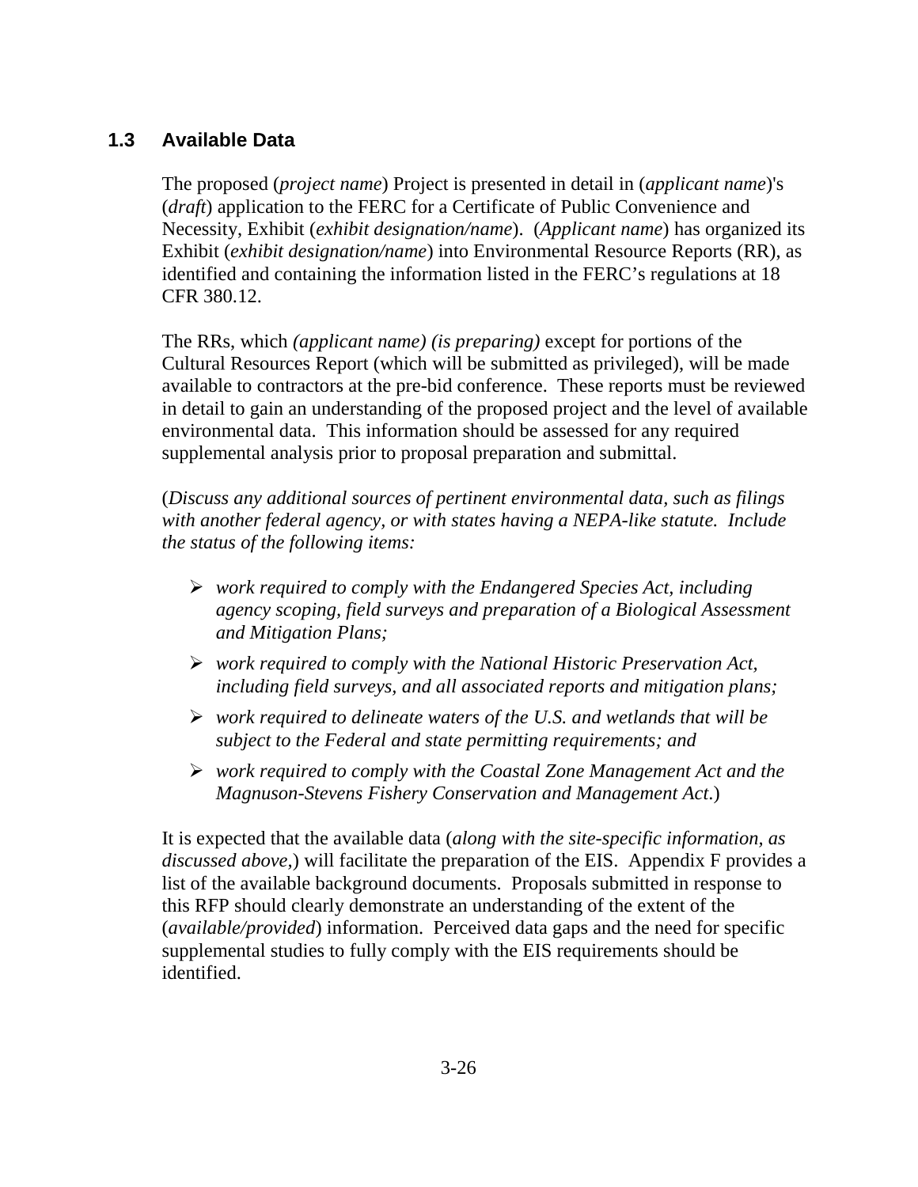## 1.3 Available Data

The proposed (*project name*) Project is presented in detail in (*applicant name*)'s (*draft*) application to the FERC for a Certificate of Public Convenience and Necessity, Exhibit (*exhibit designation/name*). (*Applicant name*) has organized its Exhibit (*exhibit designation/name*) into Environmental Resource Reports (RR), as identified and containing the information listed in the FERC's regulations at 18 CFR 380.12.

The RRs, which *(applicant name) (is preparing)* except for portions of the Cultural Resources Report (which will be submitted as privileged), will be made available to contractors at the pre-bid conference. These reports must be reviewed in detail to gain an understanding of the proposed project and the level of available environmental data. This information should be assessed for any required supplemental analysis prior to proposal preparation and submittal.

(*Discuss any additional sources of pertinent environmental data, such as filings with another federal agency, or with states having a NEPA-like statute. Include the status of the following items:*

- *work required to comply with the Endangered Species Act, including agency scoping, field surveys and preparation of a Biological Assessment and Mitigation Plans;*
- *work required to comply with the National Historic Preservation Act, including field surveys, and all associated reports and mitigation plans;*
- *work required to delineate waters of the U.S. and wetlands that will be subject to the Federal and state permitting requirements; and*
- *work required to comply with the Coastal Zone Management Act and the Magnuson-Stevens Fishery Conservation and Management Act*.)

It is expected that the available data (*along with the site-specific information, as discussed above,*) will facilitate the preparation of the EIS. Appendix F provides a list of the available background documents. Proposals submitted in response to this RFP should clearly demonstrate an understanding of the extent of the (*available/provided*) information. Perceived data gaps and the need for specific supplemental studies to fully comply with the EIS requirements should be identified.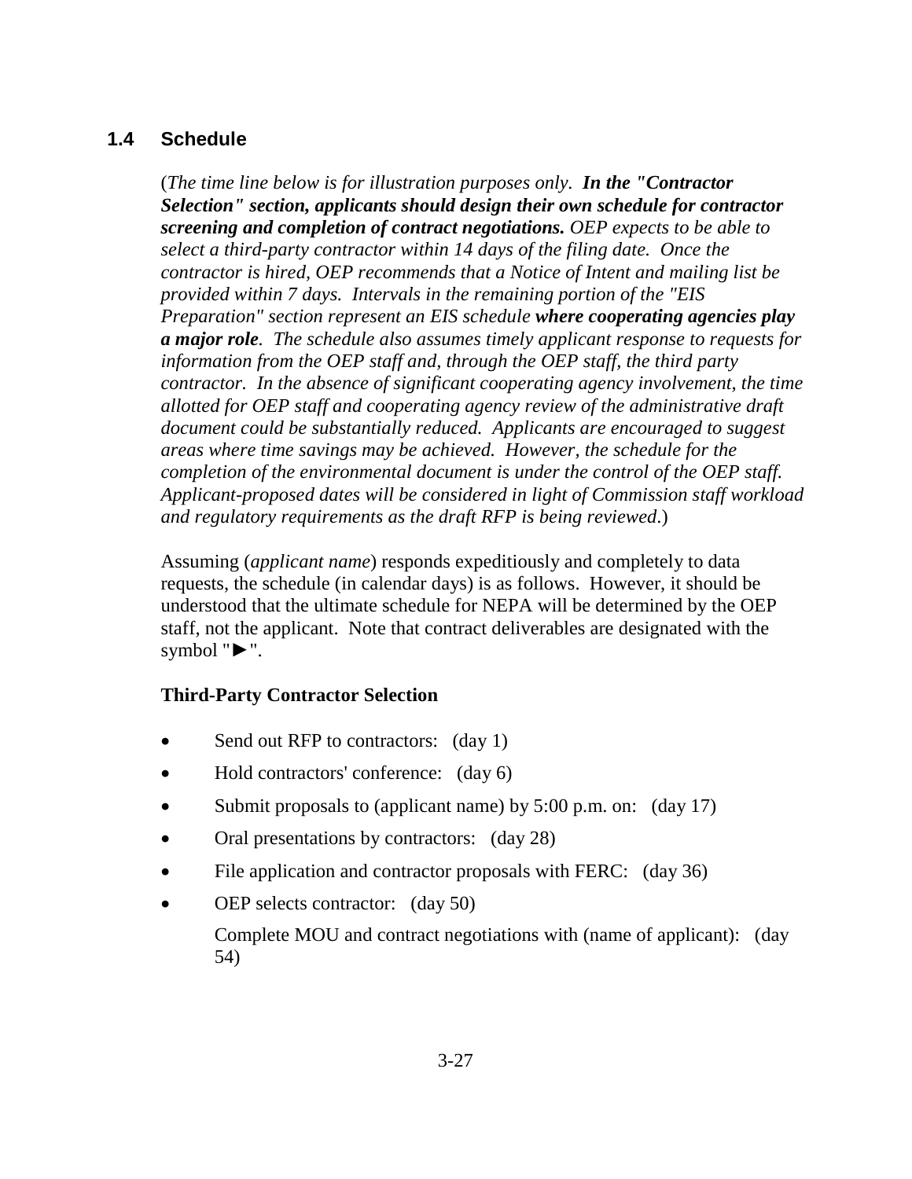## 1.4 Schedule

(*The time line below is for illustration purposes only.* ***In the "Contractor Selection" section, applicants should design their own schedule for contractor screening and completion of contract negotiations.*** *OEP expects to be able to select a third-party contractor within 14 days of the filing date. Once the contractor is hired, OEP recommends that a Notice of Intent and mailing list be provided within 7 days. Intervals in the remaining portion of the "EIS Preparation" section represent an EIS schedule* ***where cooperating agencies play a major role****. The schedule also assumes timely applicant response to requests for information from the OEP staff and, through the OEP staff, the third party contractor. In the absence of significant cooperating agency involvement, the time allotted for OEP staff and cooperating agency review of the administrative draft document could be substantially reduced. Applicants are encouraged to suggest areas where time savings may be achieved. However, the schedule for the completion of the environmental document is under the control of the OEP staff. Applicant-proposed dates will be considered in light of Commission staff workload and regulatory requirements as the draft RFP is being reviewed*.)

Assuming (*applicant name*) responds expeditiously and completely to data requests, the schedule (in calendar days) is as follows. However, it should be understood that the ultimate schedule for NEPA will be determined by the OEP staff, not the applicant. Note that contract deliverables are designated with the symbol "►".

**Third-Party Contractor Selection**

- Send out RFP to contractors: (day 1)
- Hold contractors' conference: (day 6)
- Submit proposals to (applicant name) by 5:00 p.m. on: (day 17)
- Oral presentations by contractors: (day 28)
- File application and contractor proposals with FERC: (day 36)
- OEP selects contractor: (day 50)

  Complete MOU and contract negotiations with (name of applicant): (day 54)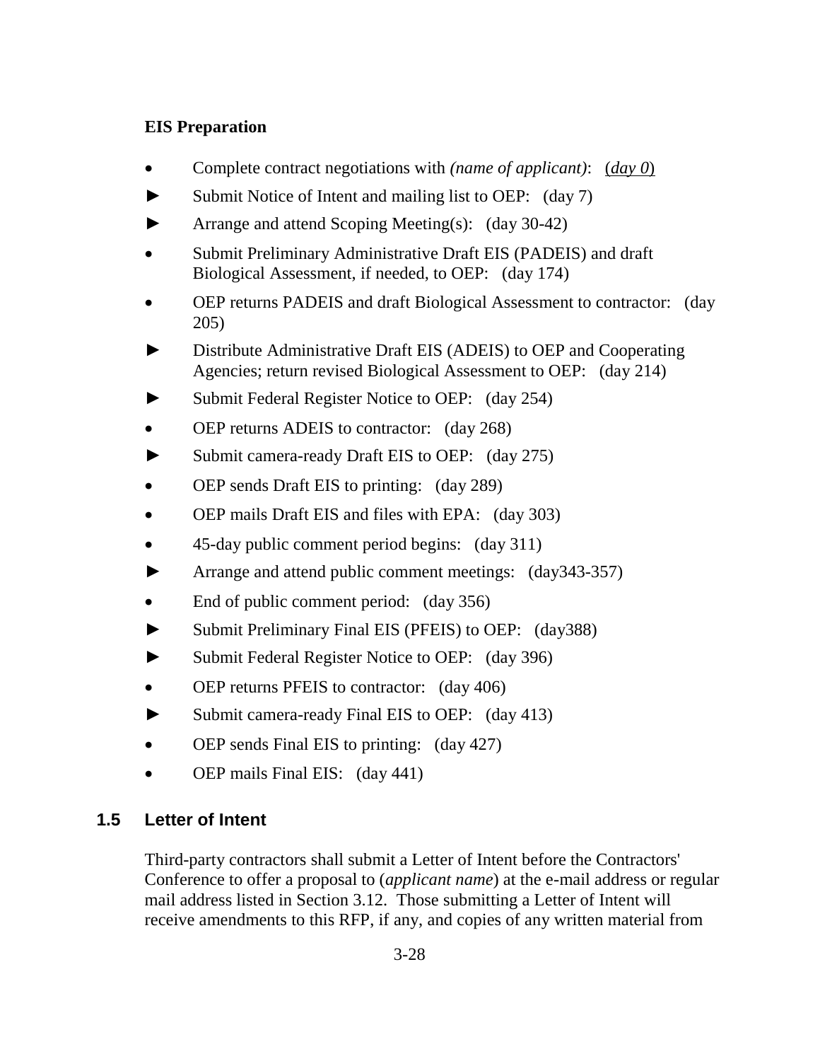**EIS Preparation**

- Complete contract negotiations with *(name of applicant)*: (*day 0*)
- ► Submit Notice of Intent and mailing list to OEP: (day 7)
- ► Arrange and attend Scoping Meeting(s): (day 30-42)
- Submit Preliminary Administrative Draft EIS (PADEIS) and draft Biological Assessment, if needed, to OEP: (day 174)
- OEP returns PADEIS and draft Biological Assessment to contractor: (day 205)
- ► Distribute Administrative Draft EIS (ADEIS) to OEP and Cooperating Agencies; return revised Biological Assessment to OEP: (day 214)
- ► Submit Federal Register Notice to OEP: (day 254)
- OEP returns ADEIS to contractor: (day 268)
- ► Submit camera-ready Draft EIS to OEP: (day 275)
- OEP sends Draft EIS to printing: (day 289)
- OEP mails Draft EIS and files with EPA: (day 303)
- 45-day public comment period begins: (day 311)
- ► Arrange and attend public comment meetings: (day343-357)
- End of public comment period: (day 356)
- ► Submit Preliminary Final EIS (PFEIS) to OEP: (day388)
- ► Submit Federal Register Notice to OEP: (day 396)
- OEP returns PFEIS to contractor: (day 406)
- ► Submit camera-ready Final EIS to OEP: (day 413)
- OEP sends Final EIS to printing: (day 427)
- OEP mails Final EIS: (day 441)

## 1.5 Letter of Intent

Third-party contractors shall submit a Letter of Intent before the Contractors' Conference to offer a proposal to (*applicant name*) at the e-mail address or regular mail address listed in Section 3.12. Those submitting a Letter of Intent will receive amendments to this RFP, if any, and copies of any written material from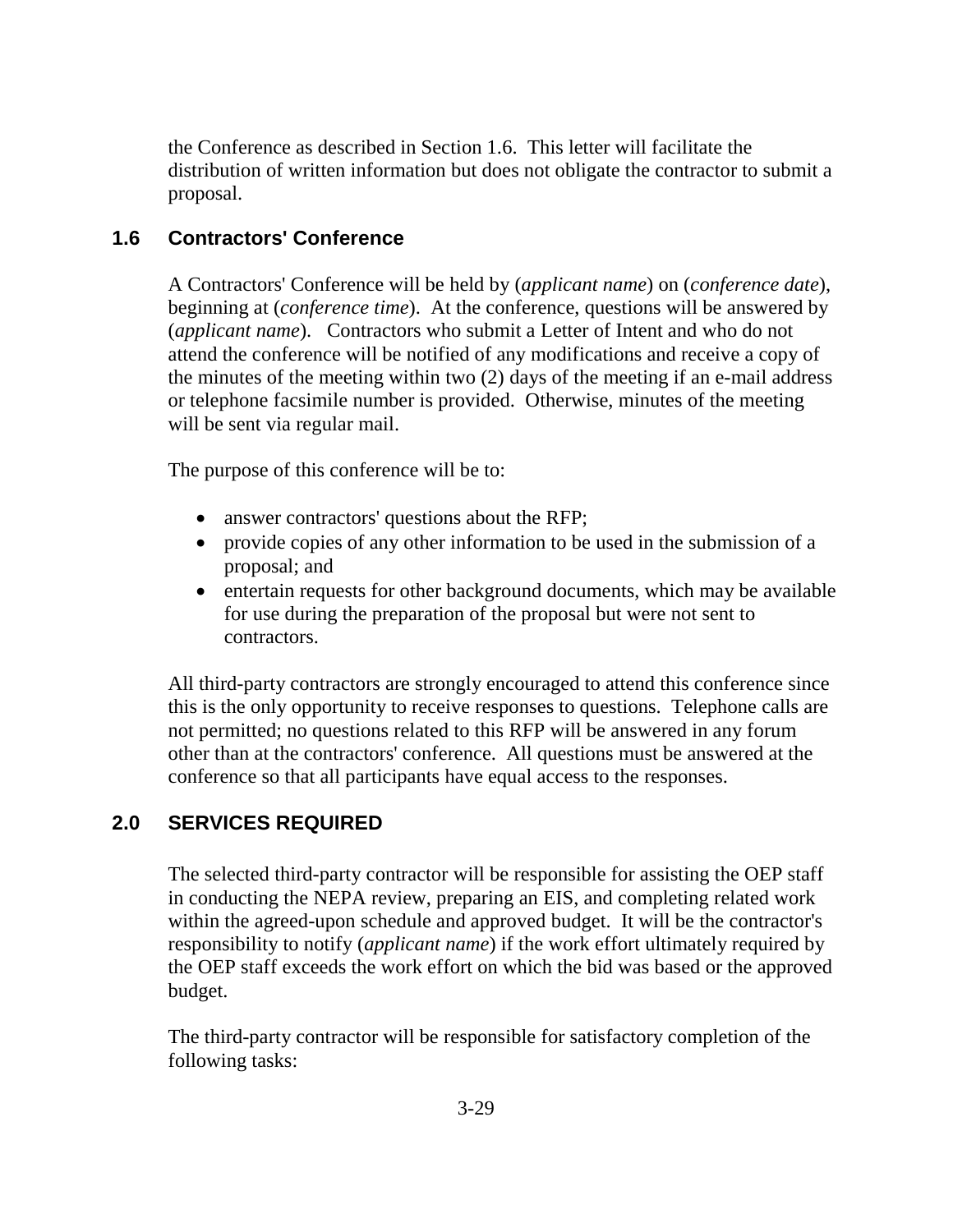the Conference as described in Section 1.6. This letter will facilitate the distribution of written information but does not obligate the contractor to submit a proposal.

### 1.6 Contractors' Conference

A Contractors' Conference will be held by (*applicant name*) on (*conference date*), beginning at (*conference time*). At the conference, questions will be answered by (*applicant name*). Contractors who submit a Letter of Intent and who do not attend the conference will be notified of any modifications and receive a copy of the minutes of the meeting within two (2) days of the meeting if an e-mail address or telephone facsimile number is provided. Otherwise, minutes of the meeting will be sent via regular mail.

The purpose of this conference will be to:

- answer contractors' questions about the RFP;
- provide copies of any other information to be used in the submission of a proposal; and
- entertain requests for other background documents, which may be available for use during the preparation of the proposal but were not sent to contractors.

All third-party contractors are strongly encouraged to attend this conference since this is the only opportunity to receive responses to questions. Telephone calls are not permitted; no questions related to this RFP will be answered in any forum other than at the contractors' conference. All questions must be answered at the conference so that all participants have equal access to the responses.

## 2.0 SERVICES REQUIRED

The selected third-party contractor will be responsible for assisting the OEP staff in conducting the NEPA review, preparing an EIS, and completing related work within the agreed-upon schedule and approved budget. It will be the contractor's responsibility to notify (*applicant name*) if the work effort ultimately required by the OEP staff exceeds the work effort on which the bid was based or the approved budget.

The third-party contractor will be responsible for satisfactory completion of the following tasks: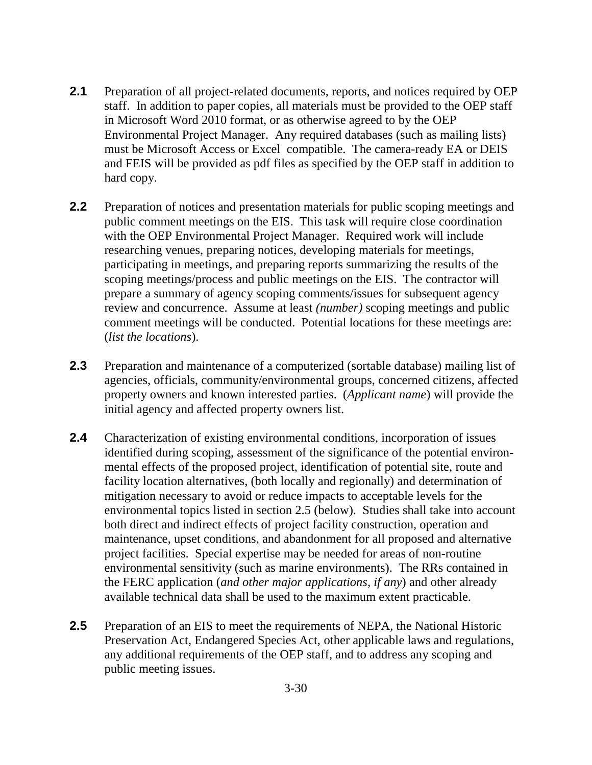**2.1** Preparation of all project-related documents, reports, and notices required by OEP staff. In addition to paper copies, all materials must be provided to the OEP staff in Microsoft Word 2010 format, or as otherwise agreed to by the OEP Environmental Project Manager. Any required databases (such as mailing lists) must be Microsoft Access or Excel compatible. The camera-ready EA or DEIS and FEIS will be provided as pdf files as specified by the OEP staff in addition to hard copy.

**2.2** Preparation of notices and presentation materials for public scoping meetings and public comment meetings on the EIS. This task will require close coordination with the OEP Environmental Project Manager. Required work will include researching venues, preparing notices, developing materials for meetings, participating in meetings, and preparing reports summarizing the results of the scoping meetings/process and public meetings on the EIS. The contractor will prepare a summary of agency scoping comments/issues for subsequent agency review and concurrence. Assume at least *(number)* scoping meetings and public comment meetings will be conducted. Potential locations for these meetings are: (*list the locations*).

**2.3** Preparation and maintenance of a computerized (sortable database) mailing list of agencies, officials, community/environmental groups, concerned citizens, affected property owners and known interested parties. (*Applicant name*) will provide the initial agency and affected property owners list.

**2.4** Characterization of existing environmental conditions, incorporation of issues identified during scoping, assessment of the significance of the potential environmental effects of the proposed project, identification of potential site, route and facility location alternatives, (both locally and regionally) and determination of mitigation necessary to avoid or reduce impacts to acceptable levels for the environmental topics listed in section 2.5 (below). Studies shall take into account both direct and indirect effects of project facility construction, operation and maintenance, upset conditions, and abandonment for all proposed and alternative project facilities. Special expertise may be needed for areas of non-routine environmental sensitivity (such as marine environments). The RRs contained in the FERC application (*and other major applications, if any*) and other already available technical data shall be used to the maximum extent practicable.

**2.5** Preparation of an EIS to meet the requirements of NEPA, the National Historic Preservation Act, Endangered Species Act, other applicable laws and regulations, any additional requirements of the OEP staff, and to address any scoping and public meeting issues.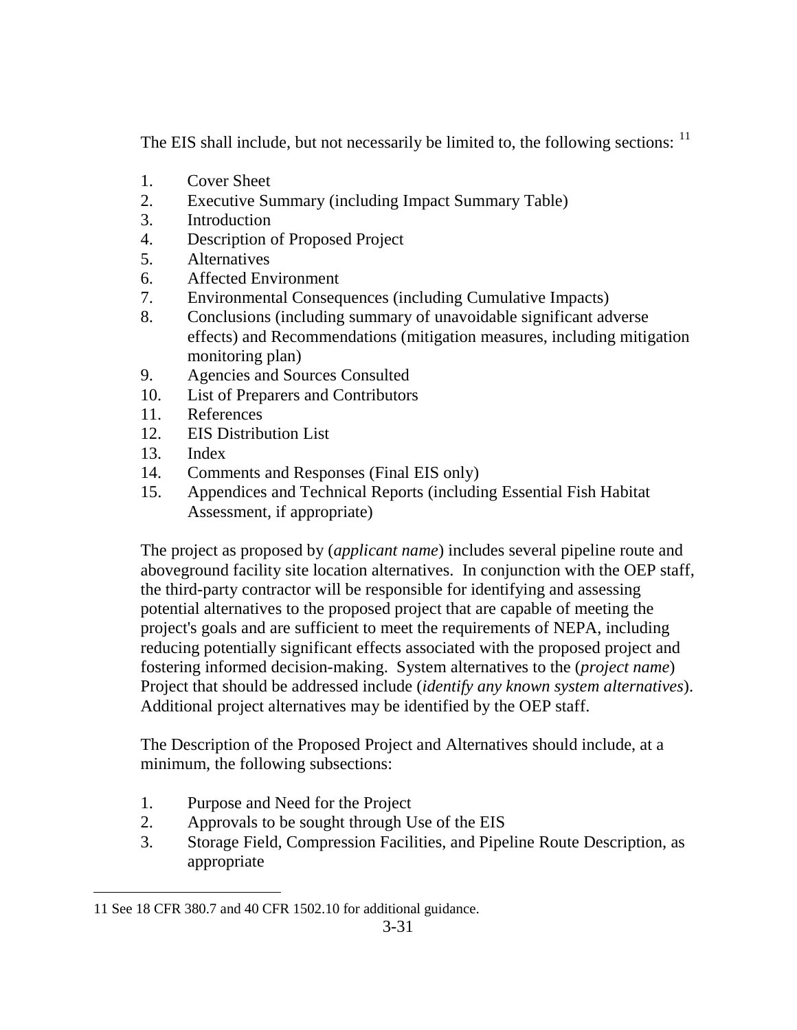The EIS shall include, but not necessarily be limited to, the following sections: [11]

1. Cover Sheet
2. Executive Summary (including Impact Summary Table)
3. Introduction
4. Description of Proposed Project
5. Alternatives
6. Affected Environment
7. Environmental Consequences (including Cumulative Impacts)
8. Conclusions (including summary of unavoidable significant adverse effects) and Recommendations (mitigation measures, including mitigation monitoring plan)
9. Agencies and Sources Consulted
10. List of Preparers and Contributors
11. References
12. EIS Distribution List
13. Index
14. Comments and Responses (Final EIS only)
15. Appendices and Technical Reports (including Essential Fish Habitat Assessment, if appropriate)

The project as proposed by (*applicant name*) includes several pipeline route and aboveground facility site location alternatives. In conjunction with the OEP staff, the third-party contractor will be responsible for identifying and assessing potential alternatives to the proposed project that are capable of meeting the project's goals and are sufficient to meet the requirements of NEPA, including reducing potentially significant effects associated with the proposed project and fostering informed decision-making. System alternatives to the (*project name*) Project that should be addressed include (*identify any known system alternatives*). Additional project alternatives may be identified by the OEP staff.

The Description of the Proposed Project and Alternatives should include, at a minimum, the following subsections:

1. Purpose and Need for the Project
2. Approvals to be sought through Use of the EIS
3. Storage Field, Compression Facilities, and Pipeline Route Description, as appropriate

[11] See 18 CFR 380.7 and 40 CFR 1502.10 for additional guidance.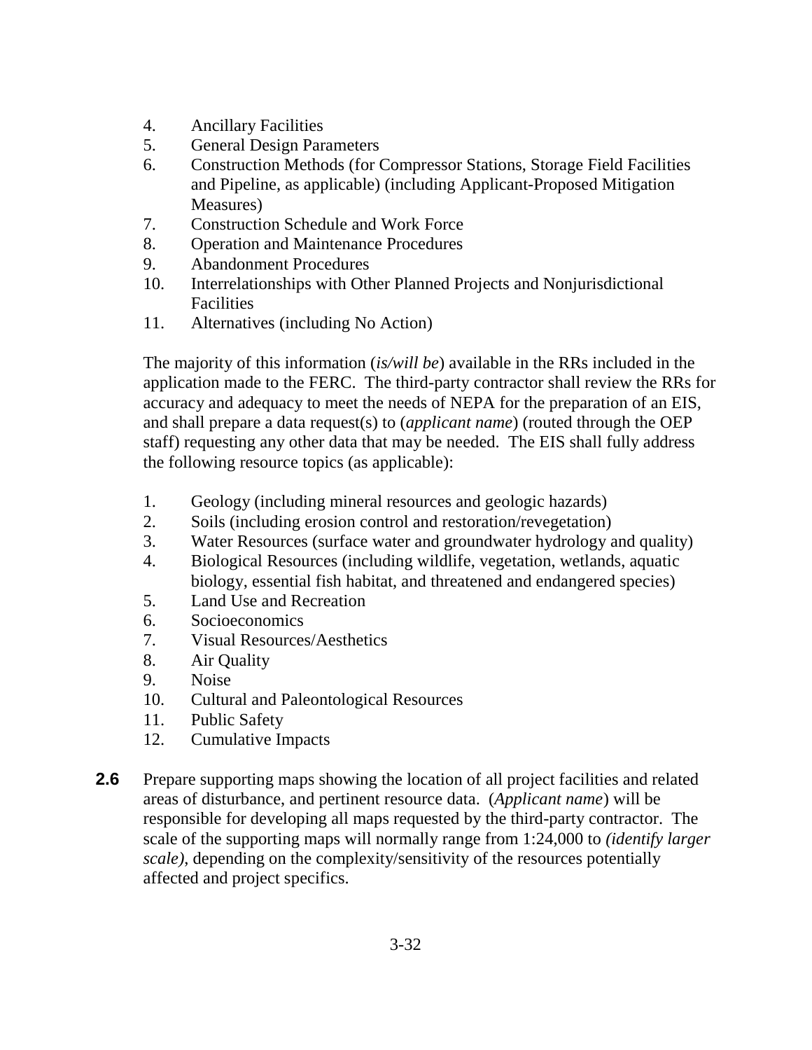4. Ancillary Facilities
5. General Design Parameters
6. Construction Methods (for Compressor Stations, Storage Field Facilities and Pipeline, as applicable) (including Applicant-Proposed Mitigation Measures)
7. Construction Schedule and Work Force
8. Operation and Maintenance Procedures
9. Abandonment Procedures
10. Interrelationships with Other Planned Projects and Nonjurisdictional Facilities
11. Alternatives (including No Action)

The majority of this information (*is/will be*) available in the RRs included in the application made to the FERC. The third-party contractor shall review the RRs for accuracy and adequacy to meet the needs of NEPA for the preparation of an EIS, and shall prepare a data request(s) to (*applicant name*) (routed through the OEP staff) requesting any other data that may be needed. The EIS shall fully address the following resource topics (as applicable):

1. Geology (including mineral resources and geologic hazards)
2. Soils (including erosion control and restoration/revegetation)
3. Water Resources (surface water and groundwater hydrology and quality)
4. Biological Resources (including wildlife, vegetation, wetlands, aquatic biology, essential fish habitat, and threatened and endangered species)
5. Land Use and Recreation
6. Socioeconomics
7. Visual Resources/Aesthetics
8. Air Quality
9. Noise
10. Cultural and Paleontological Resources
11. Public Safety
12. Cumulative Impacts

**2.6** Prepare supporting maps showing the location of all project facilities and related areas of disturbance, and pertinent resource data. (*Applicant name*) will be responsible for developing all maps requested by the third-party contractor. The scale of the supporting maps will normally range from 1:24,000 to *(identify larger scale)*, depending on the complexity/sensitivity of the resources potentially affected and project specifics.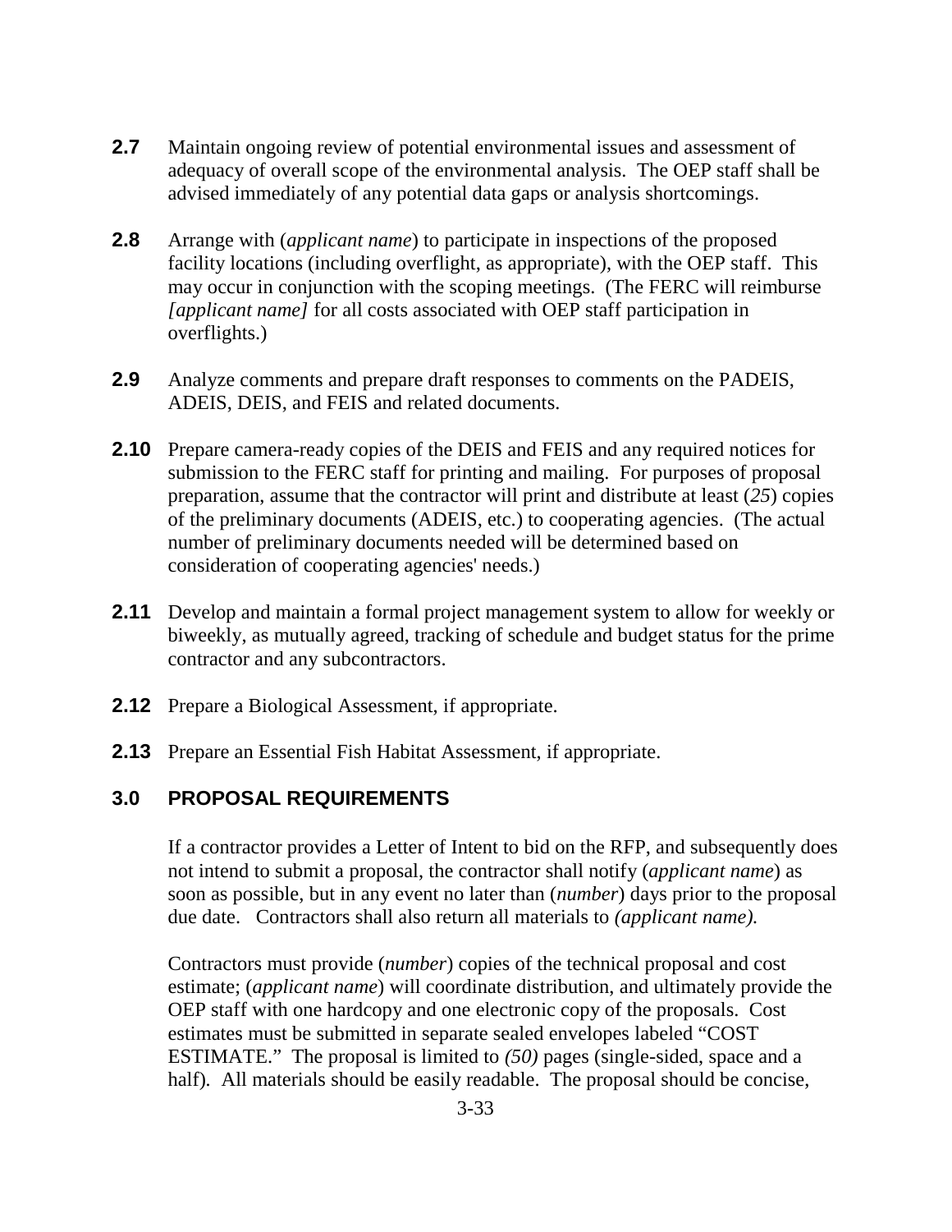**2.7** Maintain ongoing review of potential environmental issues and assessment of adequacy of overall scope of the environmental analysis. The OEP staff shall be advised immediately of any potential data gaps or analysis shortcomings.

**2.8** Arrange with (*applicant name*) to participate in inspections of the proposed facility locations (including overflight, as appropriate), with the OEP staff. This may occur in conjunction with the scoping meetings. (The FERC will reimburse *[applicant name]* for all costs associated with OEP staff participation in overflights.)

**2.9** Analyze comments and prepare draft responses to comments on the PADEIS, ADEIS, DEIS, and FEIS and related documents.

**2.10** Prepare camera-ready copies of the DEIS and FEIS and any required notices for submission to the FERC staff for printing and mailing. For purposes of proposal preparation, assume that the contractor will print and distribute at least (*25*) copies of the preliminary documents (ADEIS, etc.) to cooperating agencies. (The actual number of preliminary documents needed will be determined based on consideration of cooperating agencies' needs.)

**2.11** Develop and maintain a formal project management system to allow for weekly or biweekly, as mutually agreed, tracking of schedule and budget status for the prime contractor and any subcontractors.

**2.12** Prepare a Biological Assessment, if appropriate.

**2.13** Prepare an Essential Fish Habitat Assessment, if appropriate.

## 3.0 PROPOSAL REQUIREMENTS

If a contractor provides a Letter of Intent to bid on the RFP, and subsequently does not intend to submit a proposal, the contractor shall notify (*applicant name*) as soon as possible, but in any event no later than (*number*) days prior to the proposal due date. Contractors shall also return all materials to *(applicant name).*

Contractors must provide (*number*) copies of the technical proposal and cost estimate; (*applicant name*) will coordinate distribution, and ultimately provide the OEP staff with one hardcopy and one electronic copy of the proposals. Cost estimates must be submitted in separate sealed envelopes labeled "COST ESTIMATE." The proposal is limited to *(50)* pages (single-sided, space and a half). All materials should be easily readable. The proposal should be concise,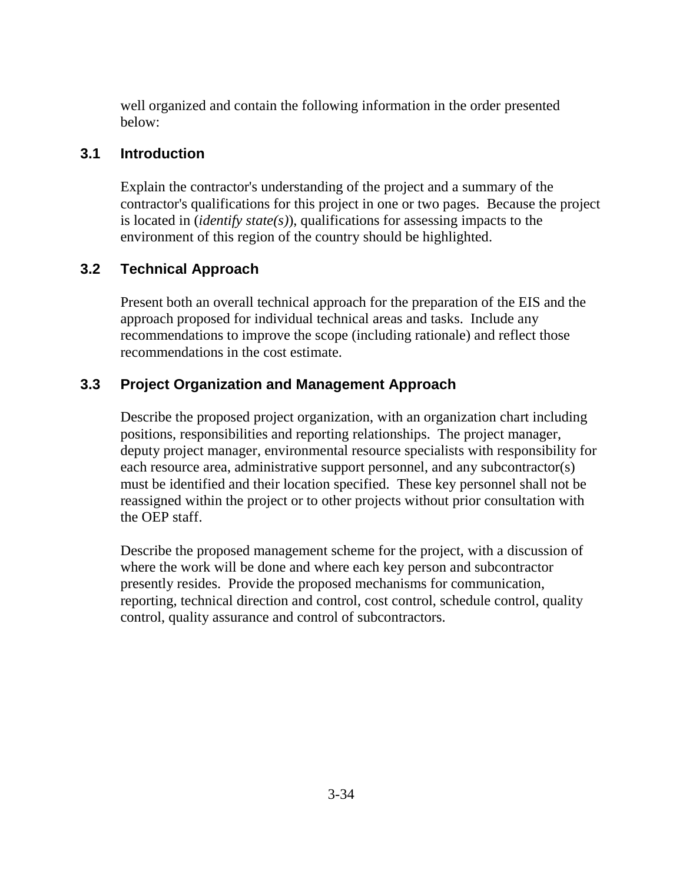well organized and contain the following information in the order presented below:

## 3.1 Introduction

Explain the contractor's understanding of the project and a summary of the contractor's qualifications for this project in one or two pages. Because the project is located in (*identify state(s)*), qualifications for assessing impacts to the environment of this region of the country should be highlighted.

## 3.2 Technical Approach

Present both an overall technical approach for the preparation of the EIS and the approach proposed for individual technical areas and tasks. Include any recommendations to improve the scope (including rationale) and reflect those recommendations in the cost estimate.

## 3.3 Project Organization and Management Approach

Describe the proposed project organization, with an organization chart including positions, responsibilities and reporting relationships. The project manager, deputy project manager, environmental resource specialists with responsibility for each resource area, administrative support personnel, and any subcontractor(s) must be identified and their location specified. These key personnel shall not be reassigned within the project or to other projects without prior consultation with the OEP staff.

Describe the proposed management scheme for the project, with a discussion of where the work will be done and where each key person and subcontractor presently resides. Provide the proposed mechanisms for communication, reporting, technical direction and control, cost control, schedule control, quality control, quality assurance and control of subcontractors.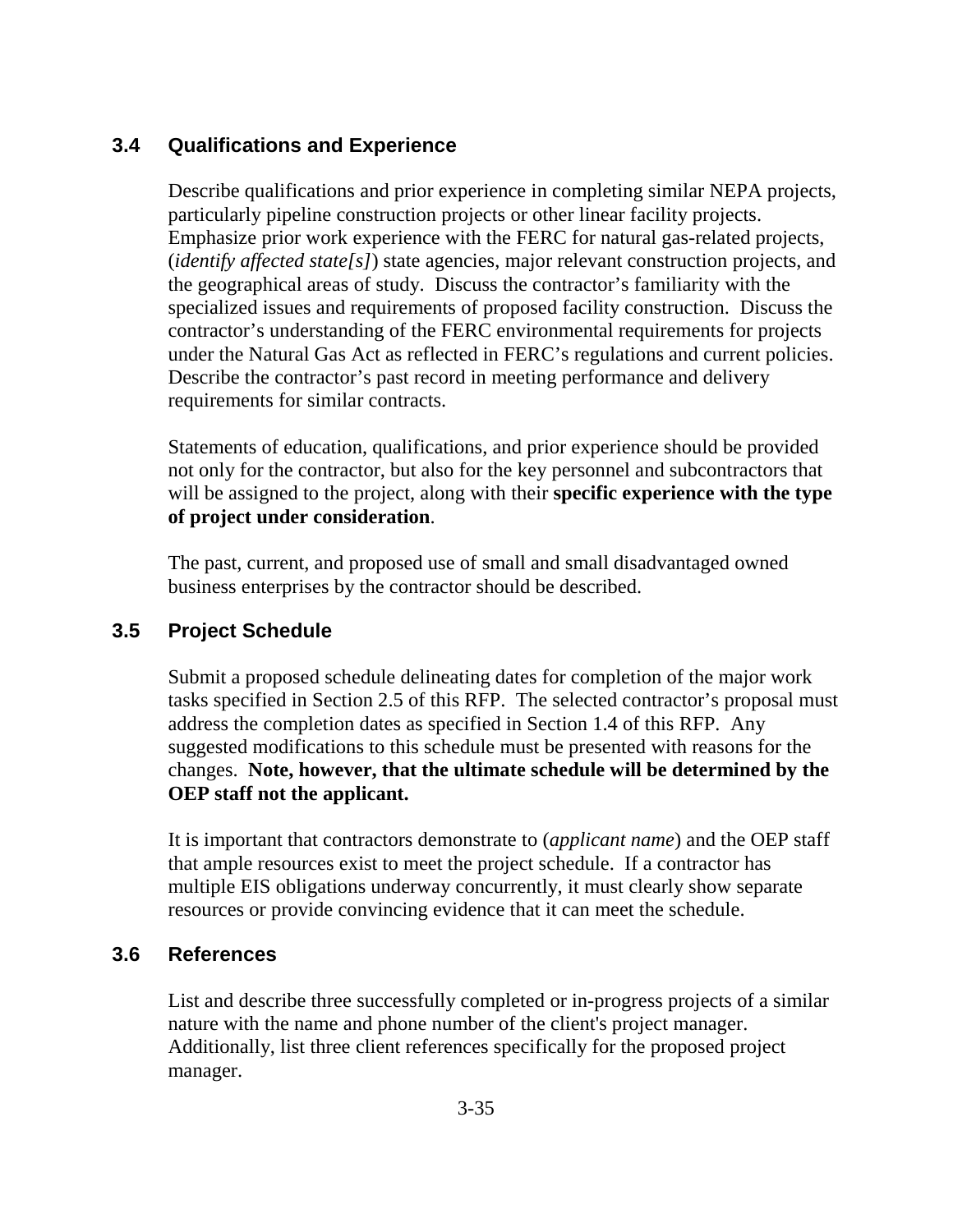### 3.4 Qualifications and Experience

Describe qualifications and prior experience in completing similar NEPA projects, particularly pipeline construction projects or other linear facility projects. Emphasize prior work experience with the FERC for natural gas-related projects, (*identify affected state[s]*) state agencies, major relevant construction projects, and the geographical areas of study. Discuss the contractor's familiarity with the specialized issues and requirements of proposed facility construction. Discuss the contractor's understanding of the FERC environmental requirements for projects under the Natural Gas Act as reflected in FERC's regulations and current policies. Describe the contractor's past record in meeting performance and delivery requirements for similar contracts.

Statements of education, qualifications, and prior experience should be provided not only for the contractor, but also for the key personnel and subcontractors that will be assigned to the project, along with their **specific experience with the type of project under consideration**.

The past, current, and proposed use of small and small disadvantaged owned business enterprises by the contractor should be described.

### 3.5 Project Schedule

Submit a proposed schedule delineating dates for completion of the major work tasks specified in Section 2.5 of this RFP. The selected contractor's proposal must address the completion dates as specified in Section 1.4 of this RFP. Any suggested modifications to this schedule must be presented with reasons for the changes. **Note, however, that the ultimate schedule will be determined by the OEP staff not the applicant.**

It is important that contractors demonstrate to (*applicant name*) and the OEP staff that ample resources exist to meet the project schedule. If a contractor has multiple EIS obligations underway concurrently, it must clearly show separate resources or provide convincing evidence that it can meet the schedule.

### 3.6 References

List and describe three successfully completed or in-progress projects of a similar nature with the name and phone number of the client's project manager. Additionally, list three client references specifically for the proposed project manager.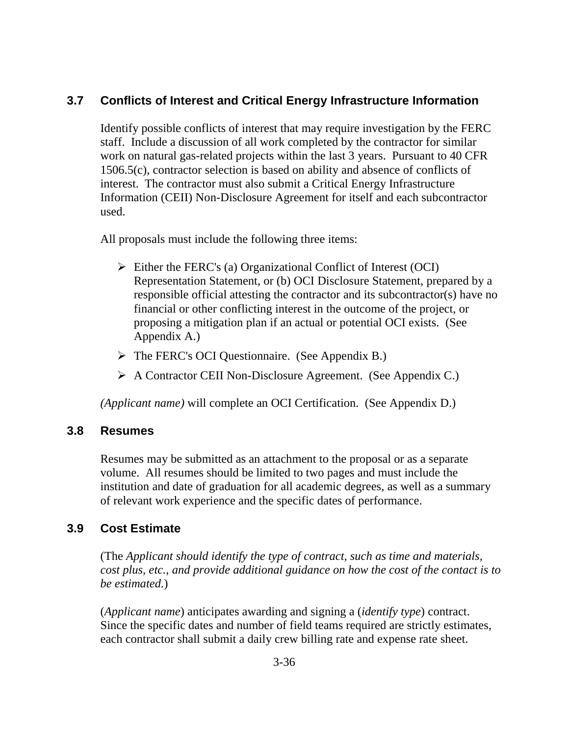## 3.7 Conflicts of Interest and Critical Energy Infrastructure Information

Identify possible conflicts of interest that may require investigation by the FERC staff. Include a discussion of all work completed by the contractor for similar work on natural gas-related projects within the last 3 years. Pursuant to 40 CFR 1506.5(c), contractor selection is based on ability and absence of conflicts of interest. The contractor must also submit a Critical Energy Infrastructure Information (CEII) Non-Disclosure Agreement for itself and each subcontractor used.

All proposals must include the following three items:

- Either the FERC's (a) Organizational Conflict of Interest (OCI) Representation Statement, or (b) OCI Disclosure Statement, prepared by a responsible official attesting the contractor and its subcontractor(s) have no financial or other conflicting interest in the outcome of the project, or proposing a mitigation plan if an actual or potential OCI exists. (See Appendix A.)
- The FERC's OCI Questionnaire. (See Appendix B.)
- A Contractor CEII Non-Disclosure Agreement. (See Appendix C.)

*(Applicant name)* will complete an OCI Certification. (See Appendix D.)

## 3.8 Resumes

Resumes may be submitted as an attachment to the proposal or as a separate volume. All resumes should be limited to two pages and must include the institution and date of graduation for all academic degrees, as well as a summary of relevant work experience and the specific dates of performance.

## 3.9 Cost Estimate

(The *Applicant should identify the type of contract, such as time and materials, cost plus, etc., and provide additional guidance on how the cost of the contact is to be estimated.*)

(*Applicant name*) anticipates awarding and signing a (*identify type*) contract. Since the specific dates and number of field teams required are strictly estimates, each contractor shall submit a daily crew billing rate and expense rate sheet.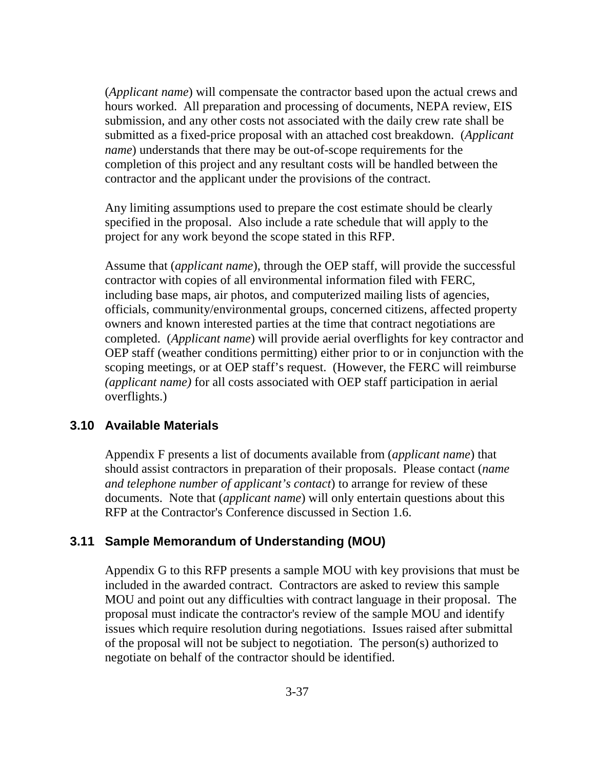(*Applicant name*) will compensate the contractor based upon the actual crews and hours worked. All preparation and processing of documents, NEPA review, EIS submission, and any other costs not associated with the daily crew rate shall be submitted as a fixed-price proposal with an attached cost breakdown. (*Applicant name*) understands that there may be out-of-scope requirements for the completion of this project and any resultant costs will be handled between the contractor and the applicant under the provisions of the contract.

Any limiting assumptions used to prepare the cost estimate should be clearly specified in the proposal. Also include a rate schedule that will apply to the project for any work beyond the scope stated in this RFP.

Assume that (*applicant name*), through the OEP staff, will provide the successful contractor with copies of all environmental information filed with FERC, including base maps, air photos, and computerized mailing lists of agencies, officials, community/environmental groups, concerned citizens, affected property owners and known interested parties at the time that contract negotiations are completed. (*Applicant name*) will provide aerial overflights for key contractor and OEP staff (weather conditions permitting) either prior to or in conjunction with the scoping meetings, or at OEP staff's request. (However, the FERC will reimburse *(applicant name)* for all costs associated with OEP staff participation in aerial overflights.)

### 3.10 Available Materials

Appendix F presents a list of documents available from (*applicant name*) that should assist contractors in preparation of their proposals. Please contact (*name and telephone number of applicant's contact*) to arrange for review of these documents. Note that (*applicant name*) will only entertain questions about this RFP at the Contractor's Conference discussed in Section 1.6.

### 3.11 Sample Memorandum of Understanding (MOU)

Appendix G to this RFP presents a sample MOU with key provisions that must be included in the awarded contract. Contractors are asked to review this sample MOU and point out any difficulties with contract language in their proposal. The proposal must indicate the contractor's review of the sample MOU and identify issues which require resolution during negotiations. Issues raised after submittal of the proposal will not be subject to negotiation. The person(s) authorized to negotiate on behalf of the contractor should be identified.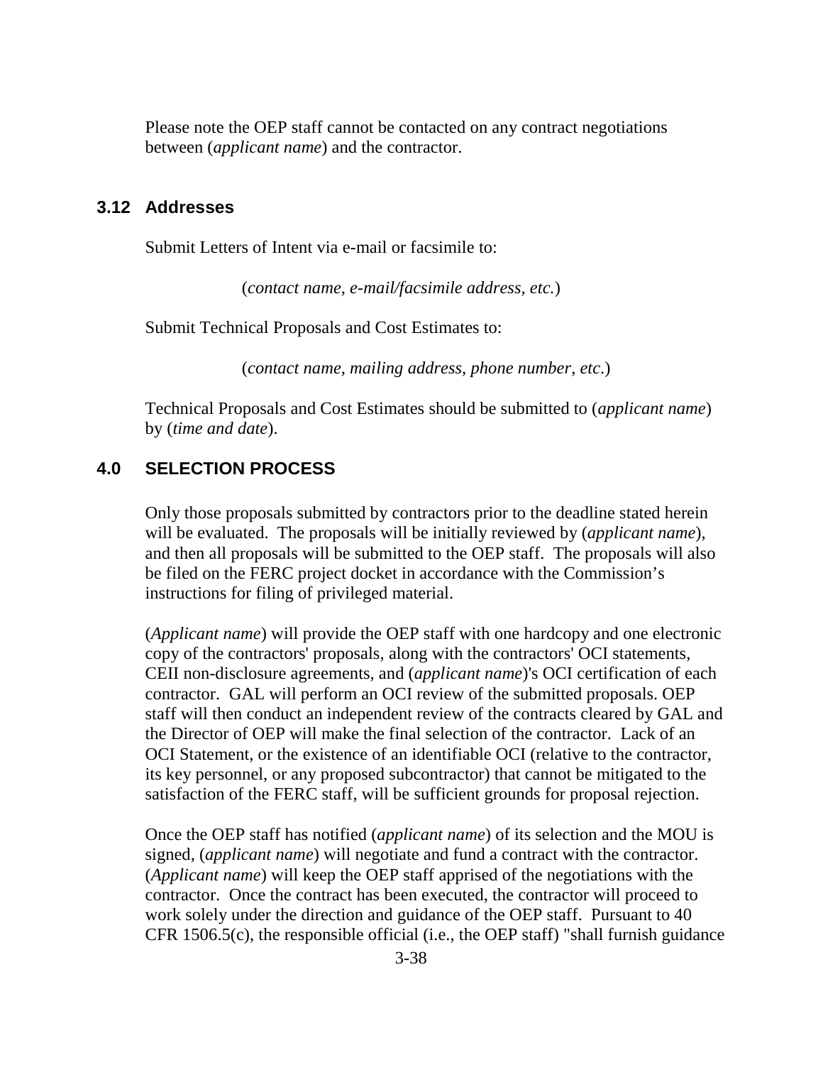Please note the OEP staff cannot be contacted on any contract negotiations between (*applicant name*) and the contractor.

### 3.12 Addresses

Submit Letters of Intent via e-mail or facsimile to:

(*contact name, e-mail/facsimile address, etc.*)

Submit Technical Proposals and Cost Estimates to:

(*contact name, mailing address, phone number, etc*.)

Technical Proposals and Cost Estimates should be submitted to (*applicant name*) by (*time and date*).

## 4.0 SELECTION PROCESS

Only those proposals submitted by contractors prior to the deadline stated herein will be evaluated. The proposals will be initially reviewed by (*applicant name*), and then all proposals will be submitted to the OEP staff. The proposals will also be filed on the FERC project docket in accordance with the Commission's instructions for filing of privileged material.

(*Applicant name*) will provide the OEP staff with one hardcopy and one electronic copy of the contractors' proposals, along with the contractors' OCI statements, CEII non-disclosure agreements, and (*applicant name*)'s OCI certification of each contractor. GAL will perform an OCI review of the submitted proposals. OEP staff will then conduct an independent review of the contracts cleared by GAL and the Director of OEP will make the final selection of the contractor. Lack of an OCI Statement, or the existence of an identifiable OCI (relative to the contractor, its key personnel, or any proposed subcontractor) that cannot be mitigated to the satisfaction of the FERC staff, will be sufficient grounds for proposal rejection.

Once the OEP staff has notified (*applicant name*) of its selection and the MOU is signed, (*applicant name*) will negotiate and fund a contract with the contractor. (*Applicant name*) will keep the OEP staff apprised of the negotiations with the contractor. Once the contract has been executed, the contractor will proceed to work solely under the direction and guidance of the OEP staff. Pursuant to 40 CFR 1506.5(c), the responsible official (i.e., the OEP staff) "shall furnish guidance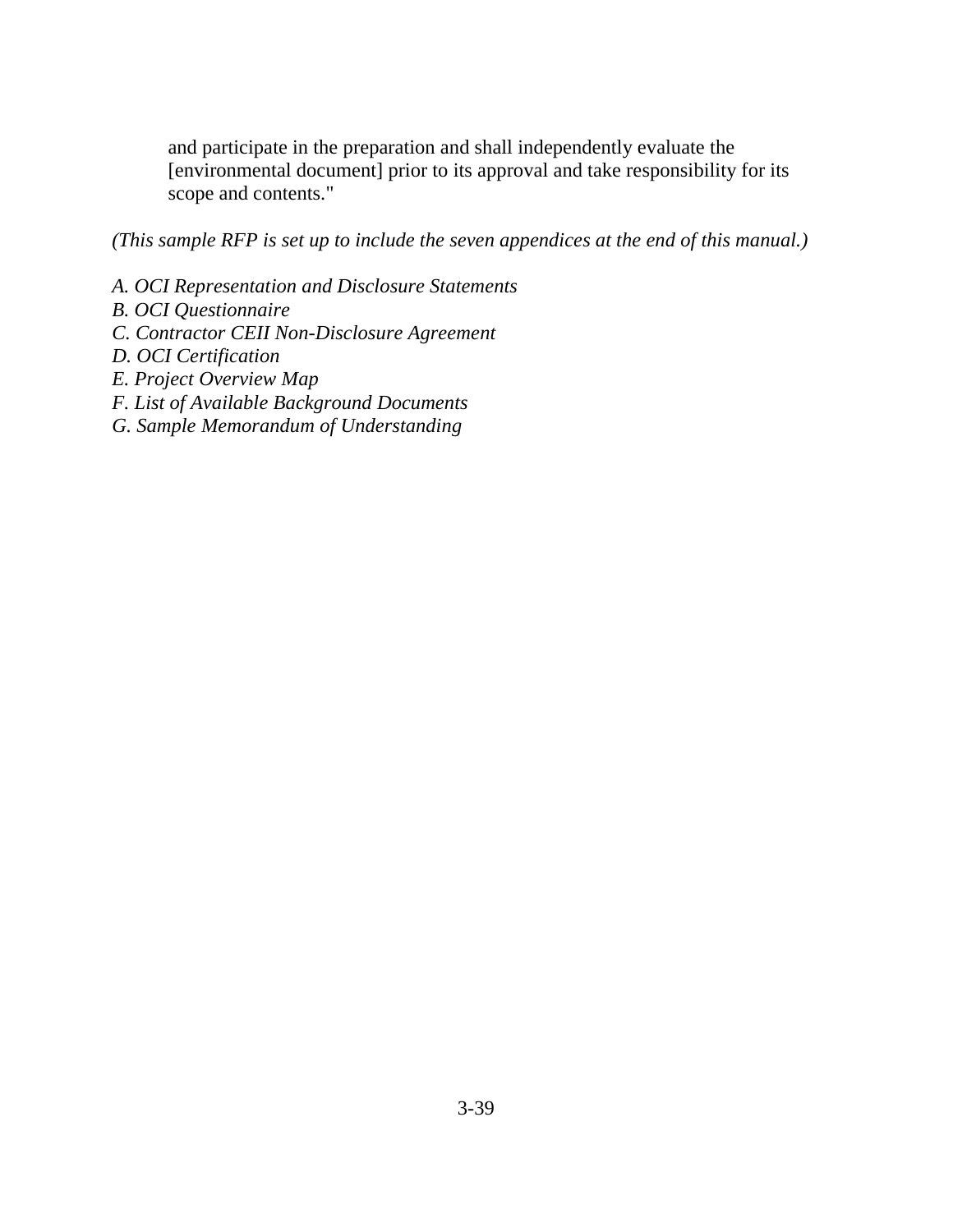and participate in the preparation and shall independently evaluate the [environmental document] prior to its approval and take responsibility for its scope and contents."

*(This sample RFP is set up to include the seven appendices at the end of this manual.)*

*A. OCI Representation and Disclosure Statements*  
*B. OCI Questionnaire*  
*C. Contractor CEII Non-Disclosure Agreement*  
*D. OCI Certification*  
*E. Project Overview Map*  
*F. List of Available Background Documents*  
*G. Sample Memorandum of Understanding*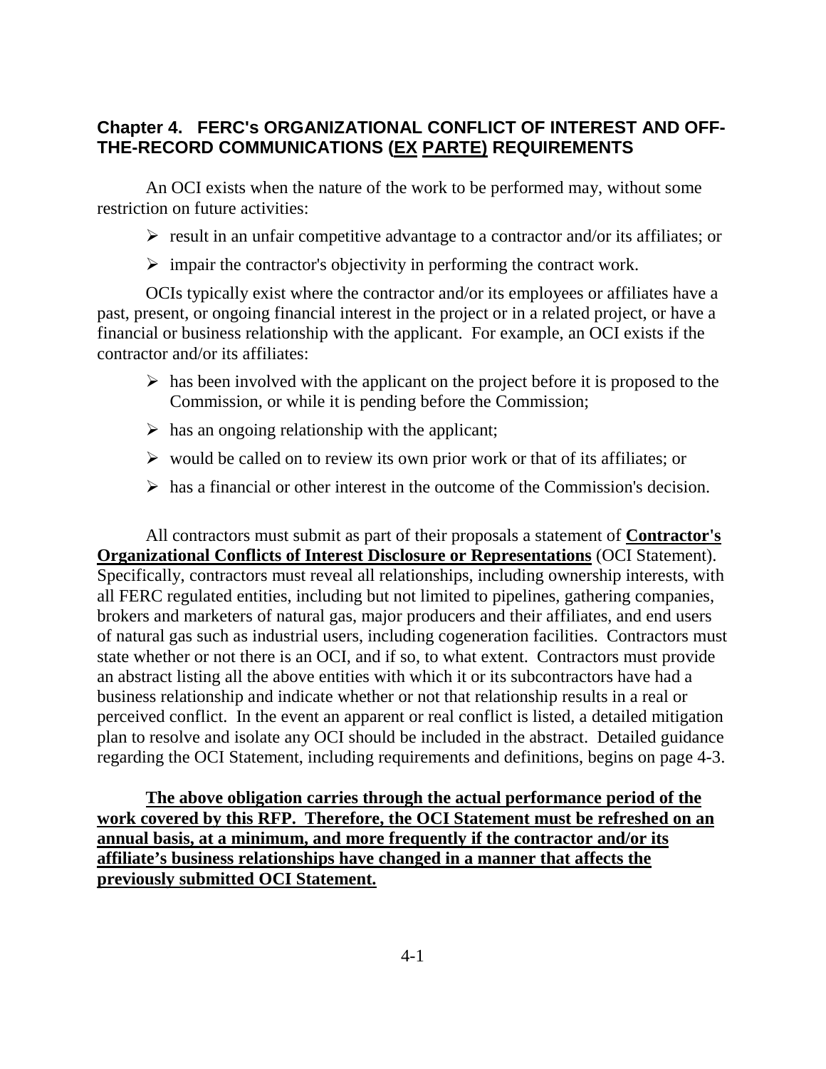## Chapter 4. FERC's ORGANIZATIONAL CONFLICT OF INTEREST AND OFF-THE-RECORD COMMUNICATIONS (*EX PARTE*) REQUIREMENTS

An OCI exists when the nature of the work to be performed may, without some restriction on future activities:

- result in an unfair competitive advantage to a contractor and/or its affiliates; or
- impair the contractor's objectivity in performing the contract work.

OCIs typically exist where the contractor and/or its employees or affiliates have a past, present, or ongoing financial interest in the project or in a related project, or have a financial or business relationship with the applicant. For example, an OCI exists if the contractor and/or its affiliates:

- has been involved with the applicant on the project before it is proposed to the Commission, or while it is pending before the Commission;
- has an ongoing relationship with the applicant;
- would be called on to review its own prior work or that of its affiliates; or
- has a financial or other interest in the outcome of the Commission's decision.

All contractors must submit as part of their proposals a statement of **Contractor's Organizational Conflicts of Interest Disclosure or Representations** (OCI Statement). Specifically, contractors must reveal all relationships, including ownership interests, with all FERC regulated entities, including but not limited to pipelines, gathering companies, brokers and marketers of natural gas, major producers and their affiliates, and end users of natural gas such as industrial users, including cogeneration facilities. Contractors must state whether or not there is an OCI, and if so, to what extent. Contractors must provide an abstract listing all the above entities with which it or its subcontractors have had a business relationship and indicate whether or not that relationship results in a real or perceived conflict. In the event an apparent or real conflict is listed, a detailed mitigation plan to resolve and isolate any OCI should be included in the abstract. Detailed guidance regarding the OCI Statement, including requirements and definitions, begins on page 4-3.

**The above obligation carries through the actual performance period of the work covered by this RFP. Therefore, the OCI Statement must be refreshed on an annual basis, at a minimum, and more frequently if the contractor and/or its affiliate's business relationships have changed in a manner that affects the previously submitted OCI Statement.**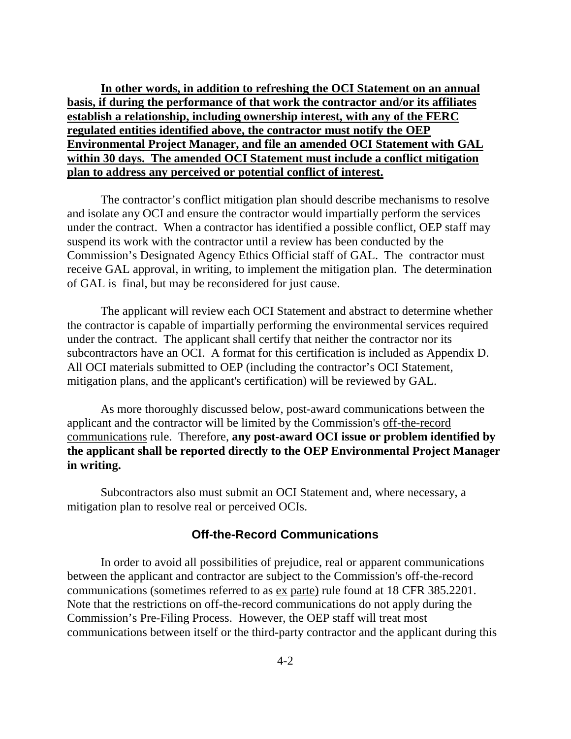<u>**In other words, in addition to refreshing the OCI Statement on an annual basis, if during the performance of that work the contractor and/or its affiliates establish a relationship, including ownership interest, with any of the FERC regulated entities identified above, the contractor must notify the OEP Environmental Project Manager, and file an amended OCI Statement with GAL within 30 days. The amended OCI Statement must include a conflict mitigation plan to address any perceived or potential conflict of interest.**</u>

The contractor's conflict mitigation plan should describe mechanisms to resolve and isolate any OCI and ensure the contractor would impartially perform the services under the contract. When a contractor has identified a possible conflict, OEP staff may suspend its work with the contractor until a review has been conducted by the Commission's Designated Agency Ethics Official staff of GAL. The contractor must receive GAL approval, in writing, to implement the mitigation plan. The determination of GAL is final, but may be reconsidered for just cause.

The applicant will review each OCI Statement and abstract to determine whether the contractor is capable of impartially performing the environmental services required under the contract. The applicant shall certify that neither the contractor nor its subcontractors have an OCI. A format for this certification is included as Appendix D. All OCI materials submitted to OEP (including the contractor's OCI Statement, mitigation plans, and the applicant's certification) will be reviewed by GAL.

As more thoroughly discussed below, post-award communications between the applicant and the contractor will be limited by the Commission's <u>off-the-record communications</u> rule. Therefore, **any post-award OCI issue or problem identified by the applicant shall be reported directly to the OEP Environmental Project Manager in writing.**

Subcontractors also must submit an OCI Statement and, where necessary, a mitigation plan to resolve real or perceived OCIs.

### Off-the-Record Communications

In order to avoid all possibilities of prejudice, real or apparent communications between the applicant and contractor are subject to the Commission's off-the-record communications (sometimes referred to as <u>ex parte)</u> rule found at 18 CFR 385.2201. Note that the restrictions on off-the-record communications do not apply during the Commission's Pre-Filing Process. However, the OEP staff will treat most communications between itself or the third-party contractor and the applicant during this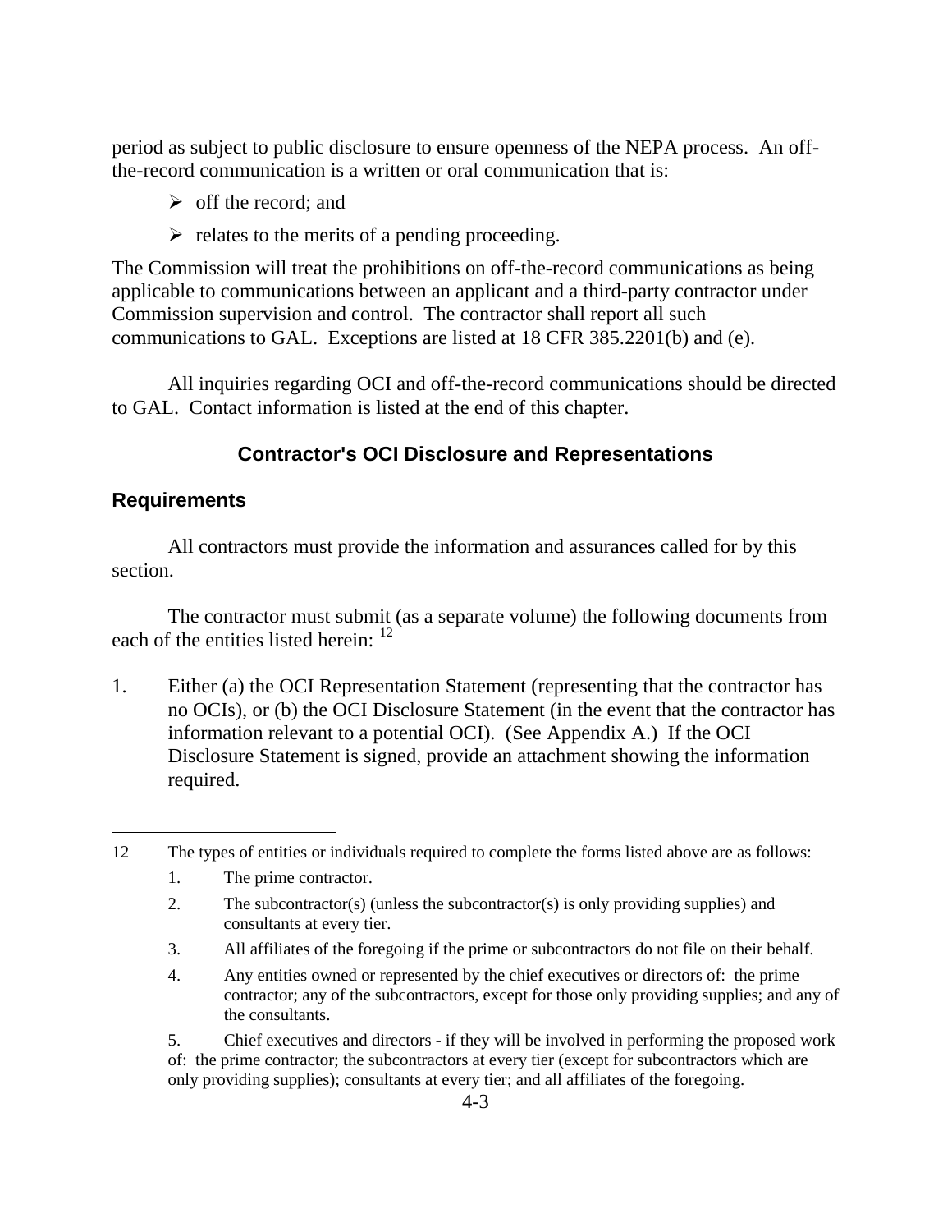period as subject to public disclosure to ensure openness of the NEPA process. An off-the-record communication is a written or oral communication that is:

- off the record; and
- relates to the merits of a pending proceeding.

The Commission will treat the prohibitions on off-the-record communications as being applicable to communications between an applicant and a third-party contractor under Commission supervision and control. The contractor shall report all such communications to GAL. Exceptions are listed at 18 CFR 385.2201(b) and (e).

All inquiries regarding OCI and off-the-record communications should be directed to GAL. Contact information is listed at the end of this chapter.

## Contractor's OCI Disclosure and Representations

### Requirements

All contractors must provide the information and assurances called for by this section.

The contractor must submit (as a separate volume) the following documents from each of the entities listed herein: [12]

1. Either (a) the OCI Representation Statement (representing that the contractor has no OCIs), or (b) the OCI Disclosure Statement (in the event that the contractor has information relevant to a potential OCI). (See Appendix A.) If the OCI Disclosure Statement is signed, provide an attachment showing the information required.

---

12 The types of entities or individuals required to complete the forms listed above are as follows:

1. The prime contractor.
2. The subcontractor(s) (unless the subcontractor(s) is only providing supplies) and consultants at every tier.
3. All affiliates of the foregoing if the prime or subcontractors do not file on their behalf.
4. Any entities owned or represented by the chief executives or directors of: the prime contractor; any of the subcontractors, except for those only providing supplies; and any of the consultants.
5. Chief executives and directors - if they will be involved in performing the proposed work of: the prime contractor; the subcontractors at every tier (except for subcontractors which are only providing supplies); consultants at every tier; and all affiliates of the foregoing.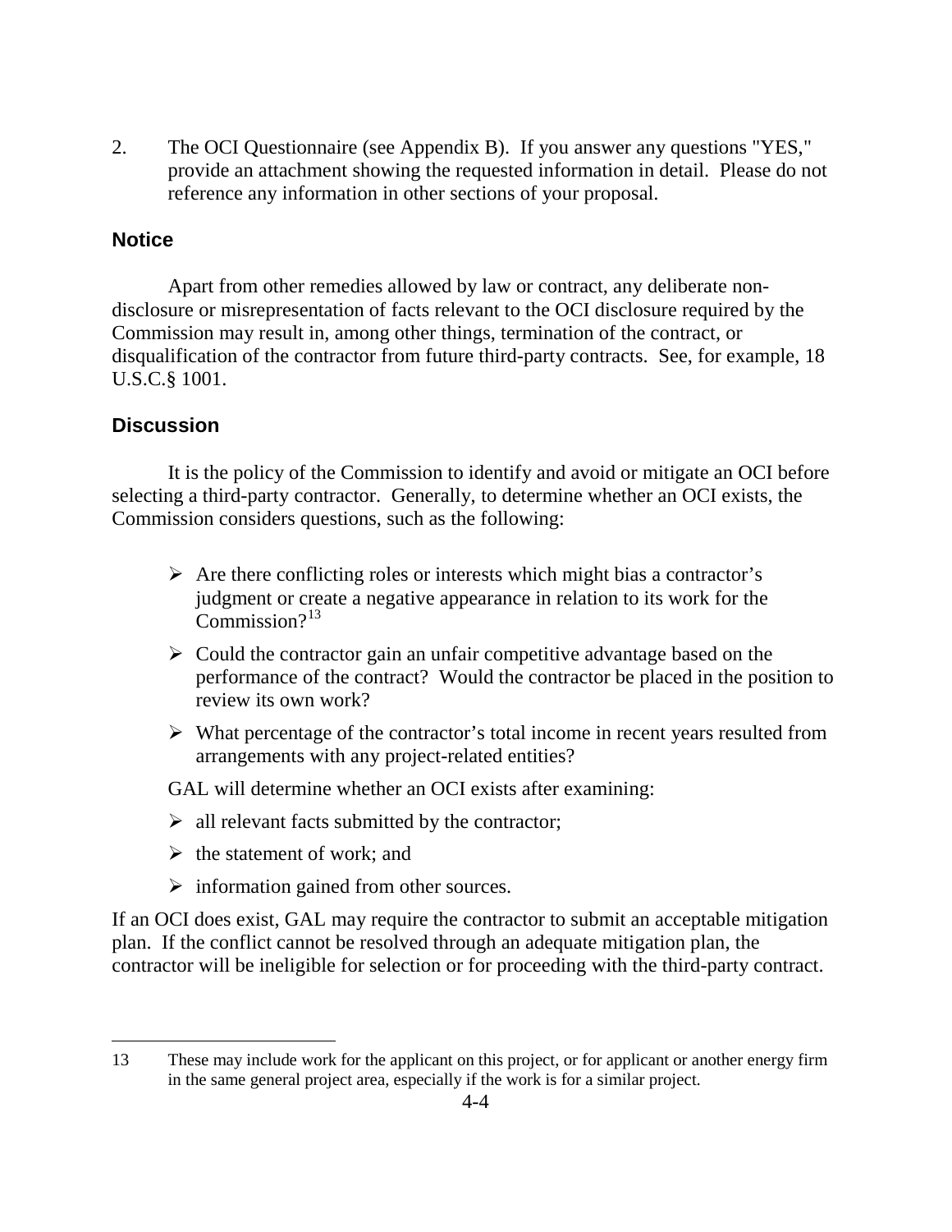2. The OCI Questionnaire (see Appendix B). If you answer any questions "YES," provide an attachment showing the requested information in detail. Please do not reference any information in other sections of your proposal.

### Notice

Apart from other remedies allowed by law or contract, any deliberate non-disclosure or misrepresentation of facts relevant to the OCI disclosure required by the Commission may result in, among other things, termination of the contract, or disqualification of the contractor from future third-party contracts. See, for example, 18 U.S.C.§ 1001.

### Discussion

It is the policy of the Commission to identify and avoid or mitigate an OCI before selecting a third-party contractor. Generally, to determine whether an OCI exists, the Commission considers questions, such as the following:

- Are there conflicting roles or interests which might bias a contractor's judgment or create a negative appearance in relation to its work for the Commission?[13]
- Could the contractor gain an unfair competitive advantage based on the performance of the contract? Would the contractor be placed in the position to review its own work?
- What percentage of the contractor's total income in recent years resulted from arrangements with any project-related entities?

GAL will determine whether an OCI exists after examining:

- all relevant facts submitted by the contractor;
- the statement of work; and
- information gained from other sources.

If an OCI does exist, GAL may require the contractor to submit an acceptable mitigation plan. If the conflict cannot be resolved through an adequate mitigation plan, the contractor will be ineligible for selection or for proceeding with the third-party contract.

---

13 These may include work for the applicant on this project, or for applicant or another energy firm in the same general project area, especially if the work is for a similar project.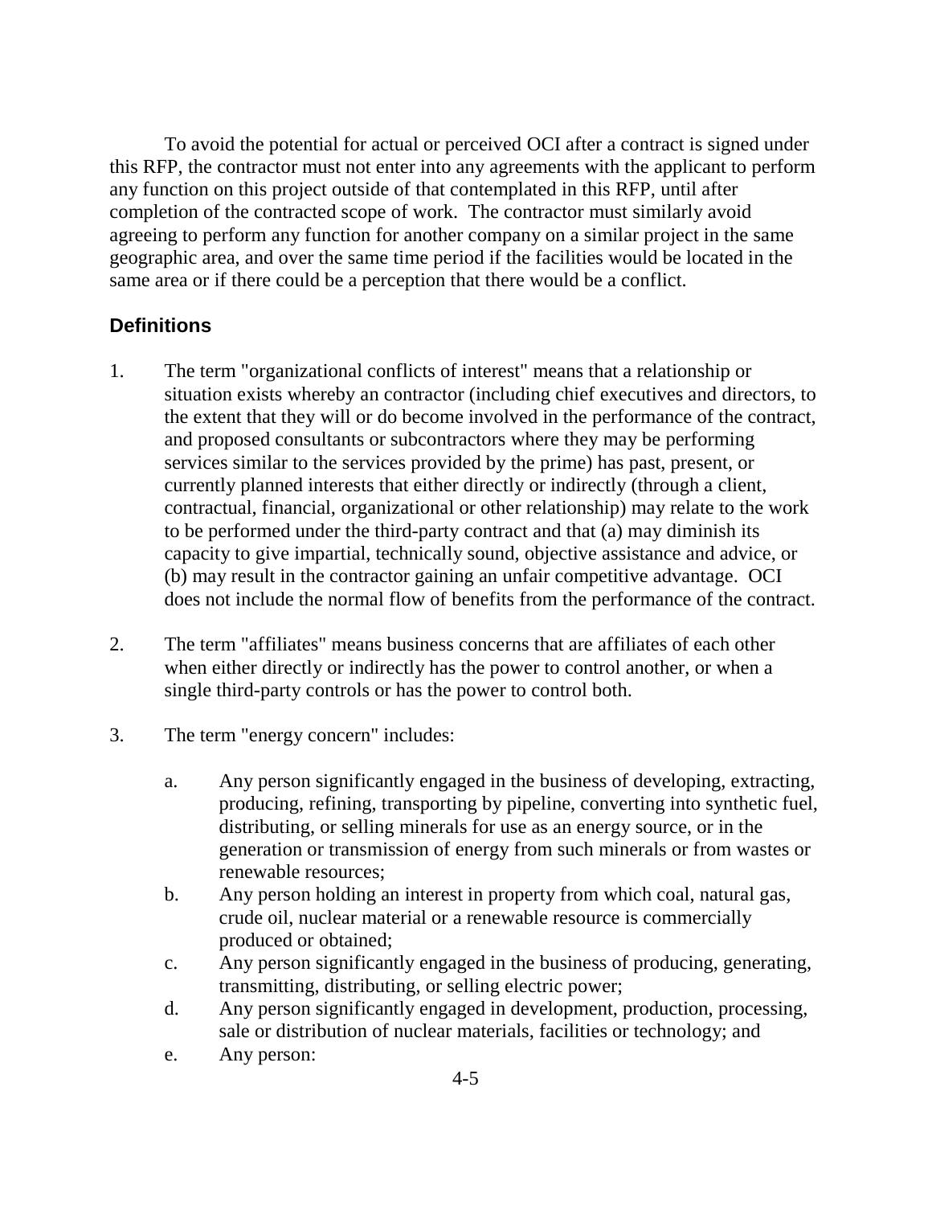To avoid the potential for actual or perceived OCI after a contract is signed under this RFP, the contractor must not enter into any agreements with the applicant to perform any function on this project outside of that contemplated in this RFP, until after completion of the contracted scope of work. The contractor must similarly avoid agreeing to perform any function for another company on a similar project in the same geographic area, and over the same time period if the facilities would be located in the same area or if there could be a perception that there would be a conflict.

### Definitions

1. The term "organizational conflicts of interest" means that a relationship or situation exists whereby an contractor (including chief executives and directors, to the extent that they will or do become involved in the performance of the contract, and proposed consultants or subcontractors where they may be performing services similar to the services provided by the prime) has past, present, or currently planned interests that either directly or indirectly (through a client, contractual, financial, organizational or other relationship) may relate to the work to be performed under the third-party contract and that (a) may diminish its capacity to give impartial, technically sound, objective assistance and advice, or (b) may result in the contractor gaining an unfair competitive advantage. OCI does not include the normal flow of benefits from the performance of the contract.

2. The term "affiliates" means business concerns that are affiliates of each other when either directly or indirectly has the power to control another, or when a single third-party controls or has the power to control both.

3. The term "energy concern" includes:

   a. Any person significantly engaged in the business of developing, extracting, producing, refining, transporting by pipeline, converting into synthetic fuel, distributing, or selling minerals for use as an energy source, or in the generation or transmission of energy from such minerals or from wastes or renewable resources;
   b. Any person holding an interest in property from which coal, natural gas, crude oil, nuclear material or a renewable resource is commercially produced or obtained;
   c. Any person significantly engaged in the business of producing, generating, transmitting, distributing, or selling electric power;
   d. Any person significantly engaged in development, production, processing, sale or distribution of nuclear materials, facilities or technology; and
   e. Any person: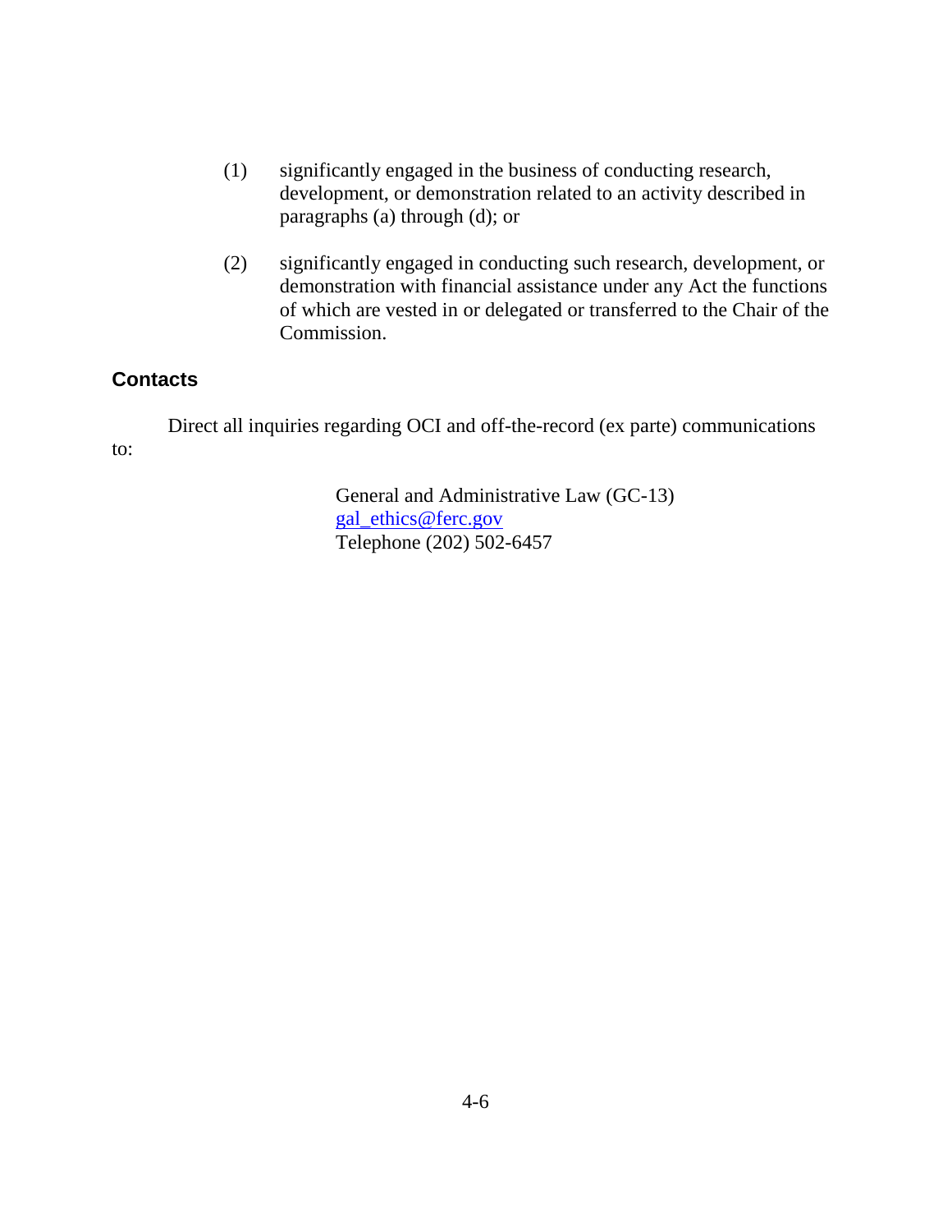(1) significantly engaged in the business of conducting research, development, or demonstration related to an activity described in paragraphs (a) through (d); or

(2) significantly engaged in conducting such research, development, or demonstration with financial assistance under any Act the functions of which are vested in or delegated or transferred to the Chair of the Commission.

## Contacts

Direct all inquiries regarding OCI and off-the-record (ex parte) communications to:

> General and Administrative Law (GC-13)
> gal_ethics@ferc.gov
> Telephone (202) 502-6457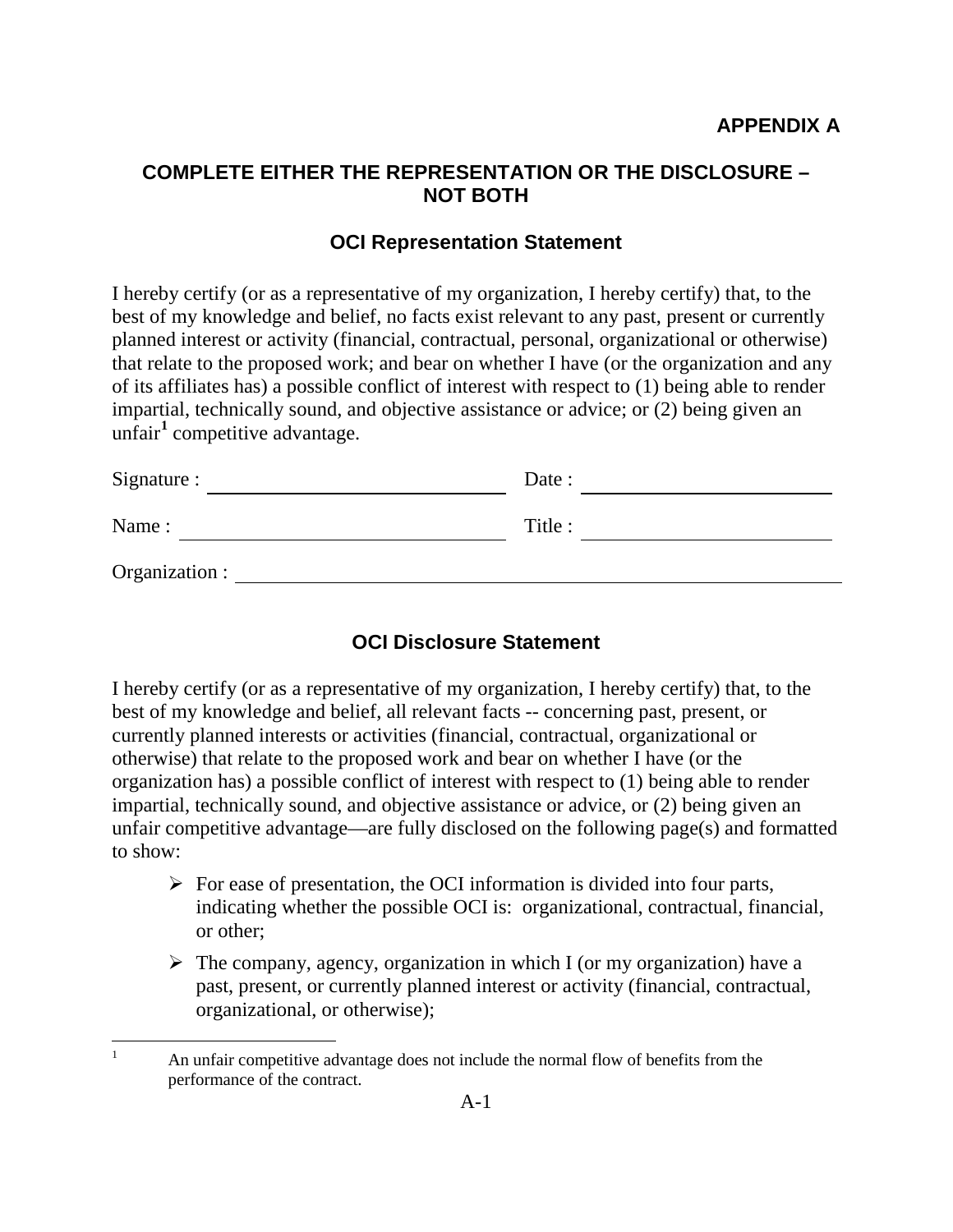**APPENDIX A**

## COMPLETE EITHER THE REPRESENTATION OR THE DISCLOSURE – NOT BOTH

### OCI Representation Statement

I hereby certify (or as a representative of my organization, I hereby certify) that, to the best of my knowledge and belief, no facts exist relevant to any past, present or currently planned interest or activity (financial, contractual, personal, organizational or otherwise) that relate to the proposed work; and bear on whether I have (or the organization and any of its affiliates has) a possible conflict of interest with respect to (1) being able to render impartial, technically sound, and objective assistance or advice; or (2) being given an unfair[1] competitive advantage.

Signature : ______________________________ Date : ______________________________

Name : ______________________________ Title : ______________________________

Organization : ____________________________________________________________

### OCI Disclosure Statement

I hereby certify (or as a representative of my organization, I hereby certify) that, to the best of my knowledge and belief, all relevant facts -- concerning past, present, or currently planned interests or activities (financial, contractual, organizational or otherwise) that relate to the proposed work and bear on whether I have (or the organization has) a possible conflict of interest with respect to (1) being able to render impartial, technically sound, and objective assistance or advice, or (2) being given an unfair competitive advantage—are fully disclosed on the following page(s) and formatted to show:

- For ease of presentation, the OCI information is divided into four parts, indicating whether the possible OCI is: organizational, contractual, financial, or other;
- The company, agency, organization in which I (or my organization) have a past, present, or currently planned interest or activity (financial, contractual, organizational, or otherwise);

[1] An unfair competitive advantage does not include the normal flow of benefits from the performance of the contract.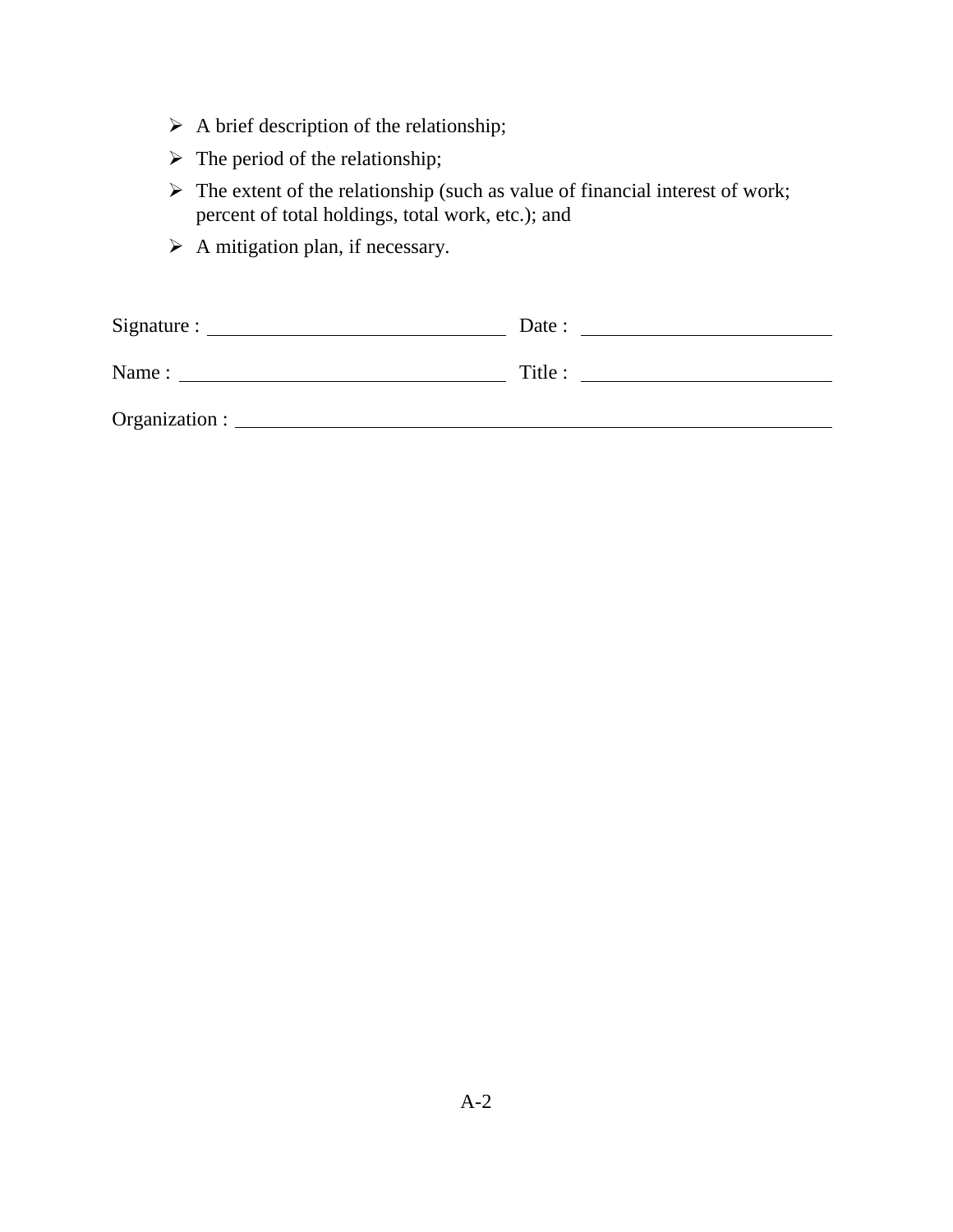- A brief description of the relationship;
- The period of the relationship;
- The extent of the relationship (such as value of financial interest of work; percent of total holdings, total work, etc.); and
- A mitigation plan, if necessary.

Signature : ______________________________ Date : __________________________

Name : ________________________________ Title : __________________________

Organization : ____________________________________________________________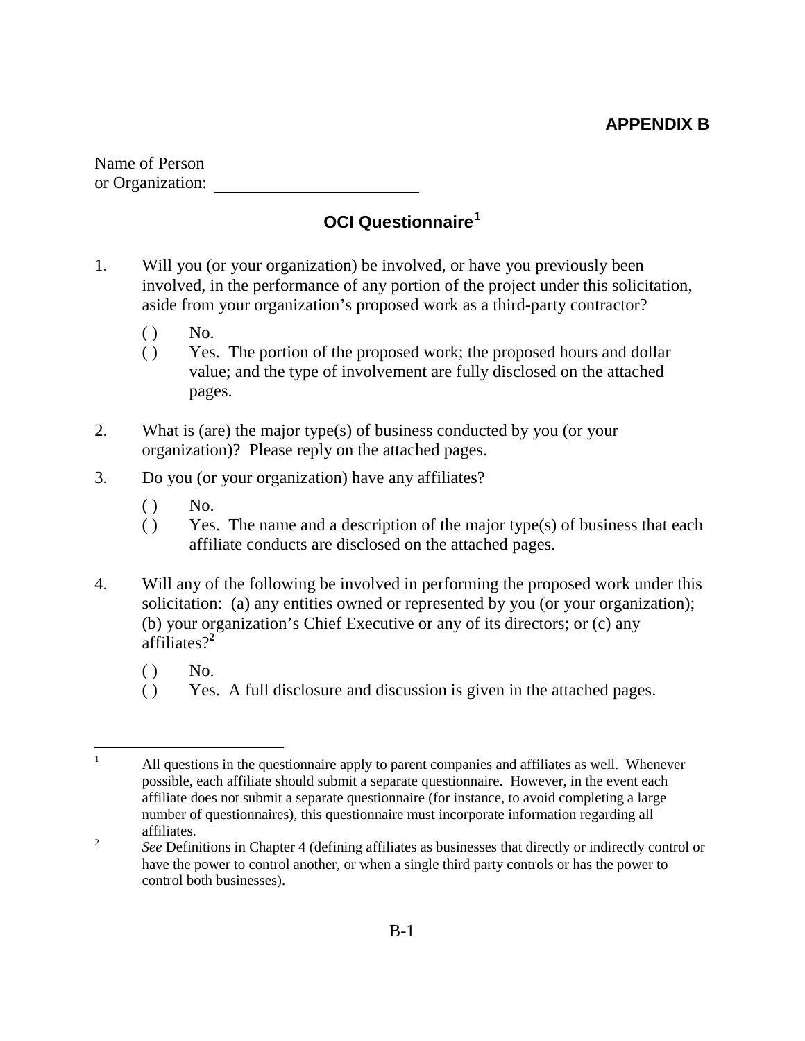**APPENDIX B**

Name of Person
or Organization: ________________________

## OCI Questionnaire[1]

1. Will you (or your organization) be involved, or have you previously been involved, in the performance of any portion of the project under this solicitation, aside from your organization's proposed work as a third-party contractor?

   ( ) No.
   ( ) Yes. The portion of the proposed work; the proposed hours and dollar value; and the type of involvement are fully disclosed on the attached pages.

2. What is (are) the major type(s) of business conducted by you (or your organization)? Please reply on the attached pages.

3. Do you (or your organization) have any affiliates?

   ( ) No.
   ( ) Yes. The name and a description of the major type(s) of business that each affiliate conducts are disclosed on the attached pages.

4. Will any of the following be involved in performing the proposed work under this solicitation: (a) any entities owned or represented by you (or your organization); (b) your organization's Chief Executive or any of its directors; or (c) any affiliates?[2]

   ( ) No.
   ( ) Yes. A full disclosure and discussion is given in the attached pages.

---

[1] All questions in the questionnaire apply to parent companies and affiliates as well. Whenever possible, each affiliate should submit a separate questionnaire. However, in the event each affiliate does not submit a separate questionnaire (for instance, to avoid completing a large number of questionnaires), this questionnaire must incorporate information regarding all affiliates.

[2] *See* Definitions in Chapter 4 (defining affiliates as businesses that directly or indirectly control or have the power to control another, or when a single third party controls or has the power to control both businesses).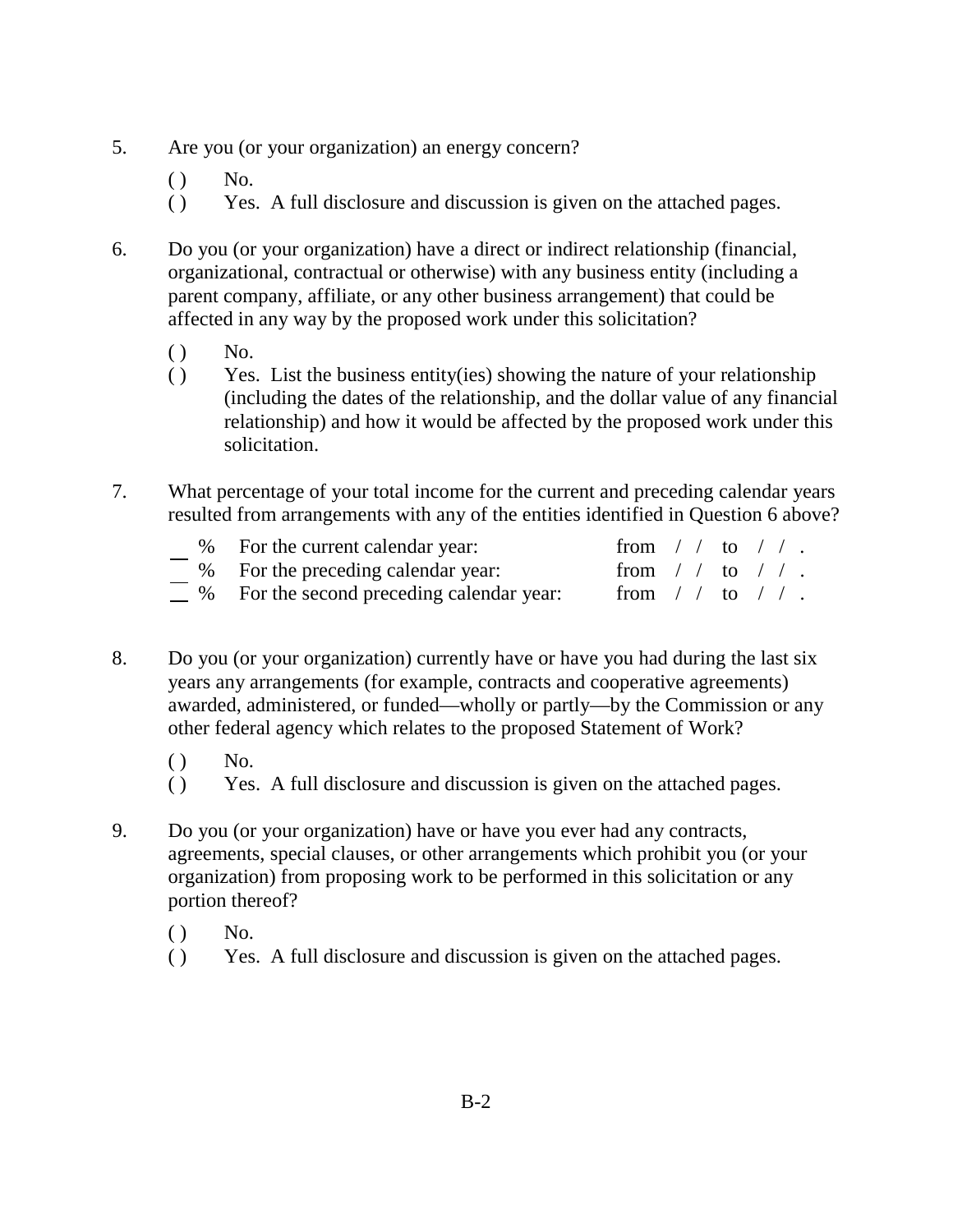5. Are you (or your organization) an energy concern?

   ( ) No.
   ( ) Yes. A full disclosure and discussion is given on the attached pages.

6. Do you (or your organization) have a direct or indirect relationship (financial, organizational, contractual or otherwise) with any business entity (including a parent company, affiliate, or any other business arrangement) that could be affected in any way by the proposed work under this solicitation?

   ( ) No.
   ( ) Yes. List the business entity(ies) showing the nature of your relationship (including the dates of the relationship, and the dollar value of any financial relationship) and how it would be affected by the proposed work under this solicitation.

7. What percentage of your total income for the current and preceding calendar years resulted from arrangements with any of the entities identified in Question 6 above?

   __ % For the current calendar year: from / / to / / .
   __ % For the preceding calendar year: from / / to / / .
   __ % For the second preceding calendar year: from / / to / / .

8. Do you (or your organization) currently have or have you had during the last six years any arrangements (for example, contracts and cooperative agreements) awarded, administered, or funded—wholly or partly—by the Commission or any other federal agency which relates to the proposed Statement of Work?

   ( ) No.
   ( ) Yes. A full disclosure and discussion is given on the attached pages.

9. Do you (or your organization) have or have you ever had any contracts, agreements, special clauses, or other arrangements which prohibit you (or your organization) from proposing work to be performed in this solicitation or any portion thereof?

   ( ) No.
   ( ) Yes. A full disclosure and discussion is given on the attached pages.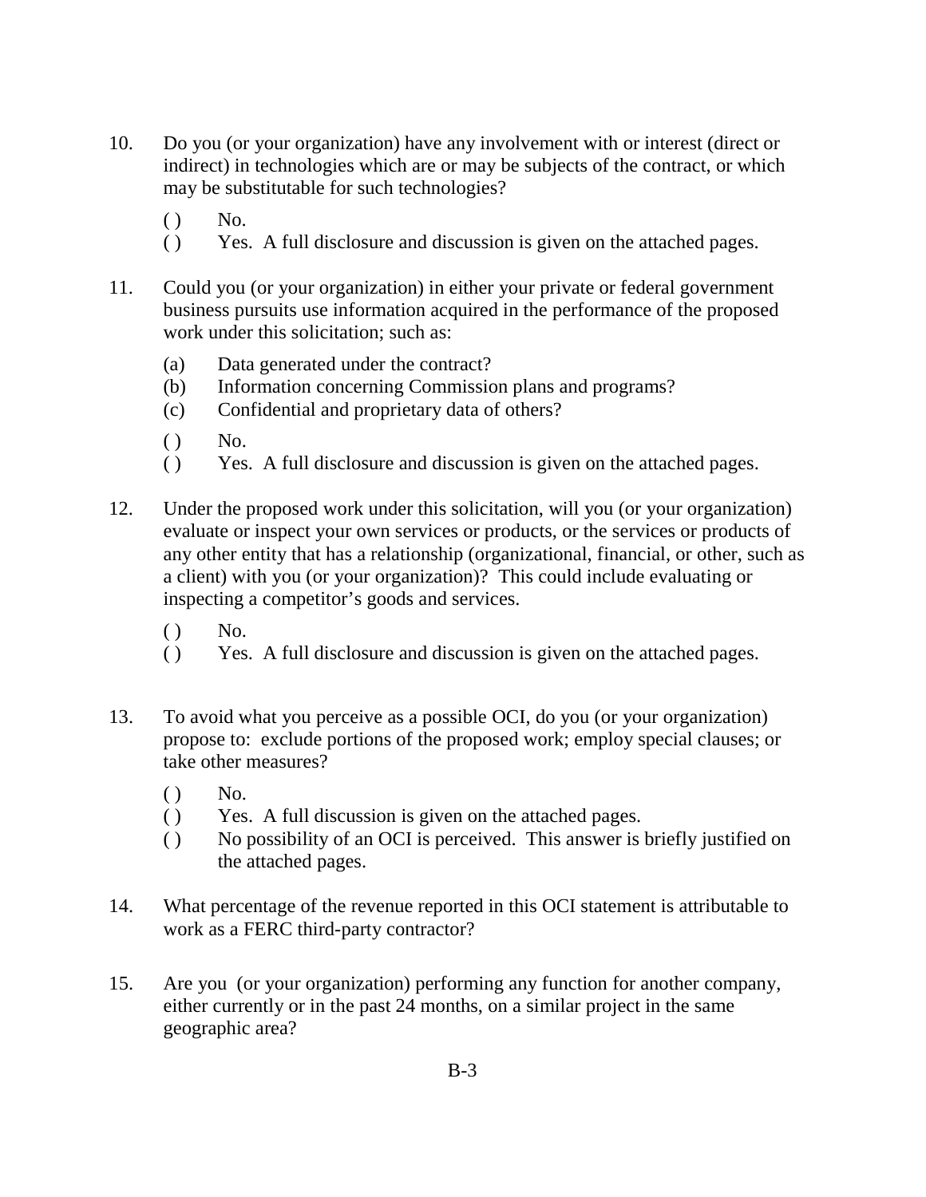10. Do you (or your organization) have any involvement with or interest (direct or indirect) in technologies which are or may be subjects of the contract, or which may be substitutable for such technologies?

    ( ) No.
    ( ) Yes. A full disclosure and discussion is given on the attached pages.

11. Could you (or your organization) in either your private or federal government business pursuits use information acquired in the performance of the proposed work under this solicitation; such as:

    (a) Data generated under the contract?
    (b) Information concerning Commission plans and programs?
    (c) Confidential and proprietary data of others?

    ( ) No.
    ( ) Yes. A full disclosure and discussion is given on the attached pages.

12. Under the proposed work under this solicitation, will you (or your organization) evaluate or inspect your own services or products, or the services or products of any other entity that has a relationship (organizational, financial, or other, such as a client) with you (or your organization)? This could include evaluating or inspecting a competitor's goods and services.

    ( ) No.
    ( ) Yes. A full disclosure and discussion is given on the attached pages.

13. To avoid what you perceive as a possible OCI, do you (or your organization) propose to: exclude portions of the proposed work; employ special clauses; or take other measures?

    ( ) No.
    ( ) Yes. A full discussion is given on the attached pages.
    ( ) No possibility of an OCI is perceived. This answer is briefly justified on the attached pages.

14. What percentage of the revenue reported in this OCI statement is attributable to work as a FERC third-party contractor?

15. Are you (or your organization) performing any function for another company, either currently or in the past 24 months, on a similar project in the same geographic area?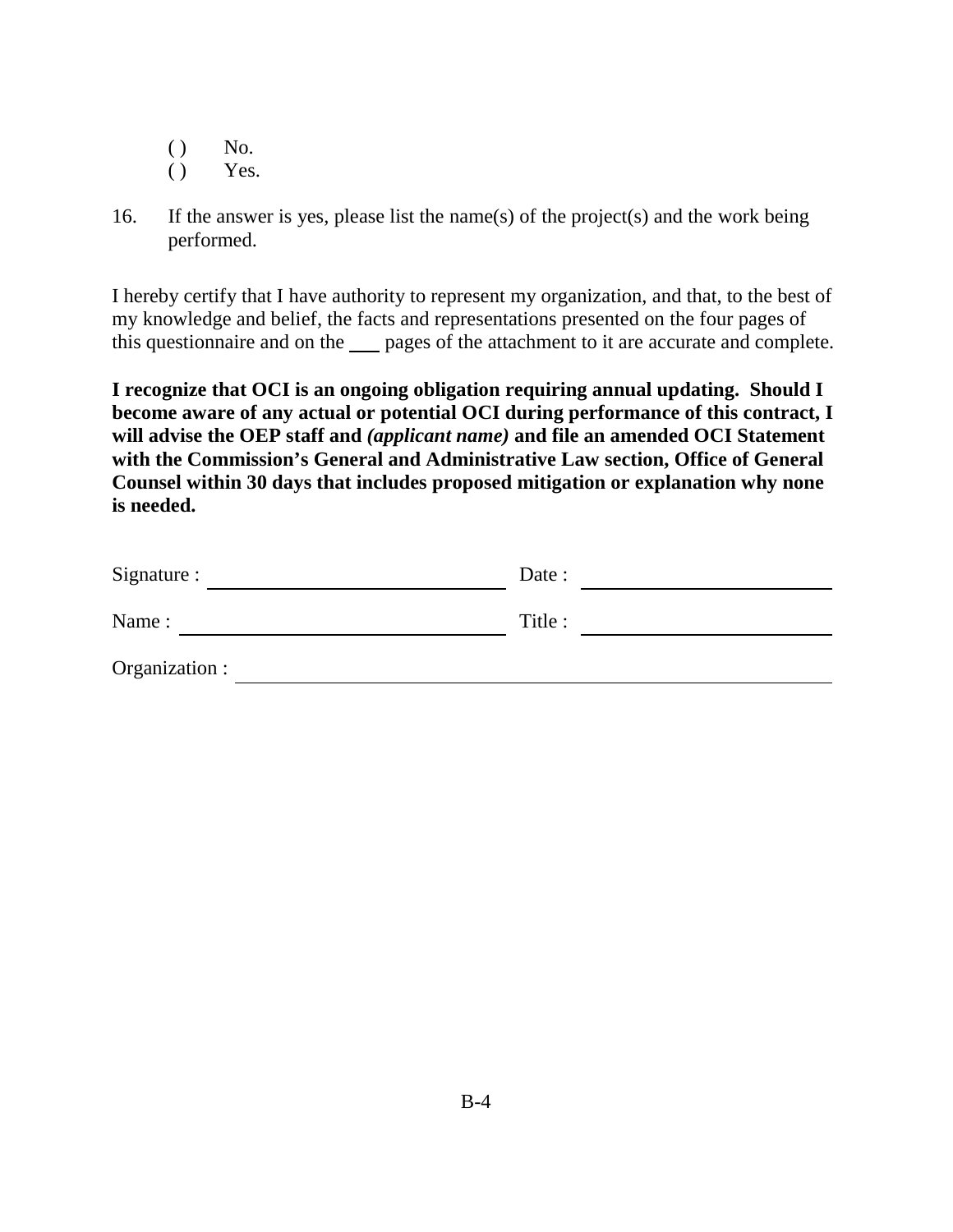( ) No.
( ) Yes.

16. If the answer is yes, please list the name(s) of the project(s) and the work being performed.

I hereby certify that I have authority to represent my organization, and that, to the best of my knowledge and belief, the facts and representations presented on the four pages of this questionnaire and on the ___ pages of the attachment to it are accurate and complete.

**I recognize that OCI is an ongoing obligation requiring annual updating. Should I become aware of any actual or potential OCI during performance of this contract, I will advise the OEP staff and *(applicant name)* and file an amended OCI Statement with the Commission's General and Administrative Law section, Office of General Counsel within 30 days that includes proposed mitigation or explanation why none is needed.**

Signature : ______________________________ Date : ______________________

Name : ______________________________ Title : ______________________

Organization : ______________________________________________________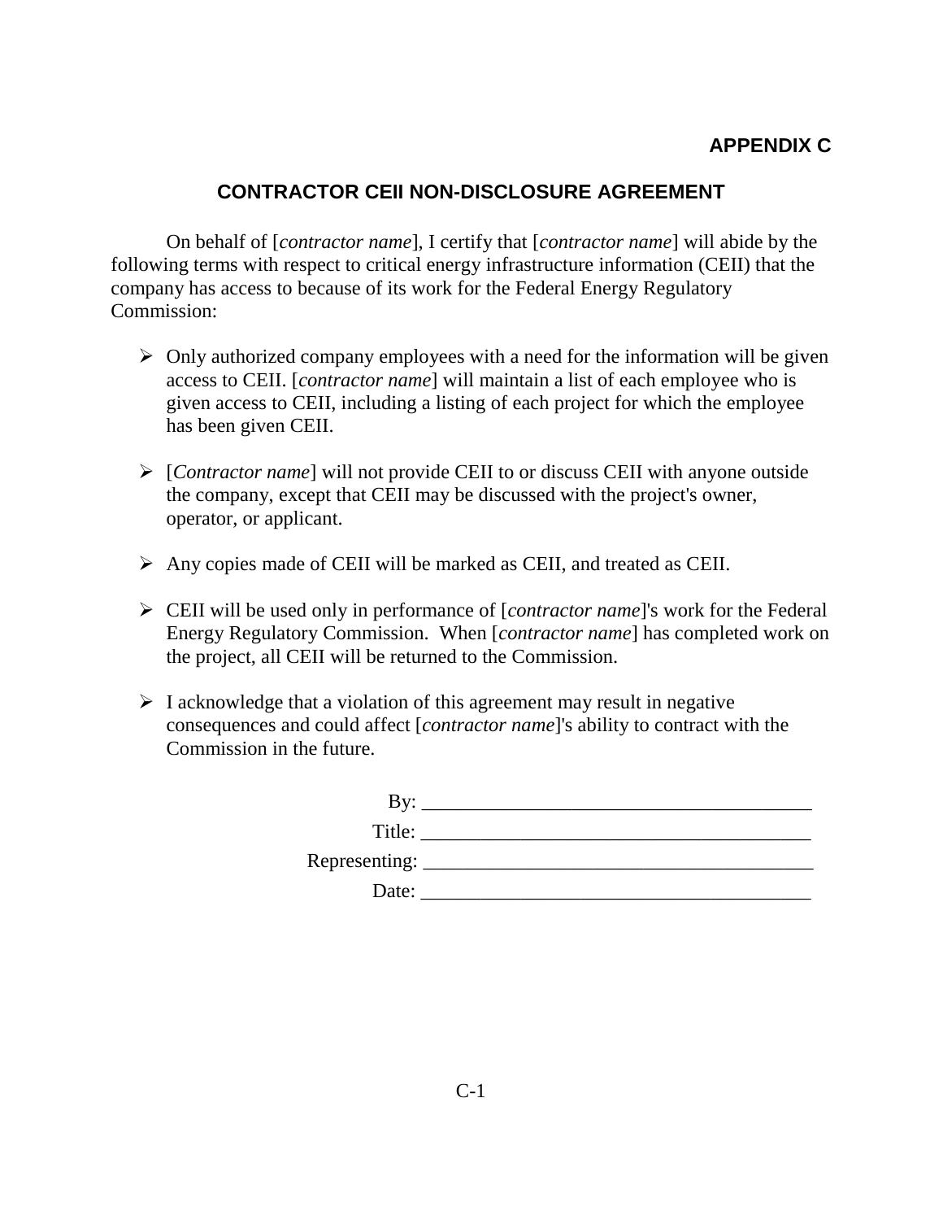**APPENDIX C**

## CONTRACTOR CEII NON-DISCLOSURE AGREEMENT

On behalf of [*contractor name*], I certify that [*contractor name*] will abide by the following terms with respect to critical energy infrastructure information (CEII) that the company has access to because of its work for the Federal Energy Regulatory Commission:

- Only authorized company employees with a need for the information will be given access to CEII. [*contractor name*] will maintain a list of each employee who is given access to CEII, including a listing of each project for which the employee has been given CEII.
- [*Contractor name*] will not provide CEII to or discuss CEII with anyone outside the company, except that CEII may be discussed with the project's owner, operator, or applicant.
- Any copies made of CEII will be marked as CEII, and treated as CEII.
- CEII will be used only in performance of [*contractor name*]'s work for the Federal Energy Regulatory Commission. When [*contractor name*] has completed work on the project, all CEII will be returned to the Commission.
- I acknowledge that a violation of this agreement may result in negative consequences and could affect [*contractor name*]'s ability to contract with the Commission in the future.

By: ________________________________________

Title: ________________________________________

Representing: ________________________________________

Date: ________________________________________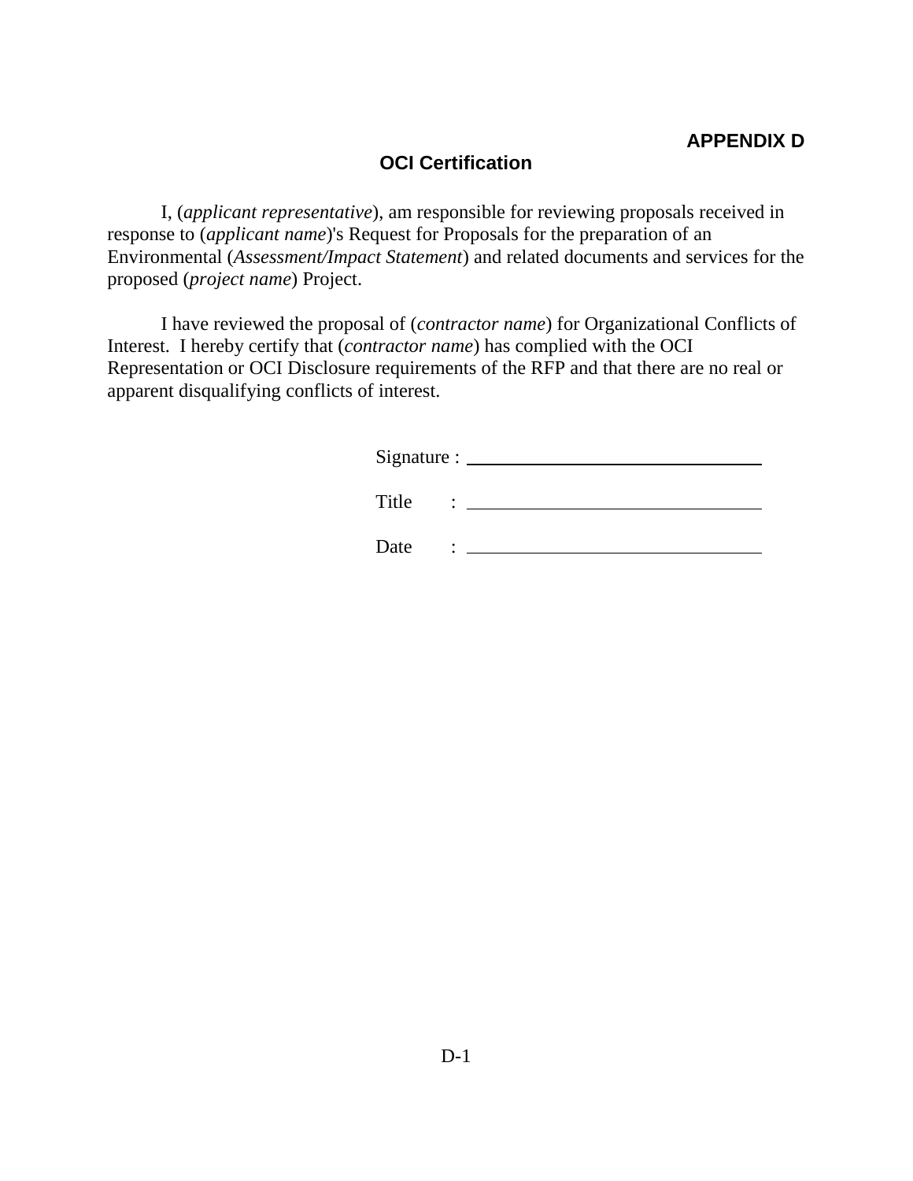**APPENDIX D**

## OCI Certification

I, (*applicant representative*), am responsible for reviewing proposals received in response to (*applicant name*)'s Request for Proposals for the preparation of an Environmental (*Assessment/Impact Statement*) and related documents and services for the proposed (*project name*) Project.

I have reviewed the proposal of (*contractor name*) for Organizational Conflicts of Interest. I hereby certify that (*contractor name*) has complied with the OCI Representation or OCI Disclosure requirements of the RFP and that there are no real or apparent disqualifying conflicts of interest.

Signature : ______________________________

Title : ______________________________

Date : ______________________________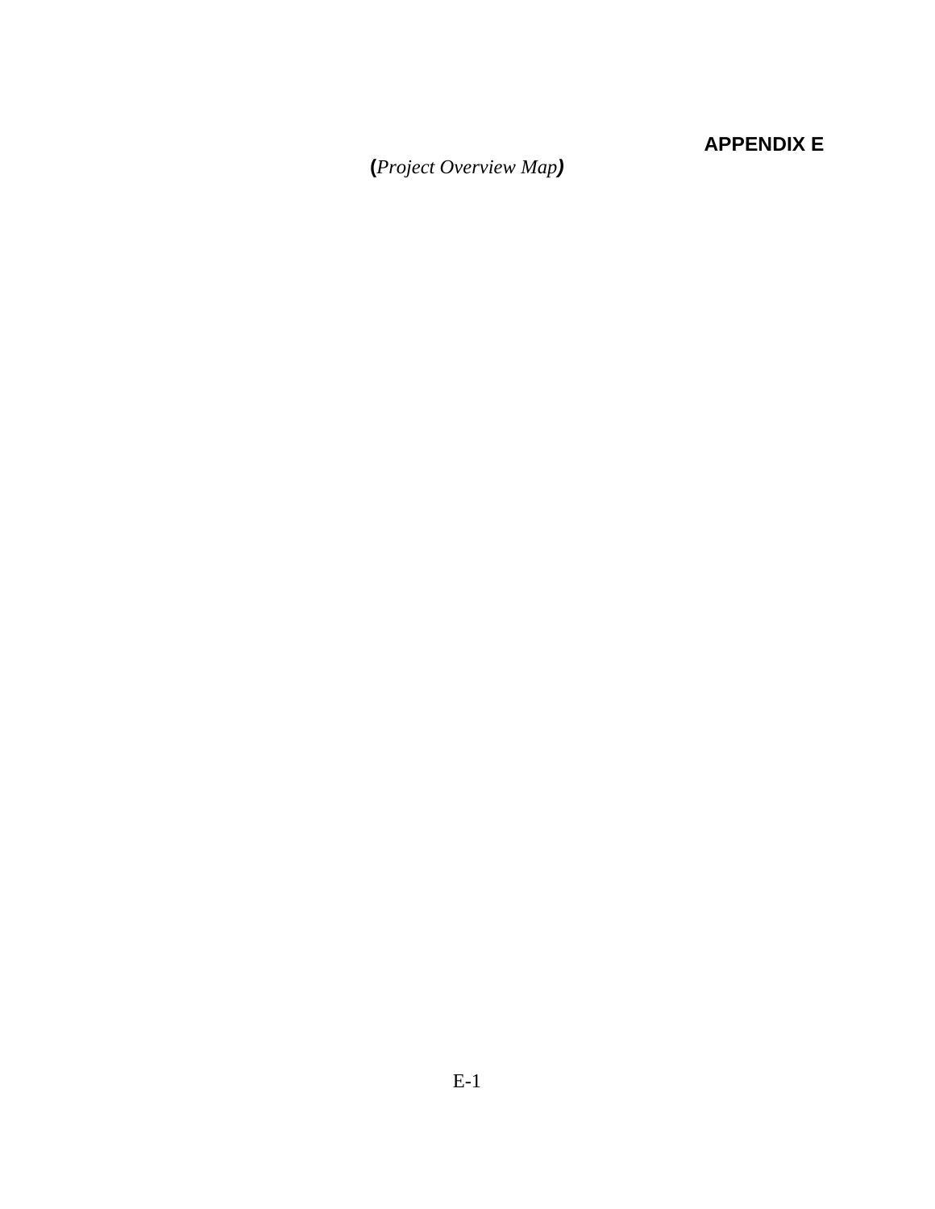# APPENDIX E

(*Project Overview Map*)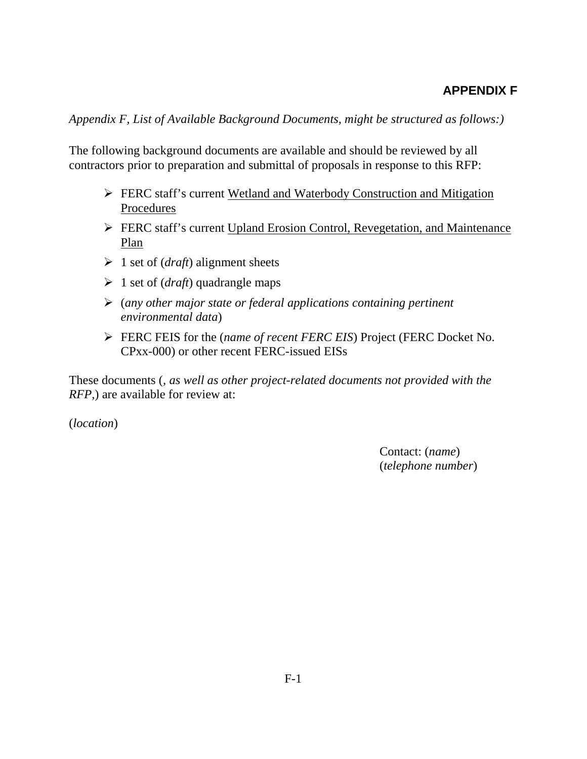# APPENDIX F

*Appendix F, List of Available Background Documents, might be structured as follows:)*

The following background documents are available and should be reviewed by all contractors prior to preparation and submittal of proposals in response to this RFP:

- FERC staff's current <u>Wetland and Waterbody Construction and Mitigation Procedures</u>
- FERC staff's current <u>Upland Erosion Control, Revegetation, and Maintenance Plan</u>
- 1 set of (*draft*) alignment sheets
- 1 set of (*draft*) quadrangle maps
- (*any other major state or federal applications containing pertinent environmental data*)
- FERC FEIS for the (*name of recent FERC EIS*) Project (FERC Docket No. CPxx-000) or other recent FERC-issued EISs

These documents (*, as well as other project-related documents not provided with the RFP,*) are available for review at:

(*location*)

Contact: (*name*)
(*telephone number*)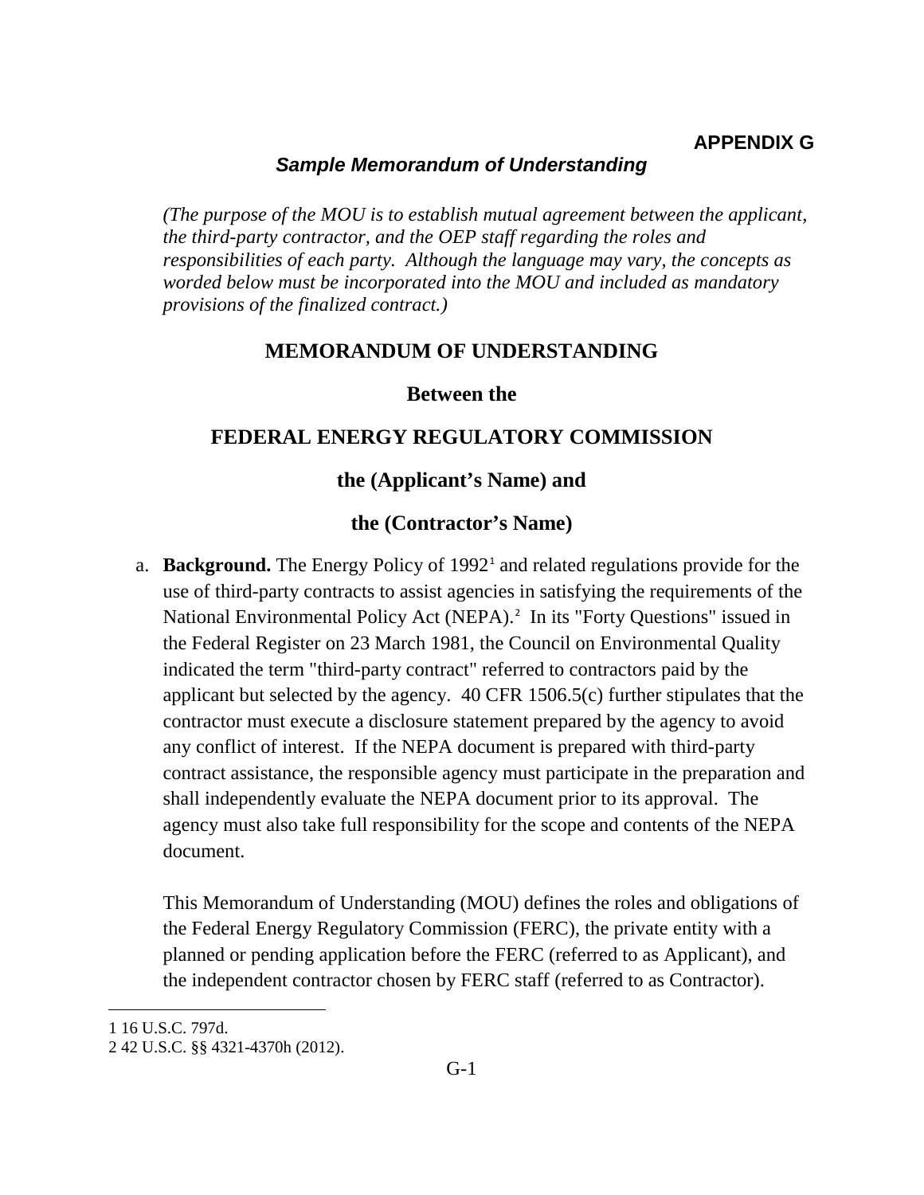**APPENDIX G**

***Sample Memorandum of Understanding***

*(The purpose of the MOU is to establish mutual agreement between the applicant, the third-party contractor, and the OEP staff regarding the roles and responsibilities of each party. Although the language may vary, the concepts as worded below must be incorporated into the MOU and included as mandatory provisions of the finalized contract.)*

**MEMORANDUM OF UNDERSTANDING**

**Between the**

**FEDERAL ENERGY REGULATORY COMMISSION**

**the (Applicant's Name) and**

**the (Contractor's Name)**

a. **Background.** The Energy Policy of 1992[1] and related regulations provide for the use of third-party contracts to assist agencies in satisfying the requirements of the National Environmental Policy Act (NEPA).[2] In its "Forty Questions" issued in the Federal Register on 23 March 1981, the Council on Environmental Quality indicated the term "third-party contract" referred to contractors paid by the applicant but selected by the agency. 40 CFR 1506.5(c) further stipulates that the contractor must execute a disclosure statement prepared by the agency to avoid any conflict of interest. If the NEPA document is prepared with third-party contract assistance, the responsible agency must participate in the preparation and shall independently evaluate the NEPA document prior to its approval. The agency must also take full responsibility for the scope and contents of the NEPA document.

   This Memorandum of Understanding (MOU) defines the roles and obligations of the Federal Energy Regulatory Commission (FERC), the private entity with a planned or pending application before the FERC (referred to as Applicant), and the independent contractor chosen by FERC staff (referred to as Contractor).

---

1 16 U.S.C. 797d.

2 42 U.S.C. §§ 4321-4370h (2012).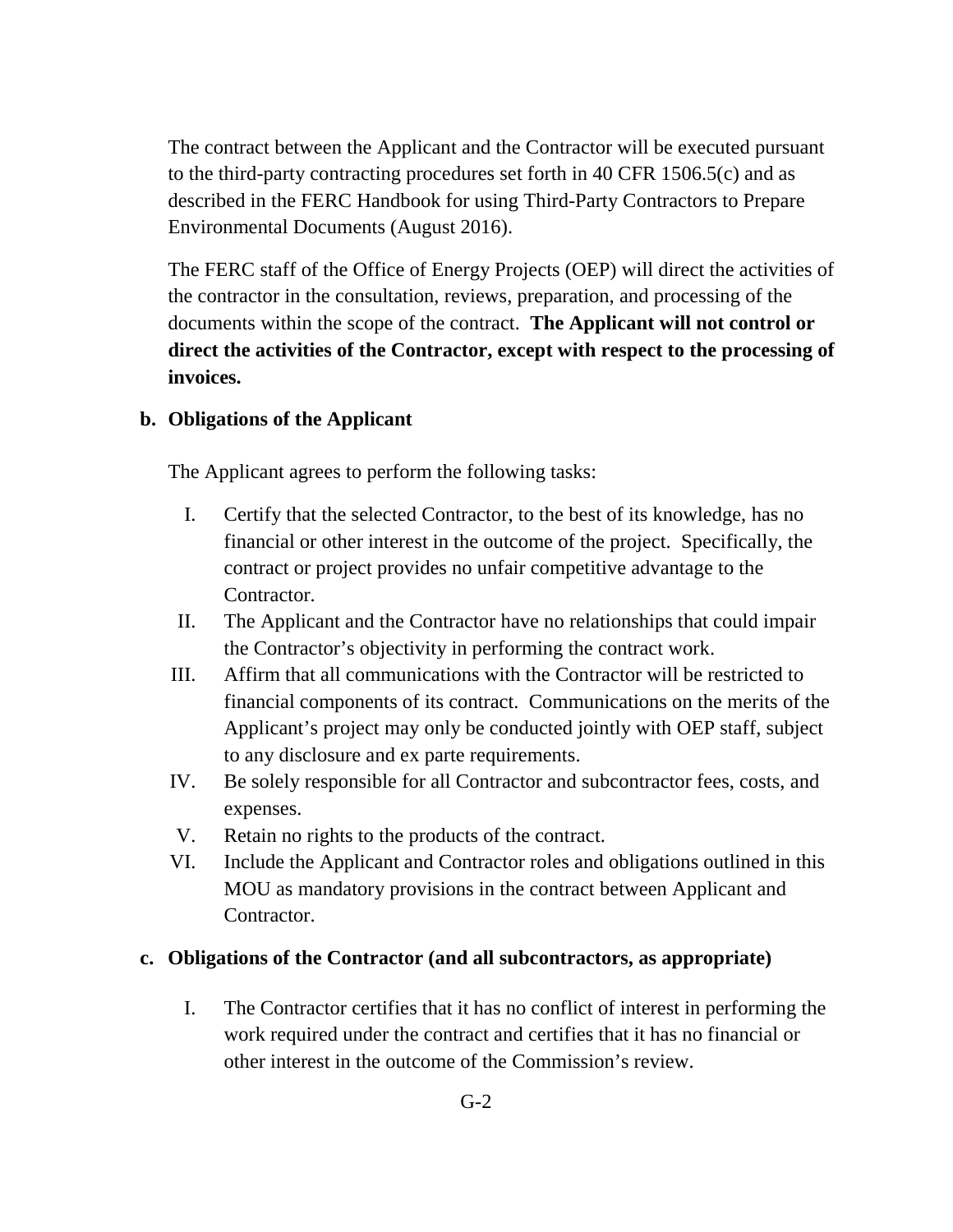The contract between the Applicant and the Contractor will be executed pursuant to the third-party contracting procedures set forth in 40 CFR 1506.5(c) and as described in the FERC Handbook for using Third-Party Contractors to Prepare Environmental Documents (August 2016).

The FERC staff of the Office of Energy Projects (OEP) will direct the activities of the contractor in the consultation, reviews, preparation, and processing of the documents within the scope of the contract. **The Applicant will not control or direct the activities of the Contractor, except with respect to the processing of invoices.**

**b. Obligations of the Applicant**

The Applicant agrees to perform the following tasks:

I. Certify that the selected Contractor, to the best of its knowledge, has no financial or other interest in the outcome of the project. Specifically, the contract or project provides no unfair competitive advantage to the Contractor.

II. The Applicant and the Contractor have no relationships that could impair the Contractor's objectivity in performing the contract work.

III. Affirm that all communications with the Contractor will be restricted to financial components of its contract. Communications on the merits of the Applicant's project may only be conducted jointly with OEP staff, subject to any disclosure and ex parte requirements.

IV. Be solely responsible for all Contractor and subcontractor fees, costs, and expenses.

V. Retain no rights to the products of the contract.

VI. Include the Applicant and Contractor roles and obligations outlined in this MOU as mandatory provisions in the contract between Applicant and Contractor.

**c. Obligations of the Contractor (and all subcontractors, as appropriate)**

I. The Contractor certifies that it has no conflict of interest in performing the work required under the contract and certifies that it has no financial or other interest in the outcome of the Commission's review.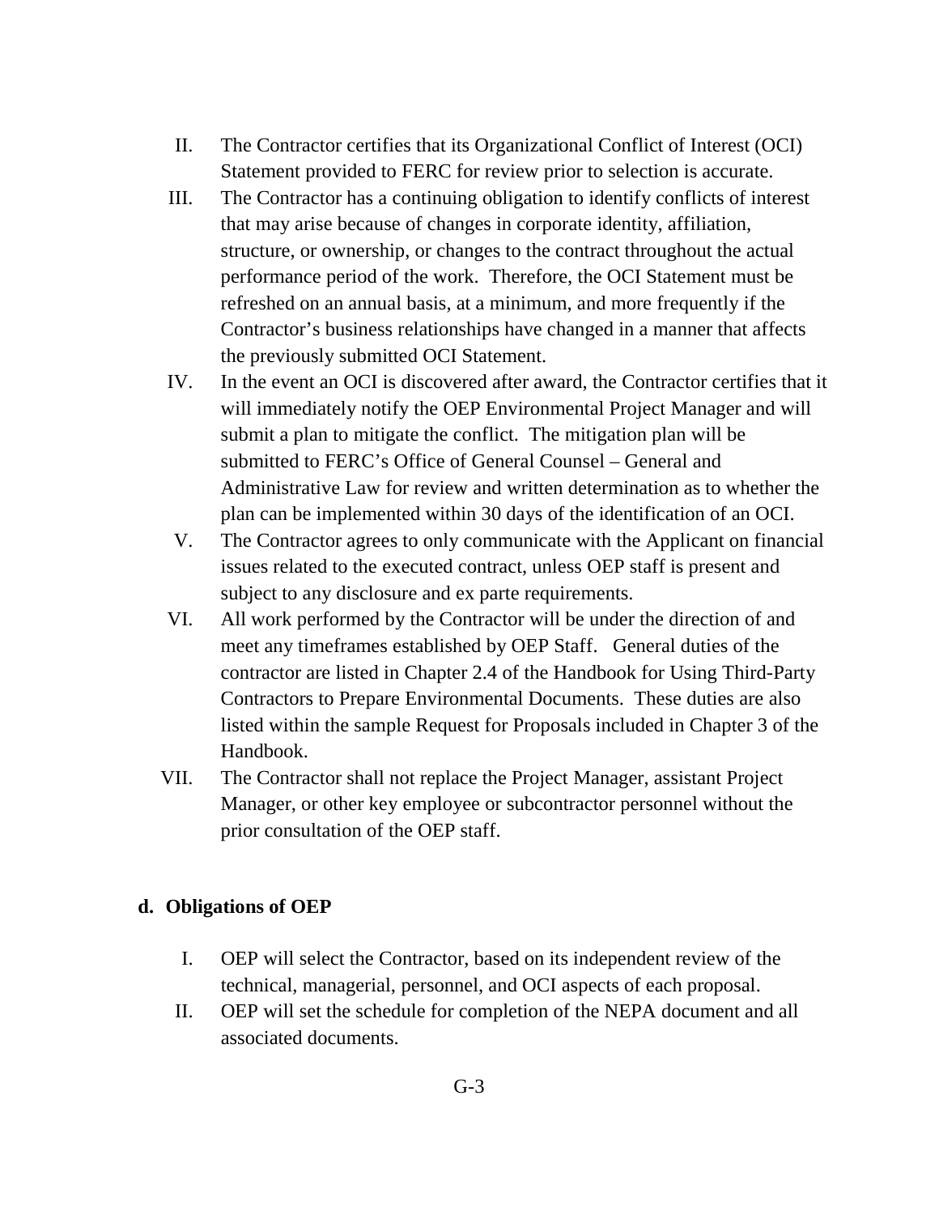II. The Contractor certifies that its Organizational Conflict of Interest (OCI) Statement provided to FERC for review prior to selection is accurate.

III. The Contractor has a continuing obligation to identify conflicts of interest that may arise because of changes in corporate identity, affiliation, structure, or ownership, or changes to the contract throughout the actual performance period of the work. Therefore, the OCI Statement must be refreshed on an annual basis, at a minimum, and more frequently if the Contractor's business relationships have changed in a manner that affects the previously submitted OCI Statement.

IV. In the event an OCI is discovered after award, the Contractor certifies that it will immediately notify the OEP Environmental Project Manager and will submit a plan to mitigate the conflict. The mitigation plan will be submitted to FERC's Office of General Counsel – General and Administrative Law for review and written determination as to whether the plan can be implemented within 30 days of the identification of an OCI.

V. The Contractor agrees to only communicate with the Applicant on financial issues related to the executed contract, unless OEP staff is present and subject to any disclosure and ex parte requirements.

VI. All work performed by the Contractor will be under the direction of and meet any timeframes established by OEP Staff. General duties of the contractor are listed in Chapter 2.4 of the Handbook for Using Third-Party Contractors to Prepare Environmental Documents. These duties are also listed within the sample Request for Proposals included in Chapter 3 of the Handbook.

VII. The Contractor shall not replace the Project Manager, assistant Project Manager, or other key employee or subcontractor personnel without the prior consultation of the OEP staff.

**d. Obligations of OEP**

I. OEP will select the Contractor, based on its independent review of the technical, managerial, personnel, and OCI aspects of each proposal.

II. OEP will set the schedule for completion of the NEPA document and all associated documents.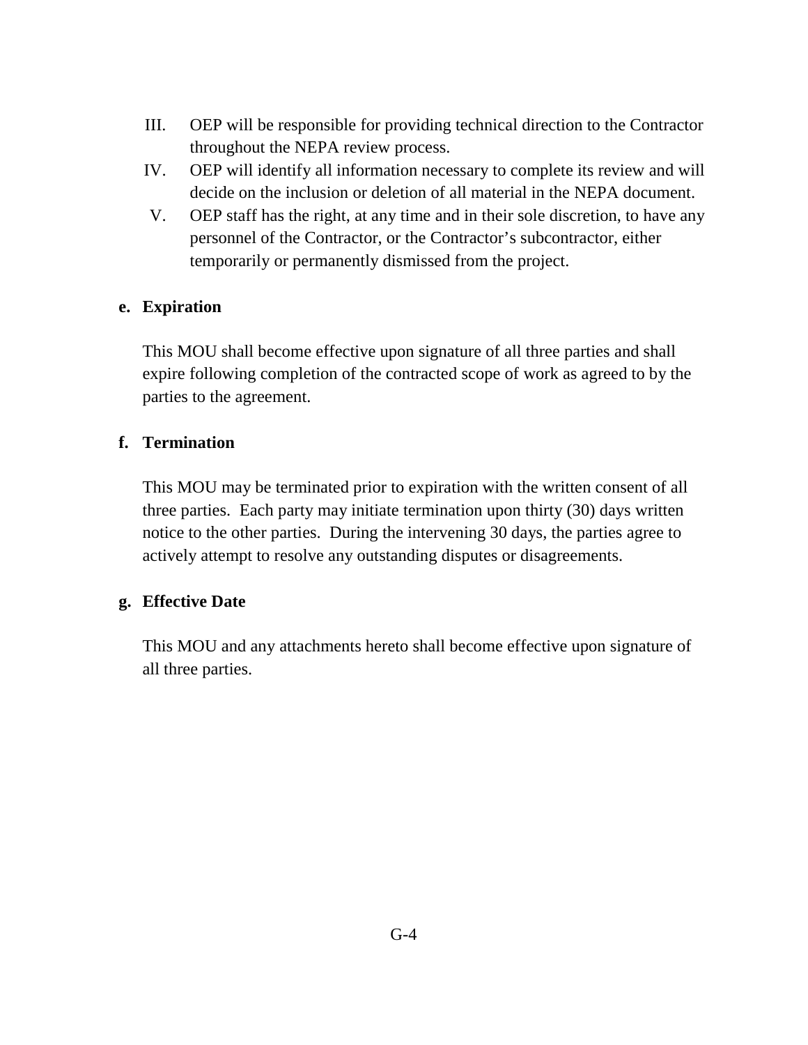III. OEP will be responsible for providing technical direction to the Contractor throughout the NEPA review process.

IV. OEP will identify all information necessary to complete its review and will decide on the inclusion or deletion of all material in the NEPA document.

V. OEP staff has the right, at any time and in their sole discretion, to have any personnel of the Contractor, or the Contractor's subcontractor, either temporarily or permanently dismissed from the project.

**e. Expiration**

This MOU shall become effective upon signature of all three parties and shall expire following completion of the contracted scope of work as agreed to by the parties to the agreement.

**f. Termination**

This MOU may be terminated prior to expiration with the written consent of all three parties. Each party may initiate termination upon thirty (30) days written notice to the other parties. During the intervening 30 days, the parties agree to actively attempt to resolve any outstanding disputes or disagreements.

**g. Effective Date**

This MOU and any attachments hereto shall become effective upon signature of all three parties.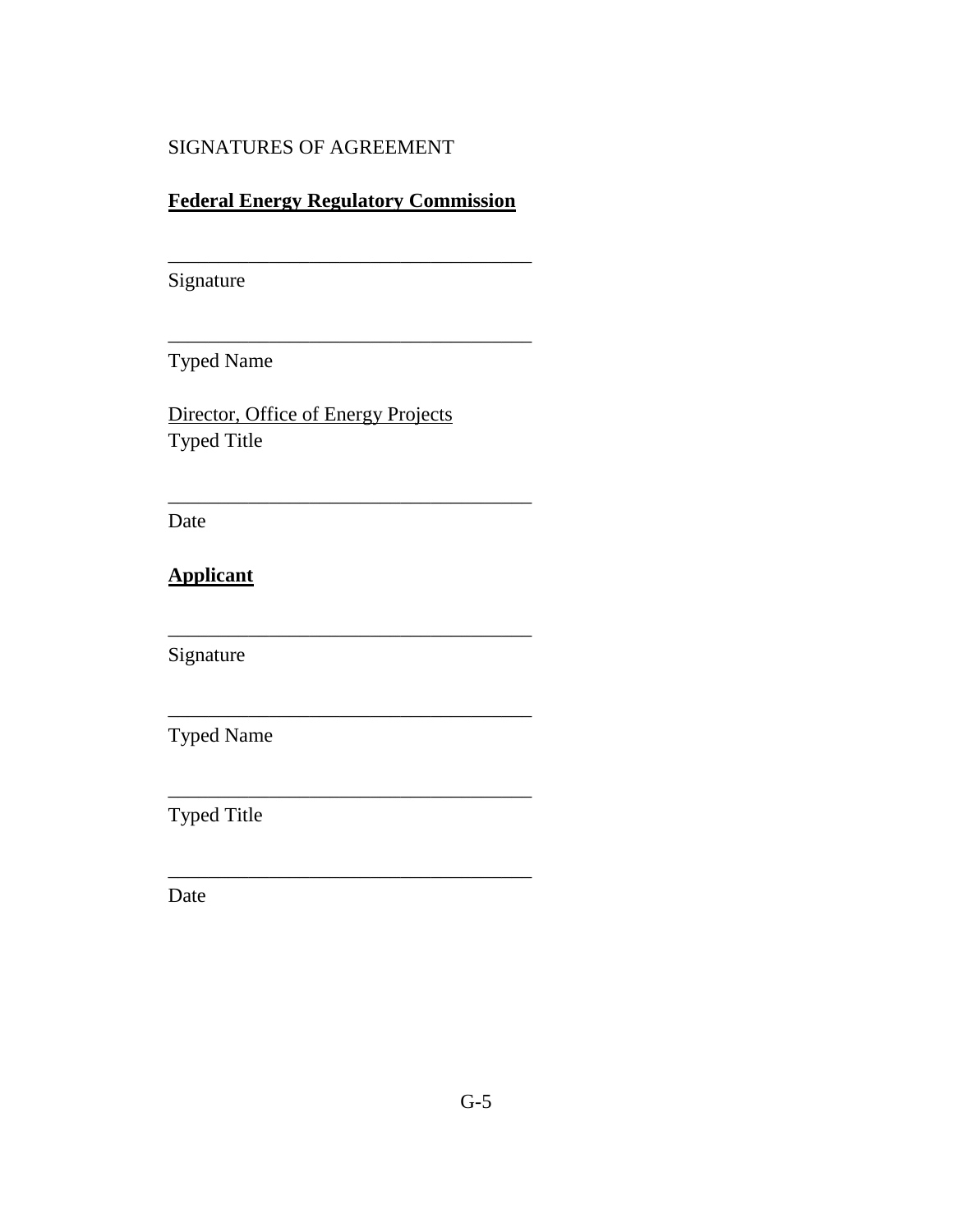SIGNATURES OF AGREEMENT

**Federal Energy Regulatory Commission**

____________________________________
Signature

____________________________________
Typed Name

Director, Office of Energy Projects
Typed Title

____________________________________
Date

**Applicant**

____________________________________
Signature

____________________________________
Typed Name

____________________________________
Typed Title

____________________________________
Date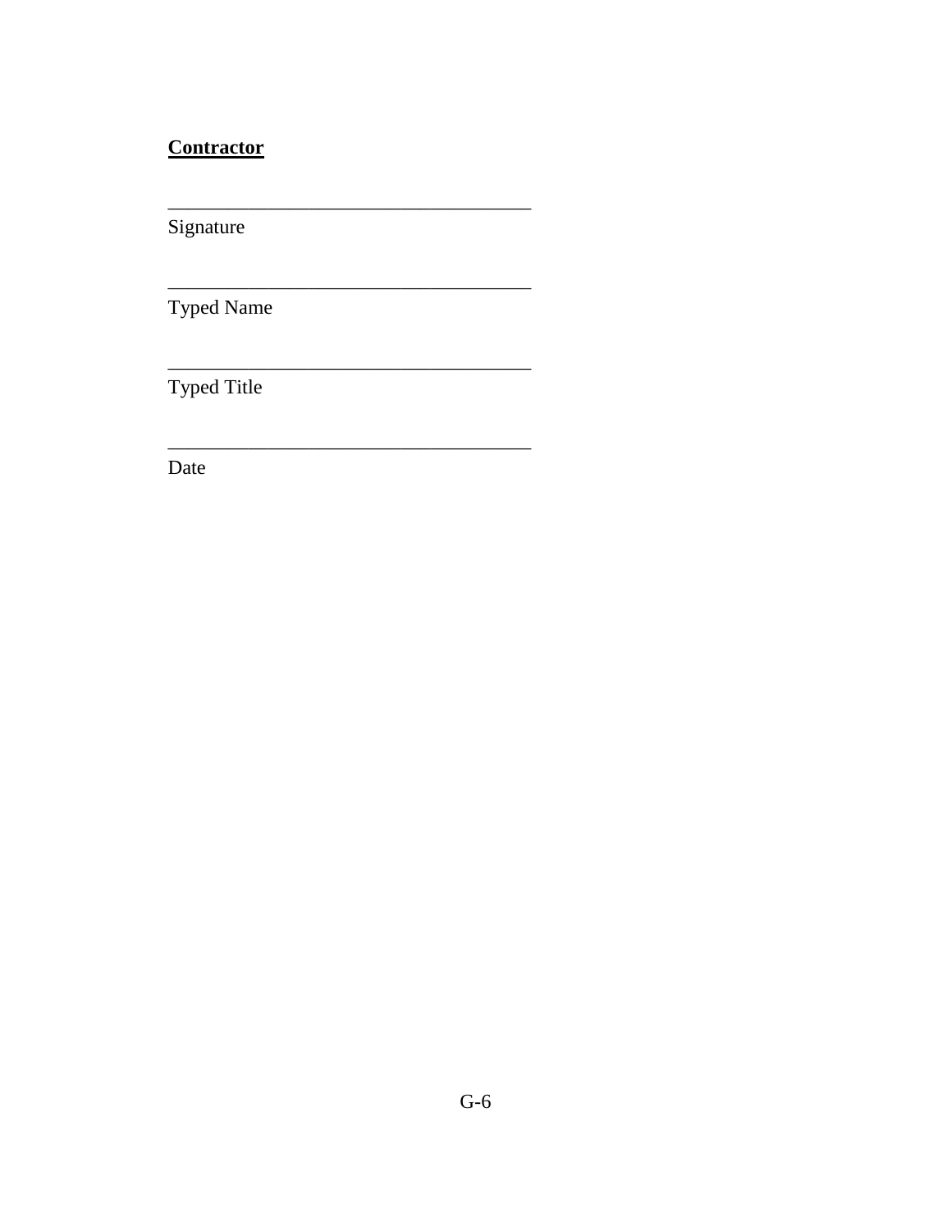**Contractor**

_____________________________________
Signature

_____________________________________
Typed Name

_____________________________________
Typed Title

_____________________________________
Date